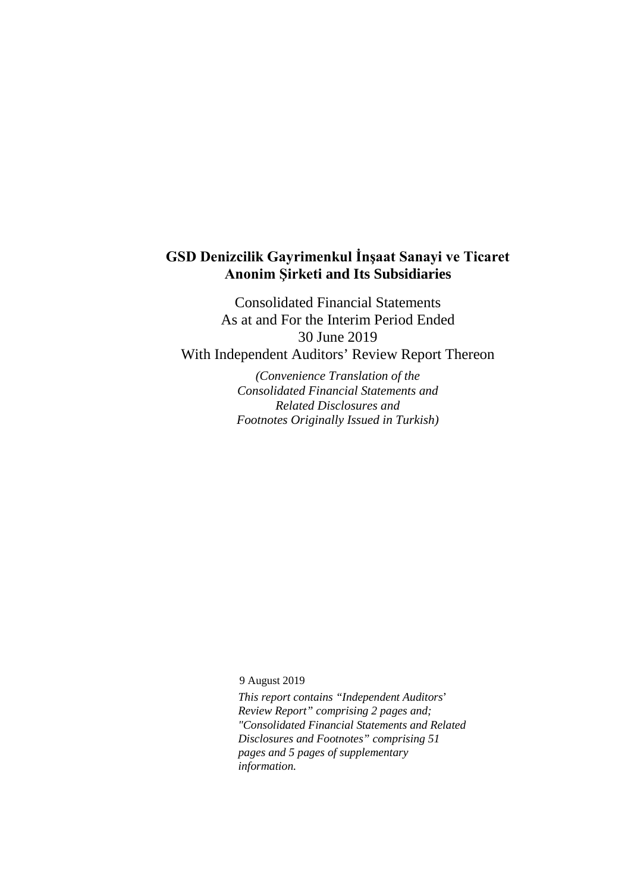# GSD Denizcilik Gayrimenkul İnşaat Sanayi ve Ticaret Anonim Şirketi and Its Subsidiaries

Consolidated Financial Statements
As at and For the Interim Period Ended
30 June 2019
With Independent Auditors' Review Report Thereon

*(Convenience Translation of the Consolidated Financial Statements and Related Disclosures and Footnotes Originally Issued in Turkish)*

9 August 2019

*This report contains "Independent Auditors' Review Report" comprising 2 pages and; "Consolidated Financial Statements and Related Disclosures and Footnotes" comprising 51 pages and 5 pages of supplementary information.*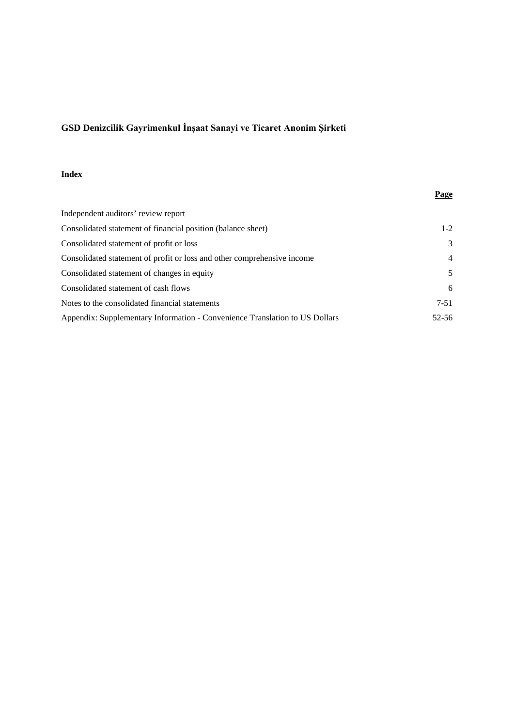**GSD Denizcilik Gayrimenkul İnşaat Sanayi ve Ticaret Anonim Şirketi**

**Index**

| | **Page** |
|---|---|
| Independent auditors' review report | |
| Consolidated statement of financial position (balance sheet) | 1-2 |
| Consolidated statement of profit or loss | 3 |
| Consolidated statement of profit or loss and other comprehensive income | 4 |
| Consolidated statement of changes in equity | 5 |
| Consolidated statement of cash flows | 6 |
| Notes to the consolidated financial statements | 7-51 |
| Appendix: Supplementary Information - Convenience Translation to US Dollars | 52-56 |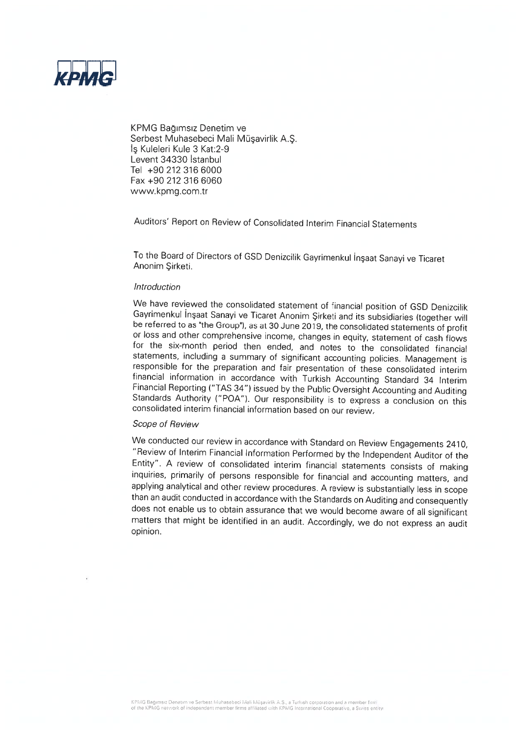KPMG

KPMG Bağımsız Denetim ve
Serbest Muhasebeci Mali Müşavirlik A.Ş.
İş Kuleleri Kule 3 Kat:2-9
Levent 34330 İstanbul
Tel +90 212 316 6000
Fax +90 212 316 6060
www.kpmg.com.tr

## Auditors' Report on Review of Consolidated Interim Financial Statements

To the Board of Directors of GSD Denizcilik Gayrimenkul İnşaat Sanayi ve Ticaret Anonim Şirketi.

*Introduction*

We have reviewed the consolidated statement of financial position of GSD Denizcilik Gayrimenkul İnşaat Sanayi ve Ticaret Anonim Şirketi and its subsidiaries (together will be referred to as "the Group"), as at 30 June 2019, the consolidated statements of profit or loss and other comprehensive income, changes in equity, statement of cash flows for the six-month period then ended, and notes to the consolidated financial statements, including a summary of significant accounting policies. Management is responsible for the preparation and fair presentation of these consolidated interim financial information in accordance with Turkish Accounting Standard 34 Interim Financial Reporting ("TAS 34") issued by the Public Oversight Accounting and Auditing Standards Authority ("POA"). Our responsibility is to express a conclusion on this consolidated interim financial information based on our review.

*Scope of Review*

We conducted our review in accordance with Standard on Review Engagements 2410, "Review of Interim Financial Information Performed by the Independent Auditor of the Entity". A review of consolidated interim financial statements consists of making inquiries, primarily of persons responsible for financial and accounting matters, and applying analytical and other review procedures. A review is substantially less in scope than an audit conducted in accordance with the Standards on Auditing and consequently does not enable us to obtain assurance that we would become aware of all significant matters that might be identified in an audit. Accordingly, we do not express an audit opinion.

KPMG Bağımsız Denetim ve Serbest Muhasebeci Mali Müşavirlik A.Ş., a Turkish corporation and a member firm of the KPMG network of independent member firms affiliated with KPMG International Cooperative, a Swiss entity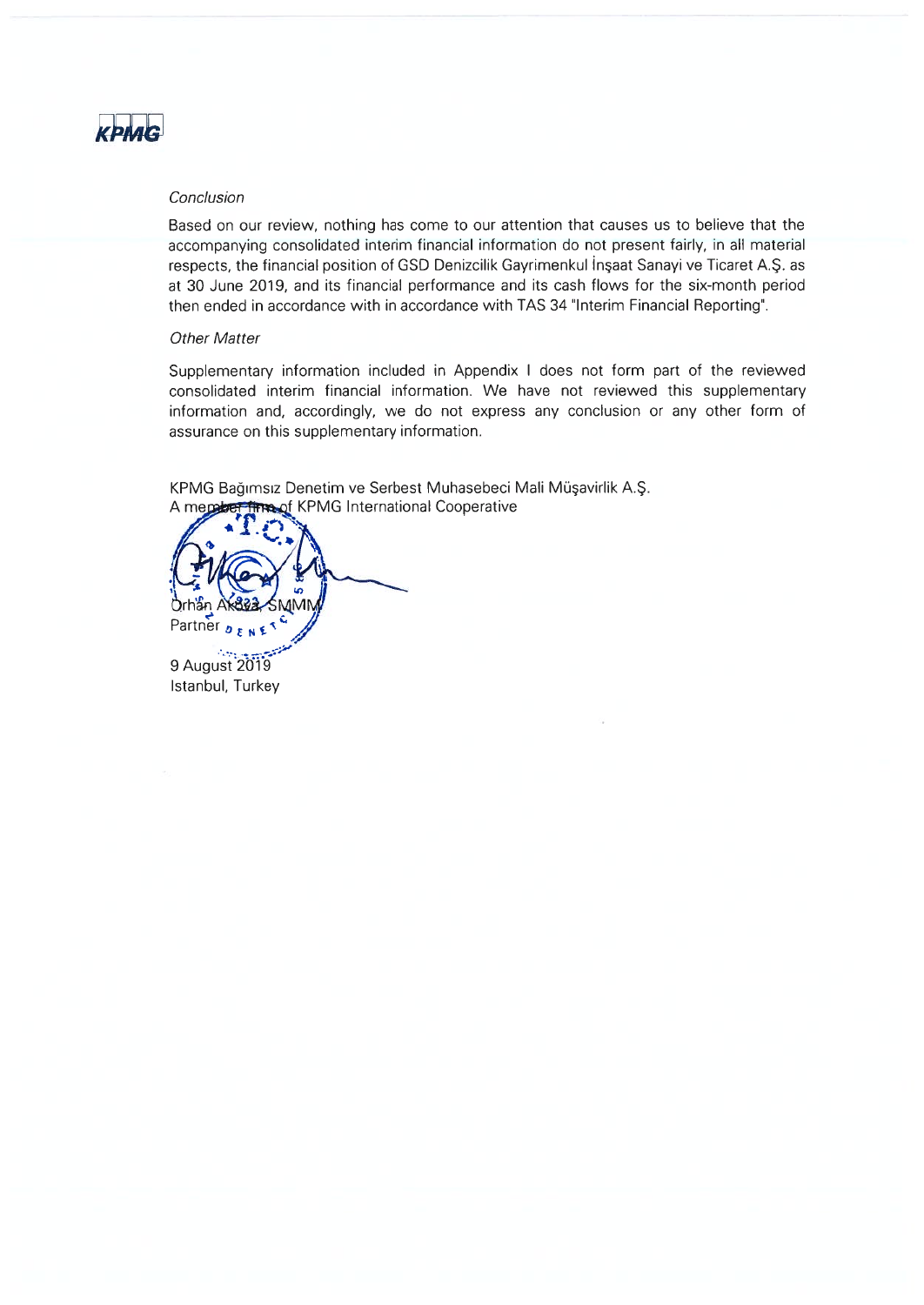KPMG

*Conclusion*

Based on our review, nothing has come to our attention that causes us to believe that the accompanying consolidated interim financial information do not present fairly, in all material respects, the financial position of GSD Denizcilik Gayrimenkul İnşaat Sanayi ve Ticaret A.Ş. as at 30 June 2019, and its financial performance and its cash flows for the six-month period then ended in accordance with in accordance with TAS 34 "Interim Financial Reporting".

*Other Matter*

Supplementary information included in Appendix I does not form part of the reviewed consolidated interim financial information. We have not reviewed this supplementary information and, accordingly, we do not express any conclusion or any other form of assurance on this supplementary information.

KPMG Bağımsız Denetim ve Serbest Muhasebeci Mali Müşavirlik A.Ş.
A member firm of KPMG International Cooperative

Orhan Akova, SMMM
Partner

9 August 2019
Istanbul, Turkey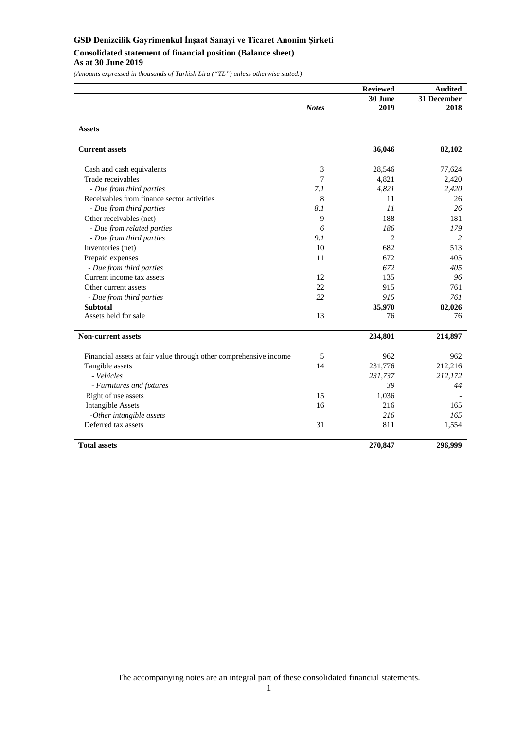# GSD Denizcilik Gayrimenkul İnşaat Sanayi ve Ticaret Anonim Şirketi

## Consolidated statement of financial position (Balance sheet)

**As at 30 June 2019**

*(Amounts expressed in thousands of Turkish Lira ("TL") unless otherwise stated.)*

| | *Notes* | **Reviewed 30 June 2019** | **Audited 31 December 2018** |
|---|---|---|---|
| **Assets** | | | |
| **Current assets** | | **36,046** | **82,102** |
| Cash and cash equivalents | 3 | 28,546 | 77,624 |
| Trade receivables | 7 | 4,821 | 2,420 |
| *- Due from third parties* | *7.1* | *4,821* | *2,420* |
| Receivables from finance sector activities | 8 | 11 | 26 |
| *- Due from third parties* | *8.1* | *11* | *26* |
| Other receivables (net) | 9 | 188 | 181 |
| *- Due from related parties* | *6* | *186* | *179* |
| *- Due from third parties* | *9.1* | *2* | *2* |
| Inventories (net) | 10 | 682 | 513 |
| Prepaid expenses | 11 | 672 | 405 |
| *- Due from third parties* | | *672* | *405* |
| Current income tax assets | 12 | 135 | *96* |
| Other current assets | 22 | 915 | 761 |
| *- Due from third parties* | *22* | *915* | *761* |
| **Subtotal** | | **35,970** | **82,026** |
| Assets held for sale | 13 | 76 | 76 |
| **Non-current assets** | | **234,801** | **214,897** |
| Financial assets at fair value through other comprehensive income | 5 | 962 | 962 |
| Tangible assets | 14 | 231,776 | 212,216 |
| *- Vehicles* | | *231,737* | *212,172* |
| *- Furnitures and fixtures* | | *39* | *44* |
| Right of use assets | 15 | 1,036 | - |
| Intangible Assets | 16 | 216 | 165 |
| *-Other intangible assets* | | *216* | *165* |
| Deferred tax assets | 31 | 811 | 1,554 |
| **Total assets** | | **270,847** | **296,999** |

The accompanying notes are an integral part of these consolidated financial statements.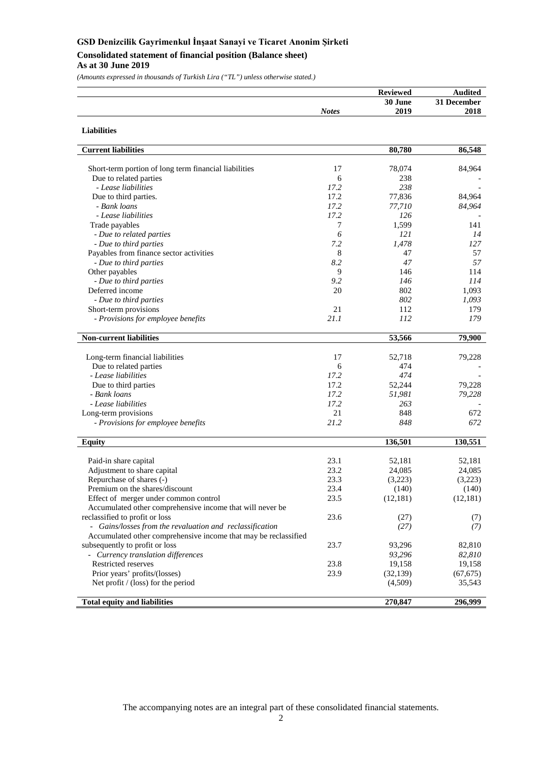# GSD Denizcilik Gayrimenkul İnşaat Sanayi ve Ticaret Anonim Şirketi

## Consolidated statement of financial position (Balance sheet)

### As at 30 June 2019

*(Amounts expressed in thousands of Turkish Lira ("TL") unless otherwise stated.)*

| | Notes | Reviewed 30 June 2019 | Audited 31 December 2018 |
|---|---|---|---|
| **Liabilities** | | | |
| **Current liabilities** | | **80,780** | **86,548** |
| Short-term portion of long term financial liabilities | 17 | 78,074 | 84,964 |
| Due to related parties | 6 | 238 | - |
| *- Lease liabilities* | *17.2* | *238* | - |
| Due to third parties. | 17.2 | 77,836 | 84,964 |
| *- Bank loans* | *17.2* | *77,710* | *84,964* |
| *- Lease liabilities* | *17.2* | *126* | - |
| Trade payables | 7 | 1,599 | 141 |
| *- Due to related parties* | *6* | *121* | *14* |
| *- Due to third parties* | *7.2* | *1,478* | *127* |
| Payables from finance sector activities | 8 | 47 | 57 |
| *- Due to third parties* | *8.2* | *47* | *57* |
| Other payables | 9 | 146 | 114 |
| *- Due to third parties* | *9.2* | *146* | *114* |
| Deferred income | 20 | 802 | 1,093 |
| *- Due to third parties* | | *802* | *1,093* |
| Short-term provisions | 21 | 112 | 179 |
| *- Provisions for employee benefits* | *21.1* | *112* | *179* |
| **Non-current liabilities** | | **53,566** | **79,900** |
| Long-term financial liabilities | 17 | 52,718 | 79,228 |
| Due to related parties | 6 | 474 | - |
| *- Lease liabilities* | *17.2* | *474* | - |
| Due to third parties | 17.2 | 52,244 | 79,228 |
| *- Bank loans* | *17.2* | *51,981* | *79,228* |
| *- Lease liabilities* | *17.2* | *263* | - |
| Long-term provisions | 21 | 848 | 672 |
| *- Provisions for employee benefits* | *21.2* | *848* | *672* |
| **Equity** | | **136,501** | **130,551** |
| Paid-in share capital | 23.1 | 52,181 | 52,181 |
| Adjustment to share capital | 23.2 | 24,085 | 24,085 |
| Repurchase of shares (-) | 23.3 | (3,223) | (3,223) |
| Premium on the shares/discount | 23.4 | (140) | (140) |
| Effect of merger under common control | 23.5 | (12,181) | (12,181) |
| Accumulated other comprehensive income that will never be reclassified to profit or loss | 23.6 | (27) | (7) |
| *- Gains/losses from the revaluation and reclassification* | | *(27)* | *(7)* |
| Accumulated other comprehensive income that may be reclassified subsequently to profit or loss | 23.7 | 93,296 | 82,810 |
| *- Currency translation differences* | | *93,296* | *82,810* |
| Restricted reserves | 23.8 | 19,158 | 19,158 |
| Prior years' profits/(losses) | 23.9 | (32,139) | (67,675) |
| Net profit / (loss) for the period | | (4,509) | 35,543 |
| **Total equity and liabilities** | | **270,847** | **296,999** |

The accompanying notes are an integral part of these consolidated financial statements.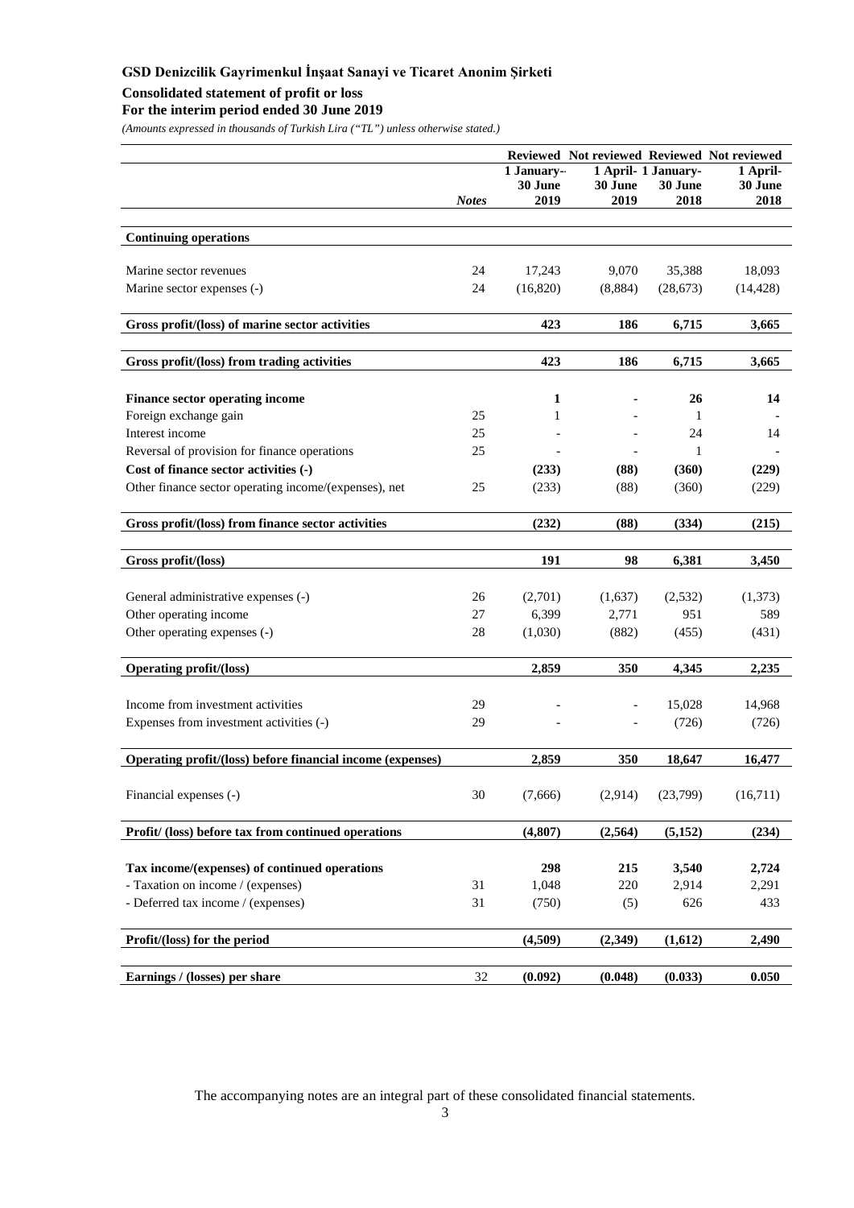**GSD Denizcilik Gayrimenkul İnşaat Sanayi ve Ticaret Anonim Şirketi**

**Consolidated statement of profit or loss**

**For the interim period ended 30 June 2019**

*(Amounts expressed in thousands of Turkish Lira ("TL") unless otherwise stated.)*

| | Notes | Reviewed 1 January-30 June 2019 | Not reviewed 1 April-30 June 2019 | Reviewed 1 January-30 June 2018 | Not reviewed 1 April-30 June 2018 |
|---|---|---|---|---|---|
| **Continuing operations** | | | | | |
| Marine sector revenues | 24 | 17,243 | 9,070 | 35,388 | 18,093 |
| Marine sector expenses (-) | 24 | (16,820) | (8,884) | (28,673) | (14,428) |
| **Gross profit/(loss) of marine sector activities** | | **423** | **186** | **6,715** | **3,665** |
| **Gross profit/(loss) from trading activities** | | **423** | **186** | **6,715** | **3,665** |
| **Finance sector operating income** | | **1** | **-** | **26** | **14** |
| Foreign exchange gain | 25 | 1 | - | 1 | - |
| Interest income | 25 | - | - | 24 | 14 |
| Reversal of provision for finance operations | 25 | - | - | 1 | - |
| **Cost of finance sector activities (-)** | | **(233)** | **(88)** | **(360)** | **(229)** |
| Other finance sector operating income/(expenses), net | 25 | (233) | (88) | (360) | (229) |
| **Gross profit/(loss) from finance sector activities** | | **(232)** | **(88)** | **(334)** | **(215)** |
| **Gross profit/(loss)** | | **191** | **98** | **6,381** | **3,450** |
| General administrative expenses (-) | 26 | (2,701) | (1,637) | (2,532) | (1,373) |
| Other operating income | 27 | 6,399 | 2,771 | 951 | 589 |
| Other operating expenses (-) | 28 | (1,030) | (882) | (455) | (431) |
| **Operating profit/(loss)** | | **2,859** | **350** | **4,345** | **2,235** |
| Income from investment activities | 29 | - | - | 15,028 | 14,968 |
| Expenses from investment activities (-) | 29 | - | - | (726) | (726) |
| **Operating profit/(loss) before financial income (expenses)** | | **2,859** | **350** | **18,647** | **16,477** |
| Financial expenses (-) | 30 | (7,666) | (2,914) | (23,799) | (16,711) |
| **Profit/ (loss) before tax from continued operations** | | **(4,807)** | **(2,564)** | **(5,152)** | **(234)** |
| **Tax income/(expenses) of continued operations** | | **298** | **215** | **3,540** | **2,724** |
| - Taxation on income / (expenses) | 31 | 1,048 | 220 | 2,914 | 2,291 |
| - Deferred tax income / (expenses) | 31 | (750) | (5) | 626 | 433 |
| **Profit/(loss) for the period** | | **(4,509)** | **(2,349)** | **(1,612)** | **2,490** |
| **Earnings / (losses) per share** | 32 | **(0.092)** | **(0.048)** | **(0.033)** | **0.050** |

The accompanying notes are an integral part of these consolidated financial statements.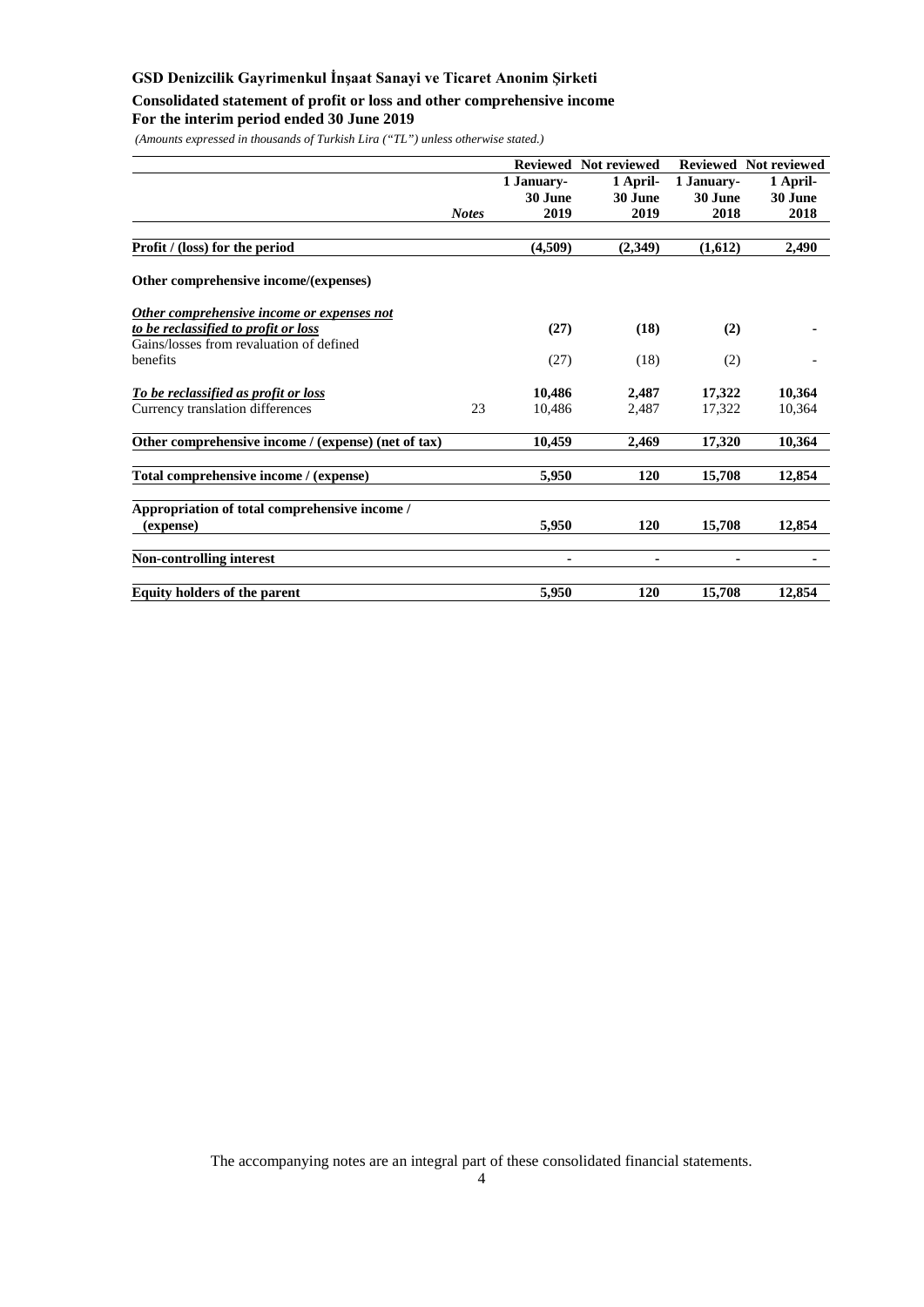# GSD Denizcilik Gayrimenkul İnşaat Sanayi ve Ticaret Anonim Şirketi

## Consolidated statement of profit or loss and other comprehensive income

## For the interim period ended 30 June 2019

*(Amounts expressed in thousands of Turkish Lira ("TL") unless otherwise stated.)*

| | Notes | Reviewed 1 January- 30 June 2019 | Not reviewed 1 April- 30 June 2019 | Reviewed 1 January- 30 June 2018 | Not reviewed 1 April- 30 June 2018 |
|---|---|---|---|---|---|
| **Profit / (loss) for the period** | | **(4,509)** | **(2,349)** | **(1,612)** | **2,490** |
| **Other comprehensive income/(expenses)** | | | | | |
| ***Other comprehensive income or expenses not to be reclassified to profit or loss*** | | **(27)** | **(18)** | **(2)** | **-** |
| Gains/losses from revaluation of defined benefits | | (27) | (18) | (2) | - |
| ***To be reclassified as profit or loss*** | | **10,486** | **2,487** | **17,322** | **10,364** |
| Currency translation differences | 23 | 10,486 | 2,487 | 17,322 | 10,364 |
| **Other comprehensive income / (expense) (net of tax)** | | **10,459** | **2,469** | **17,320** | **10,364** |
| **Total comprehensive income / (expense)** | | **5,950** | **120** | **15,708** | **12,854** |
| **Appropriation of total comprehensive income / (expense)** | | **5,950** | **120** | **15,708** | **12,854** |
| **Non-controlling interest** | | **-** | **-** | **-** | **-** |
| **Equity holders of the parent** | | **5,950** | **120** | **15,708** | **12,854** |

The accompanying notes are an integral part of these consolidated financial statements.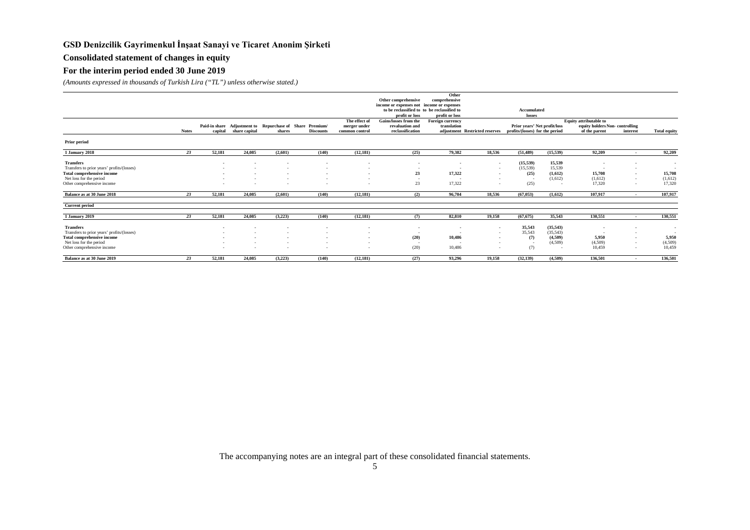# GSD Denizcilik Gayrimenkul İnşaat Sanayi ve Ticaret Anonim Şirketi

## Consolidated statement of changes in equity

## For the interim period ended 30 June 2019

*(Amounts expressed in thousands of Turkish Lira ("TL") unless otherwise stated.)*

| | | | | | | | Other comprehensive income or expenses not to be reclassified to profit or loss | Other comprehensive income or expenses to be reclassified to profit or loss | | Accumulated losses | | | | |
|---|---|---|---|---|---|---|---|---|---|---|---|---|---|---|
| | Notes | Paid-in share capital | Adjustment to share capital | Repurchase of shares | Share Premium/ Discounts | The effect of merger under common control | Gains/losses from the revaluation and reclassification | Foreign currency translation adjustment | Restricted reserves | Prior years' profits/(losses) | Net profit/loss for the period | Equity attributable to equity holders of the parent | Non- controlling interest | Total equity |
| **Prior period** | | | | | | | | | | | | | | |
| **1 January 2018** | *23* | **52,181** | **24,085** | **(2,601)** | **(140)** | **(12,181)** | **(25)** | **79,382** | **18,536** | **(51,489)** | **(15,539)** | **92,209** | **-** | **92,209** |
| **Transfers** | | - | - | - | - | - | - | - | - | **(15,539)** | **15,539** | - | - | - |
| Transfers to prior years' profits/(losses) | | - | - | - | - | - | - | - | - | (15,539) | 15,539 | - | - | - |
| **Total comprehensive income** | | - | - | - | - | - | **23** | **17,322** | - | **(25)** | **(1,612)** | **15,708** | - | **15,708** |
| Net loss for the period | | - | - | - | - | - | - | - | - | - | (1,612) | (1,612) | - | (1,612) |
| Other comprehensive income | | - | - | - | - | - | 23 | 17,322 | - | (25) | - | 17,320 | - | 17,320 |
| **Balance as at 30 June 2018** | *23* | **52,181** | **24,085** | **(2,601)** | **(140)** | **(12,181)** | **(2)** | **96,704** | **18,536** | **(67,053)** | **(1,612)** | **107,917** | **-** | **107,917** |
| **Current period** | | | | | | | | | | | | | | |
| **1 January 2019** | *23* | **52,181** | **24,085** | **(3,223)** | **(140)** | **(12,181)** | **(7)** | **82,810** | **19,158** | **(67,675)** | **35,543** | **130,551** | **-** | **130,551** |
| **Transfers** | | - | - | - | - | - | - | - | - | **35,543** | **(35,543)** | - | - | - |
| Transfers to prior years' profits/(losses) | | - | - | - | - | - | - | - | - | 35,543 | (35,543) | - | - | - |
| **Total comprehensive income** | | - | - | - | - | - | **(20)** | **10,486** | - | **(7)** | **(4,509)** | **5,950** | - | **5,950** |
| Net loss for the period | | - | - | - | - | - | - | - | - | - | (4,509) | (4,509) | - | (4,509) |
| Other comprehensive income | | - | - | - | - | - | (20) | 10,486 | - | (7) | - | 10,459 | - | 10,459 |
| **Balance as at 30 June 2019** | *23* | **52,181** | **24,085** | **(3,223)** | **(140)** | **(12,181)** | **(27)** | **93,296** | **19,158** | **(32,139)** | **(4,509)** | **136,501** | **-** | **136,501** |

The accompanying notes are an integral part of these consolidated financial statements.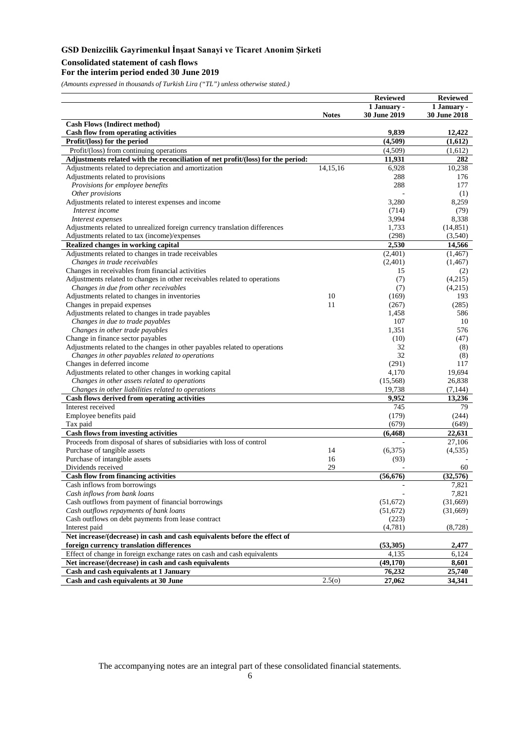**GSD Denizcilik Gayrimenkul İnşaat Sanayi ve Ticaret Anonim Şirketi**

**Consolidated statement of cash flows**
**For the interim period ended 30 June 2019**

*(Amounts expressed in thousands of Turkish Lira ("TL") unless otherwise stated.)*

| | Notes | Reviewed 1 January - 30 June 2019 | Reviewed 1 January - 30 June 2018 |
|---|---|---|---|
| **Cash Flows (Indirect method)** | | | |
| **Cash flow from operating activities** | | **9,839** | **12,422** |
| **Profit/(loss) for the period** | | **(4,509)** | **(1,612)** |
| Profit/(loss) from continuing operations | | (4,509) | (1,612) |
| **Adjustments related with the reconciliation of net profit/(loss) for the period:** | | **11,931** | **282** |
| Adjustments related to depreciation and amortization | 14,15,16 | 6,928 | 10,238 |
| Adjustments related to provisions | | 288 | 176 |
| *Provisions for employee benefits* | | 288 | 177 |
| *Other provisions* | | - | (1) |
| Adjustments related to interest expenses and income | | 3,280 | 8,259 |
| *Interest income* | | (714) | (79) |
| *Interest expenses* | | 3,994 | 8,338 |
| Adjustments related to unrealized foreign currency translation differences | | 1,733 | (14,851) |
| Adjustments related to tax (income)/expenses | | (298) | (3,540) |
| **Realized changes in working capital** | | **2,530** | **14,566** |
| Adjustments related to changes in trade receivables | | (2,401) | (1,467) |
| *Changes in trade receivables* | | (2,401) | (1,467) |
| Changes in receivables from financial activities | | 15 | (2) |
| Adjustments related to changes in other receivables related to operations | | (7) | (4,215) |
| *Changes in due from other receivables* | | (7) | (4,215) |
| Adjustments related to changes in inventories | 10 | (169) | 193 |
| Changes in prepaid expenses | 11 | (267) | (285) |
| Adjustments related to changes in trade payables | | 1,458 | 586 |
| *Changes in due to trade payables* | | 107 | 10 |
| *Changes in other trade payables* | | 1,351 | 576 |
| Change in finance sector payables | | (10) | (47) |
| Adjustments related to the changes in other payables related to operations | | 32 | (8) |
| *Changes in other payables related to operations* | | 32 | (8) |
| Changes in deferred income | | (291) | 117 |
| Adjustments related to other changes in working capital | | 4,170 | 19,694 |
| *Changes in other assets related to operations* | | (15,568) | 26,838 |
| *Changes in other liabilities related to operations* | | 19,738 | (7,144) |
| **Cash flows derived from operating activities** | | **9,952** | **13,236** |
| Interest received | | 745 | 79 |
| Employee benefits paid | | (179) | (244) |
| Tax paid | | (679) | (649) |
| **Cash flows from investing activities** | | **(6,468)** | **22,631** |
| Proceeds from disposal of shares of subsidiaries with loss of control | | - | 27,106 |
| Purchase of tangible assets | 14 | (6,375) | (4,535) |
| Purchase of intangible assets | 16 | (93) | - |
| Dividends received | 29 | - | 60 |
| **Cash flow from financing activities** | | **(56,676)** | **(32,576)** |
| Cash inflows from borrowings | | - | 7,821 |
| *Cash inflows from bank loans* | | - | 7,821 |
| Cash outflows from payment of financial borrowings | | (51,672) | (31,669) |
| *Cash outflows repayments of bank loans* | | (51,672) | (31,669) |
| Cash outflows on debt payments from lease contract | | (223) | - |
| Interest paid | | (4,781) | (8,728) |
| **Net increase/(decrease) in cash and cash equivalents before the effect of foreign currency translation differences** | | **(53,305)** | **2,477** |
| Effect of change in foreign exchange rates on cash and cash equivalents | | 4,135 | 6,124 |
| **Net increase/(decrease) in cash and cash equivalents** | | **(49,170)** | **8,601** |
| **Cash and cash equivalents at 1 January** | | **76,232** | **25,740** |
| **Cash and cash equivalents at 30 June** | 2.5(o) | **27,062** | **34,341** |

The accompanying notes are an integral part of these consolidated financial statements.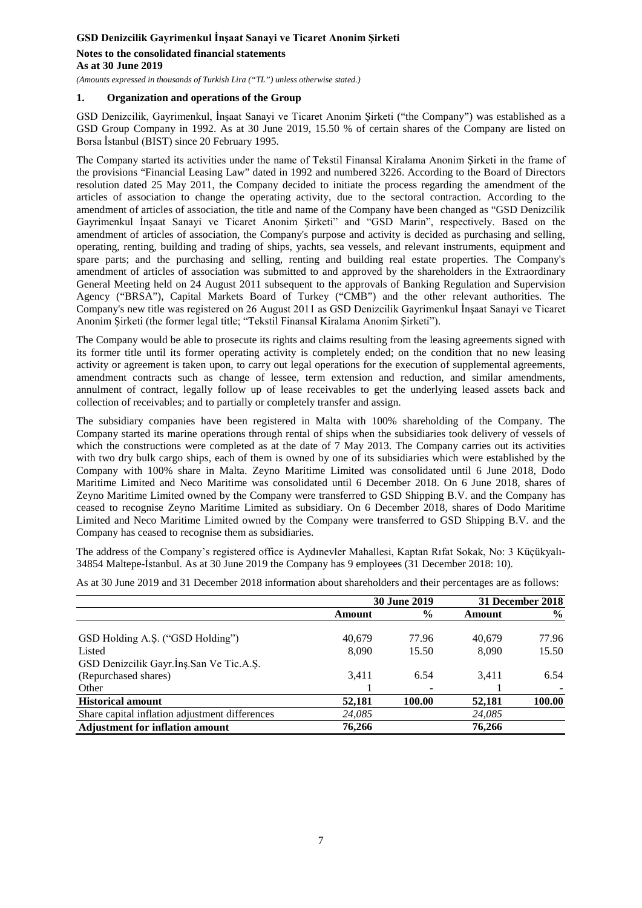## 1. Organization and operations of the Group

GSD Denizcilik, Gayrimenkul, İnşaat Sanayi ve Ticaret Anonim Şirketi ("the Company") was established as a GSD Group Company in 1992. As at 30 June 2019, 15.50 % of certain shares of the Company are listed on Borsa İstanbul (BIST) since 20 February 1995.

The Company started its activities under the name of Tekstil Finansal Kiralama Anonim Şirketi in the frame of the provisions "Financial Leasing Law" dated in 1992 and numbered 3226. According to the Board of Directors resolution dated 25 May 2011, the Company decided to initiate the process regarding the amendment of the articles of association to change the operating activity, due to the sectoral contraction. According to the amendment of articles of association, the title and name of the Company have been changed as "GSD Denizcilik Gayrimenkul İnşaat Sanayi ve Ticaret Anonim Şirketi" and "GSD Marin", respectively. Based on the amendment of articles of association, the Company's purpose and activity is decided as purchasing and selling, operating, renting, building and trading of ships, yachts, sea vessels, and relevant instruments, equipment and spare parts; and the purchasing and selling, renting and building real estate properties. The Company's amendment of articles of association was submitted to and approved by the shareholders in the Extraordinary General Meeting held on 24 August 2011 subsequent to the approvals of Banking Regulation and Supervision Agency ("BRSA"), Capital Markets Board of Turkey ("CMB") and the other relevant authorities. The Company's new title was registered on 26 August 2011 as GSD Denizcilik Gayrimenkul İnşaat Sanayi ve Ticaret Anonim Şirketi (the former legal title; "Tekstil Finansal Kiralama Anonim Şirketi").

The Company would be able to prosecute its rights and claims resulting from the leasing agreements signed with its former title until its former operating activity is completely ended; on the condition that no new leasing activity or agreement is taken upon, to carry out legal operations for the execution of supplemental agreements, amendment contracts such as change of lessee, term extension and reduction, and similar amendments, annulment of contract, legally follow up of lease receivables to get the underlying leased assets back and collection of receivables; and to partially or completely transfer and assign.

The subsidiary companies have been registered in Malta with 100% shareholding of the Company. The Company started its marine operations through rental of ships when the subsidiaries took delivery of vessels of which the constructions were completed as at the date of 7 May 2013. The Company carries out its activities with two dry bulk cargo ships, each of them is owned by one of its subsidiaries which were established by the Company with 100% share in Malta. Zeyno Maritime Limited was consolidated until 6 June 2018, Dodo Maritime Limited and Neco Maritime was consolidated until 6 December 2018. On 6 June 2018, shares of Zeyno Maritime Limited owned by the Company were transferred to GSD Shipping B.V. and the Company has ceased to recognise Zeyno Maritime Limited as subsidiary. On 6 December 2018, shares of Dodo Maritime Limited and Neco Maritime Limited owned by the Company were transferred to GSD Shipping B.V. and the Company has ceased to recognise them as subsidiaries.

The address of the Company's registered office is Aydınevler Mahallesi, Kaptan Rıfat Sokak, No: 3 Küçükyalı-34854 Maltepe-İstanbul. As at 30 June 2019 the Company has 9 employees (31 December 2018: 10).

As at 30 June 2019 and 31 December 2018 information about shareholders and their percentages are as follows:

| | 30 June 2019 | | 31 December 2018 | |
|---|---|---|---|---|
| | **Amount** | **%** | **Amount** | **%** |
| GSD Holding A.Ş. ("GSD Holding") | 40,679 | 77.96 | 40,679 | 77.96 |
| Listed | 8,090 | 15.50 | 8,090 | 15.50 |
| GSD Denizcilik Gayr.İnş.San Ve Tic.A.Ş. (Repurchased shares) | 3,411 | 6.54 | 3,411 | 6.54 |
| Other | 1 | - | 1 | - |
| **Historical amount** | **52,181** | **100.00** | **52,181** | **100.00** |
| Share capital inflation adjustment differences | *24,085* | | *24,085* | |
| **Adjustment for inflation amount** | **76,266** | | **76,266** | |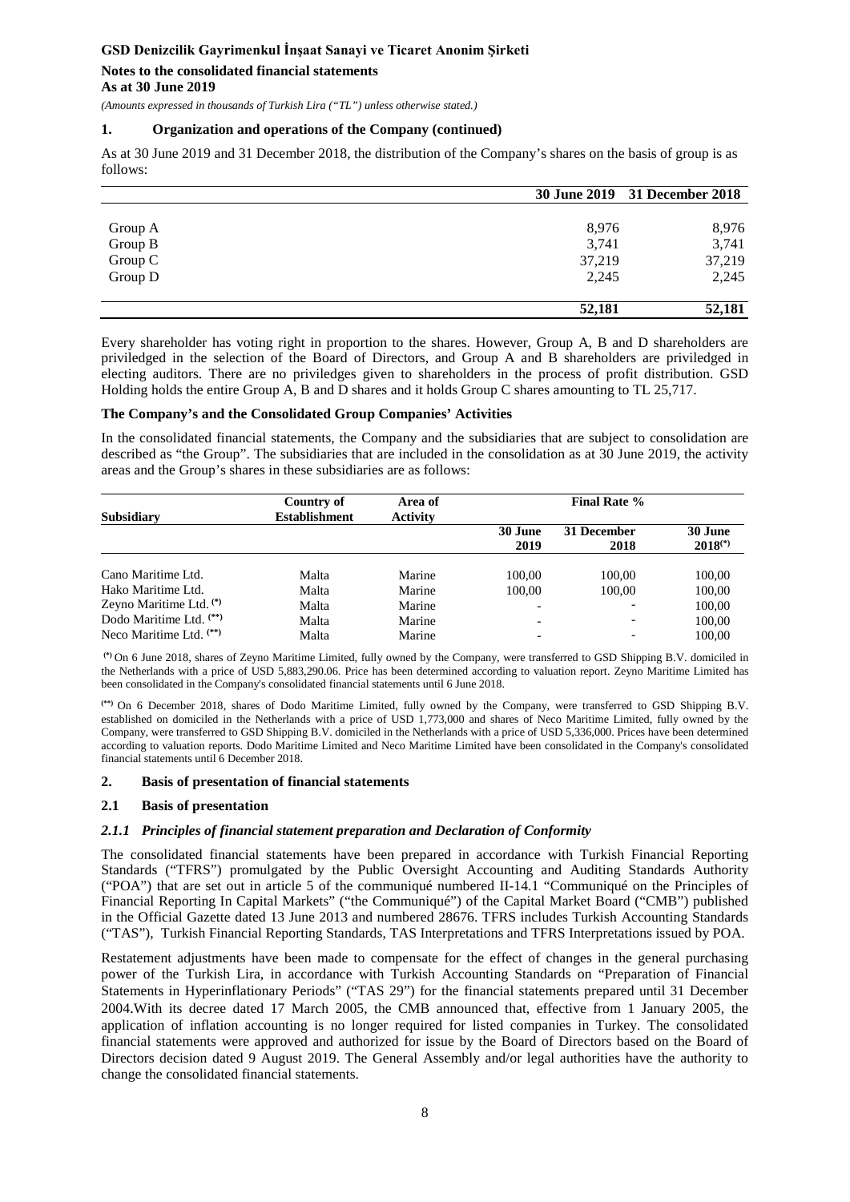## 1. Organization and operations of the Company (continued)

As at 30 June 2019 and 31 December 2018, the distribution of the Company's shares on the basis of group is as follows:

| | 30 June 2019 | 31 December 2018 |
|---|---|---|
| Group A | 8,976 | 8,976 |
| Group B | 3,741 | 3,741 |
| Group C | 37,219 | 37,219 |
| Group D | 2,245 | 2,245 |
| | **52,181** | **52,181** |

Every shareholder has voting right in proportion to the shares. However, Group A, B and D shareholders are priviledged in the selection of the Board of Directors, and Group A and B shareholders are priviledged in electing auditors. There are no priviledges given to shareholders in the process of profit distribution. GSD Holding holds the entire Group A, B and D shares and it holds Group C shares amounting to TL 25,717.

**The Company's and the Consolidated Group Companies' Activities**

In the consolidated financial statements, the Company and the subsidiaries that are subject to consolidation are described as "the Group". The subsidiaries that are included in the consolidation as at 30 June 2019, the activity areas and the Group's shares in these subsidiaries are as follows:

| Subsidiary | Country of Establishment | Area of Activity | Final Rate % | | |
|---|---|---|---|---|---|
| | | | 30 June 2019 | 31 December 2018 | 30 June 2018(*) |
| Cano Maritime Ltd. | Malta | Marine | 100,00 | 100,00 | 100,00 |
| Hako Maritime Ltd. | Malta | Marine | 100,00 | 100,00 | 100,00 |
| Zeyno Maritime Ltd. (*) | Malta | Marine | - | - | 100,00 |
| Dodo Maritime Ltd. (**) | Malta | Marine | - | - | 100,00 |
| Neco Maritime Ltd. (**) | Malta | Marine | - | - | 100,00 |

(*) On 6 June 2018, shares of Zeyno Maritime Limited, fully owned by the Company, were transferred to GSD Shipping B.V. domiciled in the Netherlands with a price of USD 5,883,290.06. Price has been determined according to valuation report. Zeyno Maritime Limited has been consolidated in the Company's consolidated financial statements until 6 June 2018.

(**) On 6 December 2018, shares of Dodo Maritime Limited, fully owned by the Company, were transferred to GSD Shipping B.V. established on domiciled in the Netherlands with a price of USD 1,773,000 and shares of Neco Maritime Limited, fully owned by the Company, were transferred to GSD Shipping B.V. domiciled in the Netherlands with a price of USD 5,336,000. Prices have been determined according to valuation reports. Dodo Maritime Limited and Neco Maritime Limited have been consolidated in the Company's consolidated financial statements until 6 December 2018.

## 2. Basis of presentation of financial statements

### 2.1 Basis of presentation

#### *2.1.1 Principles of financial statement preparation and Declaration of Conformity*

The consolidated financial statements have been prepared in accordance with Turkish Financial Reporting Standards ("TFRS") promulgated by the Public Oversight Accounting and Auditing Standards Authority ("POA") that are set out in article 5 of the communiqué numbered II-14.1 "Communiqué on the Principles of Financial Reporting In Capital Markets" ("the Communiqué") of the Capital Market Board ("CMB") published in the Official Gazette dated 13 June 2013 and numbered 28676. TFRS includes Turkish Accounting Standards ("TAS"), Turkish Financial Reporting Standards, TAS Interpretations and TFRS Interpretations issued by POA.

Restatement adjustments have been made to compensate for the effect of changes in the general purchasing power of the Turkish Lira, in accordance with Turkish Accounting Standards on "Preparation of Financial Statements in Hyperinflationary Periods" ("TAS 29") for the financial statements prepared until 31 December 2004.With its decree dated 17 March 2005, the CMB announced that, effective from 1 January 2005, the application of inflation accounting is no longer required for listed companies in Turkey. The consolidated financial statements were approved and authorized for issue by the Board of Directors based on the Board of Directors decision dated 9 August 2019. The General Assembly and/or legal authorities have the authority to change the consolidated financial statements.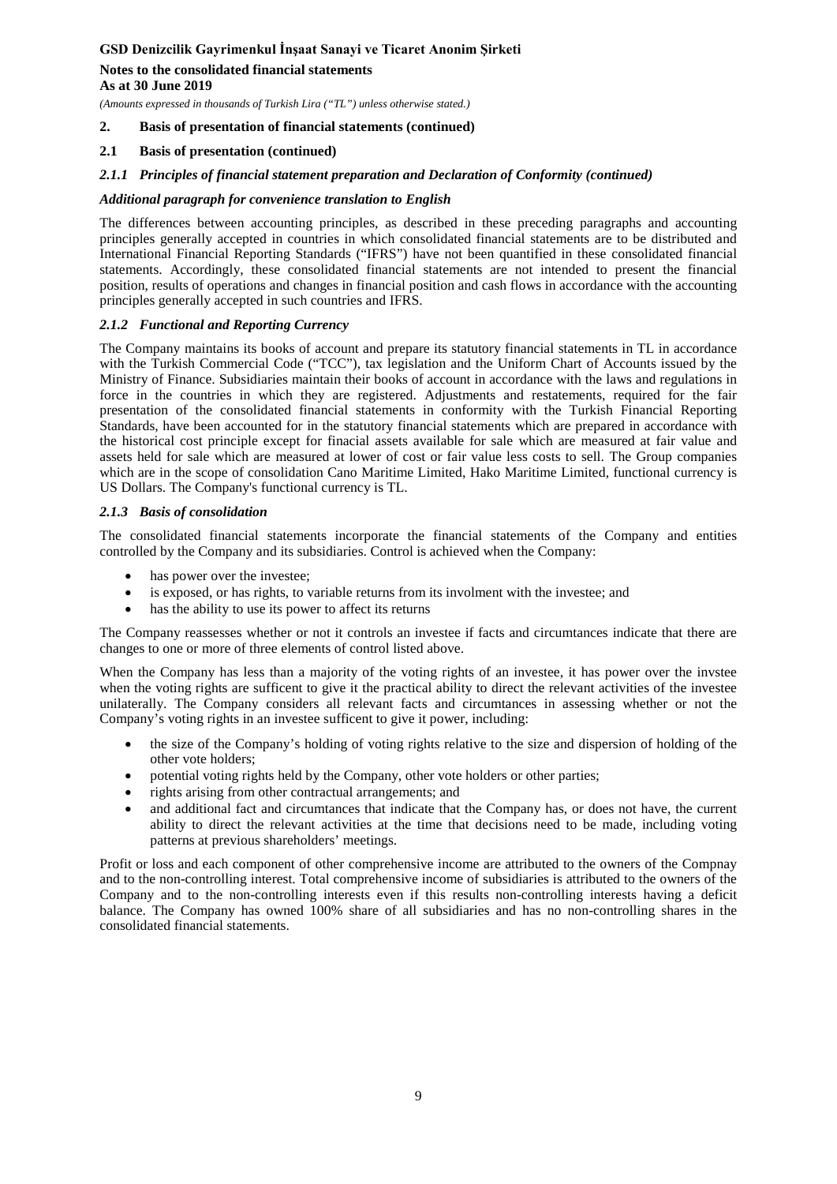## 2. Basis of presentation of financial statements (continued)

### 2.1 Basis of presentation (continued)

#### *2.1.1 Principles of financial statement preparation and Declaration of Conformity (continued)*

***Additional paragraph for convenience translation to English***

The differences between accounting principles, as described in these preceding paragraphs and accounting principles generally accepted in countries in which consolidated financial statements are to be distributed and International Financial Reporting Standards ("IFRS") have not been quantified in these consolidated financial statements. Accordingly, these consolidated financial statements are not intended to present the financial position, results of operations and changes in financial position and cash flows in accordance with the accounting principles generally accepted in such countries and IFRS.

#### *2.1.2 Functional and Reporting Currency*

The Company maintains its books of account and prepare its statutory financial statements in TL in accordance with the Turkish Commercial Code ("TCC"), tax legislation and the Uniform Chart of Accounts issued by the Ministry of Finance. Subsidiaries maintain their books of account in accordance with the laws and regulations in force in the countries in which they are registered. Adjustments and restatements, required for the fair presentation of the consolidated financial statements in conformity with the Turkish Financial Reporting Standards, have been accounted for in the statutory financial statements which are prepared in accordance with the historical cost principle except for finacial assets available for sale which are measured at fair value and assets held for sale which are measured at lower of cost or fair value less costs to sell. The Group companies which are in the scope of consolidation Cano Maritime Limited, Hako Maritime Limited, functional currency is US Dollars. The Company's functional currency is TL.

#### *2.1.3 Basis of consolidation*

The consolidated financial statements incorporate the financial statements of the Company and entities controlled by the Company and its subsidiaries. Control is achieved when the Company:

- has power over the investee;
- is exposed, or has rights, to variable returns from its involment with the investee; and
- has the ability to use its power to affect its returns

The Company reassesses whether or not it controls an investee if facts and circumtances indicate that there are changes to one or more of three elements of control listed above.

When the Company has less than a majority of the voting rights of an investee, it has power over the invstee when the voting rights are sufficent to give it the practical ability to direct the relevant activities of the investee unilaterally. The Company considers all relevant facts and circumtances in assessing whether or not the Company's voting rights in an investee sufficent to give it power, including:

- the size of the Company's holding of voting rights relative to the size and dispersion of holding of the other vote holders;
- potential voting rights held by the Company, other vote holders or other parties;
- rights arising from other contractual arrangements; and
- and additional fact and circumtances that indicate that the Company has, or does not have, the current ability to direct the relevant activities at the time that decisions need to be made, including voting patterns at previous shareholders' meetings.

Profit or loss and each component of other comprehensive income are attributed to the owners of the Compnay and to the non-controlling interest. Total comprehensive income of subsidiaries is attributed to the owners of the Company and to the non-controlling interests even if this results non-controlling interests having a deficit balance. The Company has owned 100% share of all subsidiaries and has no non-controlling shares in the consolidated financial statements.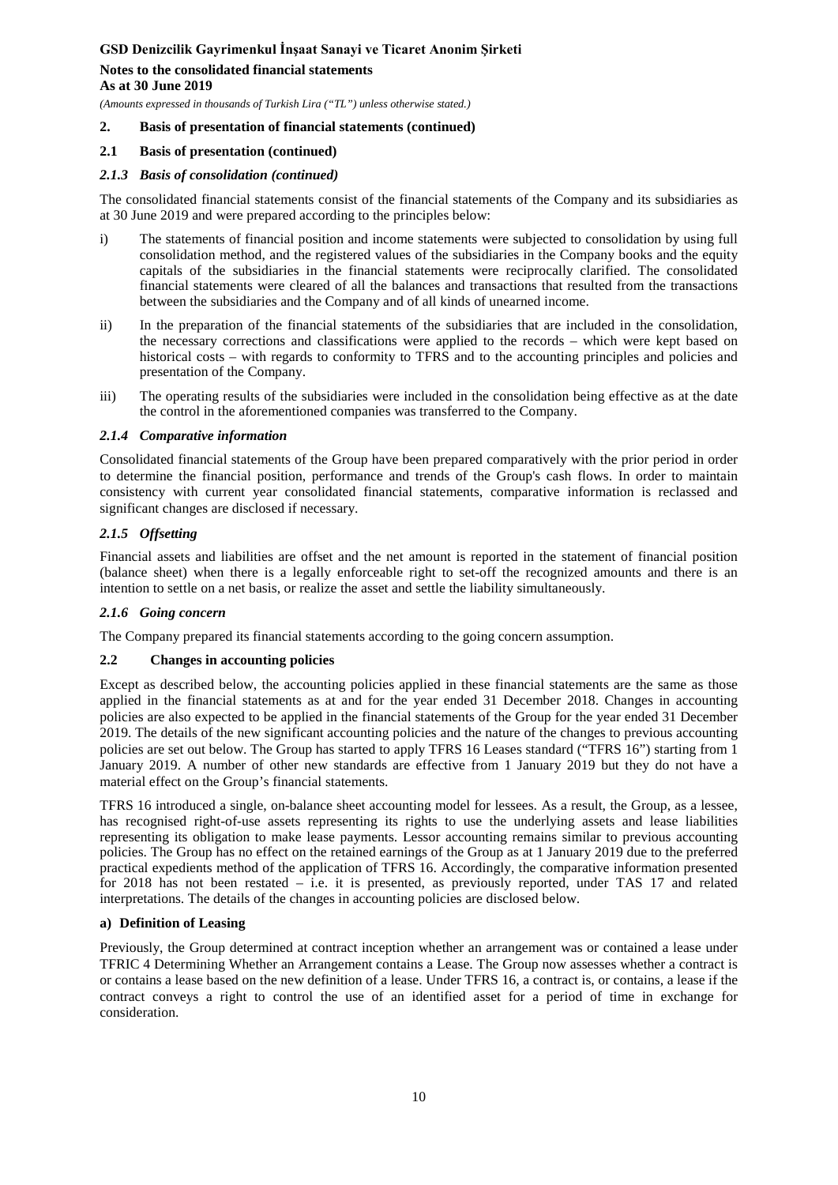## 2. Basis of presentation of financial statements (continued)

### 2.1 Basis of presentation (continued)

#### *2.1.3 Basis of consolidation (continued)*

The consolidated financial statements consist of the financial statements of the Company and its subsidiaries as at 30 June 2019 and were prepared according to the principles below:

i) The statements of financial position and income statements were subjected to consolidation by using full consolidation method, and the registered values of the subsidiaries in the Company books and the equity capitals of the subsidiaries in the financial statements were reciprocally clarified. The consolidated financial statements were cleared of all the balances and transactions that resulted from the transactions between the subsidiaries and the Company and of all kinds of unearned income.

ii) In the preparation of the financial statements of the subsidiaries that are included in the consolidation, the necessary corrections and classifications were applied to the records – which were kept based on historical costs – with regards to conformity to TFRS and to the accounting principles and policies and presentation of the Company.

iii) The operating results of the subsidiaries were included in the consolidation being effective as at the date the control in the aforementioned companies was transferred to the Company.

#### *2.1.4 Comparative information*

Consolidated financial statements of the Group have been prepared comparatively with the prior period in order to determine the financial position, performance and trends of the Group's cash flows. In order to maintain consistency with current year consolidated financial statements, comparative information is reclassed and significant changes are disclosed if necessary.

#### *2.1.5 Offsetting*

Financial assets and liabilities are offset and the net amount is reported in the statement of financial position (balance sheet) when there is a legally enforceable right to set-off the recognized amounts and there is an intention to settle on a net basis, or realize the asset and settle the liability simultaneously.

#### *2.1.6 Going concern*

The Company prepared its financial statements according to the going concern assumption.

### 2.2 Changes in accounting policies

Except as described below, the accounting policies applied in these financial statements are the same as those applied in the financial statements as at and for the year ended 31 December 2018. Changes in accounting policies are also expected to be applied in the financial statements of the Group for the year ended 31 December 2019. The details of the new significant accounting policies and the nature of the changes to previous accounting policies are set out below. The Group has started to apply TFRS 16 Leases standard ("TFRS 16") starting from 1 January 2019. A number of other new standards are effective from 1 January 2019 but they do not have a material effect on the Group's financial statements.

TFRS 16 introduced a single, on-balance sheet accounting model for lessees. As a result, the Group, as a lessee, has recognised right-of-use assets representing its rights to use the underlying assets and lease liabilities representing its obligation to make lease payments. Lessor accounting remains similar to previous accounting policies. The Group has no effect on the retained earnings of the Group as at 1 January 2019 due to the preferred practical expedients method of the application of TFRS 16. Accordingly, the comparative information presented for 2018 has not been restated – i.e. it is presented, as previously reported, under TAS 17 and related interpretations. The details of the changes in accounting policies are disclosed below.

**a) Definition of Leasing**

Previously, the Group determined at contract inception whether an arrangement was or contained a lease under TFRIC 4 Determining Whether an Arrangement contains a Lease. The Group now assesses whether a contract is or contains a lease based on the new definition of a lease. Under TFRS 16, a contract is, or contains, a lease if the contract conveys a right to control the use of an identified asset for a period of time in exchange for consideration.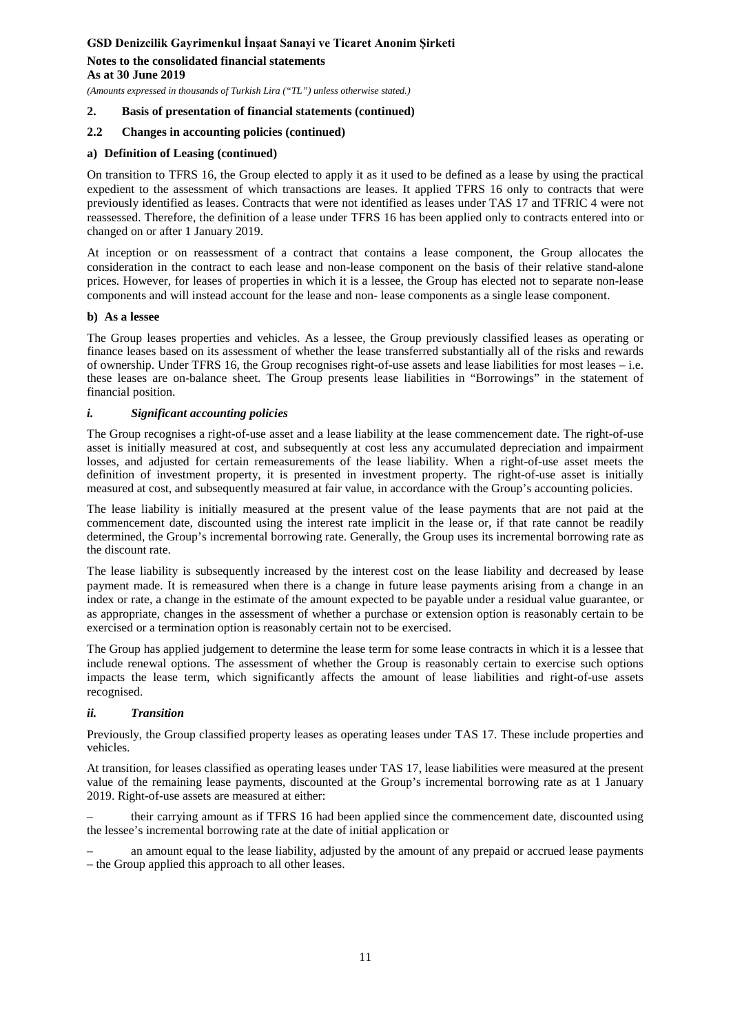## 2. Basis of presentation of financial statements (continued)

### 2.2 Changes in accounting policies (continued)

#### a) Definition of Leasing (continued)

On transition to TFRS 16, the Group elected to apply it as it used to be defined as a lease by using the practical expedient to the assessment of which transactions are leases. It applied TFRS 16 only to contracts that were previously identified as leases. Contracts that were not identified as leases under TAS 17 and TFRIC 4 were not reassessed. Therefore, the definition of a lease under TFRS 16 has been applied only to contracts entered into or changed on or after 1 January 2019.

At inception or on reassessment of a contract that contains a lease component, the Group allocates the consideration in the contract to each lease and non-lease component on the basis of their relative stand-alone prices. However, for leases of properties in which it is a lessee, the Group has elected not to separate non-lease components and will instead account for the lease and non- lease components as a single lease component.

#### b) As a lessee

The Group leases properties and vehicles. As a lessee, the Group previously classified leases as operating or finance leases based on its assessment of whether the lease transferred substantially all of the risks and rewards of ownership. Under TFRS 16, the Group recognises right-of-use assets and lease liabilities for most leases – i.e. these leases are on-balance sheet. The Group presents lease liabilities in "Borrowings" in the statement of financial position.

##### *i. Significant accounting policies*

The Group recognises a right-of-use asset and a lease liability at the lease commencement date. The right-of-use asset is initially measured at cost, and subsequently at cost less any accumulated depreciation and impairment losses, and adjusted for certain remeasurements of the lease liability. When a right-of-use asset meets the definition of investment property, it is presented in investment property. The right-of-use asset is initially measured at cost, and subsequently measured at fair value, in accordance with the Group's accounting policies.

The lease liability is initially measured at the present value of the lease payments that are not paid at the commencement date, discounted using the interest rate implicit in the lease or, if that rate cannot be readily determined, the Group's incremental borrowing rate. Generally, the Group uses its incremental borrowing rate as the discount rate.

The lease liability is subsequently increased by the interest cost on the lease liability and decreased by lease payment made. It is remeasured when there is a change in future lease payments arising from a change in an index or rate, a change in the estimate of the amount expected to be payable under a residual value guarantee, or as appropriate, changes in the assessment of whether a purchase or extension option is reasonably certain to be exercised or a termination option is reasonably certain not to be exercised.

The Group has applied judgement to determine the lease term for some lease contracts in which it is a lessee that include renewal options. The assessment of whether the Group is reasonably certain to exercise such options impacts the lease term, which significantly affects the amount of lease liabilities and right-of-use assets recognised.

##### *ii. Transition*

Previously, the Group classified property leases as operating leases under TAS 17. These include properties and vehicles.

At transition, for leases classified as operating leases under TAS 17, lease liabilities were measured at the present value of the remaining lease payments, discounted at the Group's incremental borrowing rate as at 1 January 2019. Right-of-use assets are measured at either:

– their carrying amount as if TFRS 16 had been applied since the commencement date, discounted using the lessee's incremental borrowing rate at the date of initial application or

– an amount equal to the lease liability, adjusted by the amount of any prepaid or accrued lease payments – the Group applied this approach to all other leases.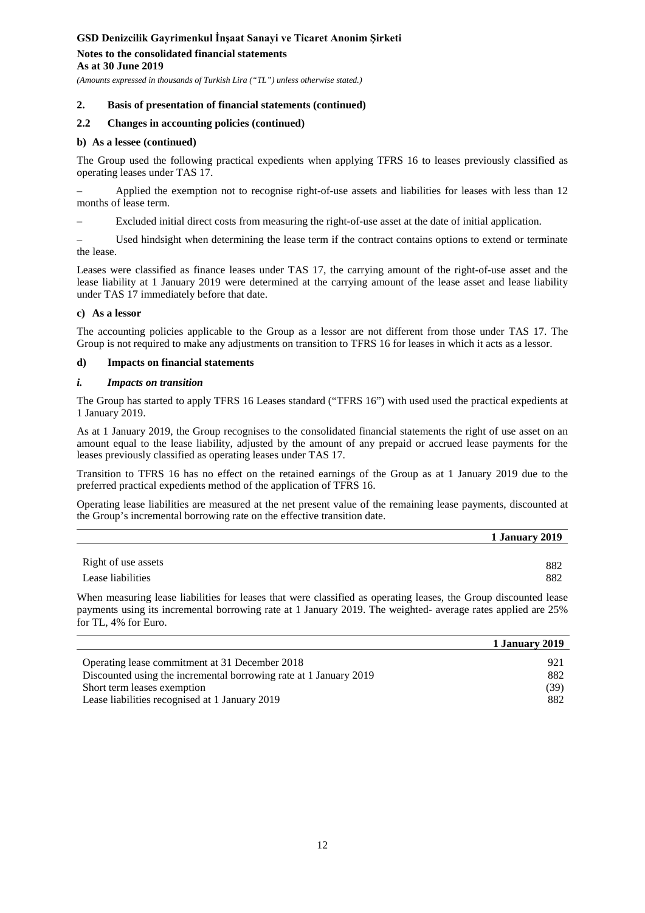## 2. Basis of presentation of financial statements (continued)

### 2.2 Changes in accounting policies (continued)

**b) As a lessee (continued)**

The Group used the following practical expedients when applying TFRS 16 to leases previously classified as operating leases under TAS 17.

– Applied the exemption not to recognise right-of-use assets and liabilities for leases with less than 12 months of lease term.

– Excluded initial direct costs from measuring the right-of-use asset at the date of initial application.

– Used hindsight when determining the lease term if the contract contains options to extend or terminate the lease.

Leases were classified as finance leases under TAS 17, the carrying amount of the right-of-use asset and the lease liability at 1 January 2019 were determined at the carrying amount of the lease asset and lease liability under TAS 17 immediately before that date.

**c) As a lessor**

The accounting policies applicable to the Group as a lessor are not different from those under TAS 17. The Group is not required to make any adjustments on transition to TFRS 16 for leases in which it acts as a lessor.

**d) Impacts on financial statements**

***i. Impacts on transition***

The Group has started to apply TFRS 16 Leases standard ("TFRS 16") with used used the practical expedients at 1 January 2019.

As at 1 January 2019, the Group recognises to the consolidated financial statements the right of use asset on an amount equal to the lease liability, adjusted by the amount of any prepaid or accrued lease payments for the leases previously classified as operating leases under TAS 17.

Transition to TFRS 16 has no effect on the retained earnings of the Group as at 1 January 2019 due to the preferred practical expedients method of the application of TFRS 16.

Operating lease liabilities are measured at the net present value of the remaining lease payments, discounted at the Group's incremental borrowing rate on the effective transition date.

| | **1 January 2019** |
|---|---|
| Right of use assets | 882 |
| Lease liabilities | 882 |

When measuring lease liabilities for leases that were classified as operating leases, the Group discounted lease payments using its incremental borrowing rate at 1 January 2019. The weighted- average rates applied are 25% for TL, 4% for Euro.

| | **1 January 2019** |
|---|---|
| Operating lease commitment at 31 December 2018 | 921 |
| Discounted using the incremental borrowing rate at 1 January 2019 | 882 |
| Short term leases exemption | (39) |
| Lease liabilities recognised at 1 January 2019 | 882 |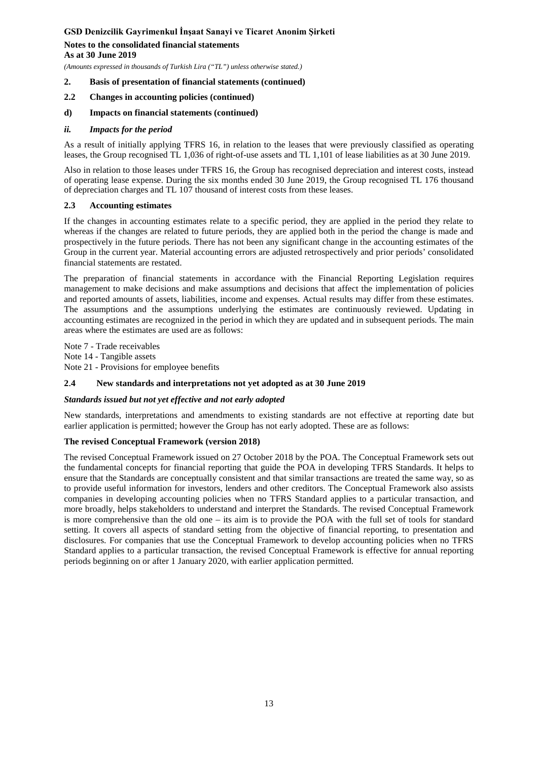**2. Basis of presentation of financial statements (continued)**

**2.2 Changes in accounting policies (continued)**

**d) Impacts on financial statements (continued)**

***ii. Impacts for the period***

As a result of initially applying TFRS 16, in relation to the leases that were previously classified as operating leases, the Group recognised TL 1,036 of right-of-use assets and TL 1,101 of lease liabilities as at 30 June 2019.

Also in relation to those leases under TFRS 16, the Group has recognised depreciation and interest costs, instead of operating lease expense. During the six months ended 30 June 2019, the Group recognised TL 176 thousand of depreciation charges and TL 107 thousand of interest costs from these leases.

**2.3 Accounting estimates**

If the changes in accounting estimates relate to a specific period, they are applied in the period they relate to whereas if the changes are related to future periods, they are applied both in the period the change is made and prospectively in the future periods. There has not been any significant change in the accounting estimates of the Group in the current year. Material accounting errors are adjusted retrospectively and prior periods' consolidated financial statements are restated.

The preparation of financial statements in accordance with the Financial Reporting Legislation requires management to make decisions and make assumptions and decisions that affect the implementation of policies and reported amounts of assets, liabilities, income and expenses. Actual results may differ from these estimates. The assumptions and the assumptions underlying the estimates are continuously reviewed. Updating in accounting estimates are recognized in the period in which they are updated and in subsequent periods. The main areas where the estimates are used are as follows:

Note 7 - Trade receivables
Note 14 - Tangible assets
Note 21 - Provisions for employee benefits

**2.4 New standards and interpretations not yet adopted as at 30 June 2019**

***Standards issued but not yet effective and not early adopted***

New standards, interpretations and amendments to existing standards are not effective at reporting date but earlier application is permitted; however the Group has not early adopted. These are as follows:

**The revised Conceptual Framework (version 2018)**

The revised Conceptual Framework issued on 27 October 2018 by the POA. The Conceptual Framework sets out the fundamental concepts for financial reporting that guide the POA in developing TFRS Standards. It helps to ensure that the Standards are conceptually consistent and that similar transactions are treated the same way, so as to provide useful information for investors, lenders and other creditors. The Conceptual Framework also assists companies in developing accounting policies when no TFRS Standard applies to a particular transaction, and more broadly, helps stakeholders to understand and interpret the Standards. The revised Conceptual Framework is more comprehensive than the old one – its aim is to provide the POA with the full set of tools for standard setting. It covers all aspects of standard setting from the objective of financial reporting, to presentation and disclosures. For companies that use the Conceptual Framework to develop accounting policies when no TFRS Standard applies to a particular transaction, the revised Conceptual Framework is effective for annual reporting periods beginning on or after 1 January 2020, with earlier application permitted.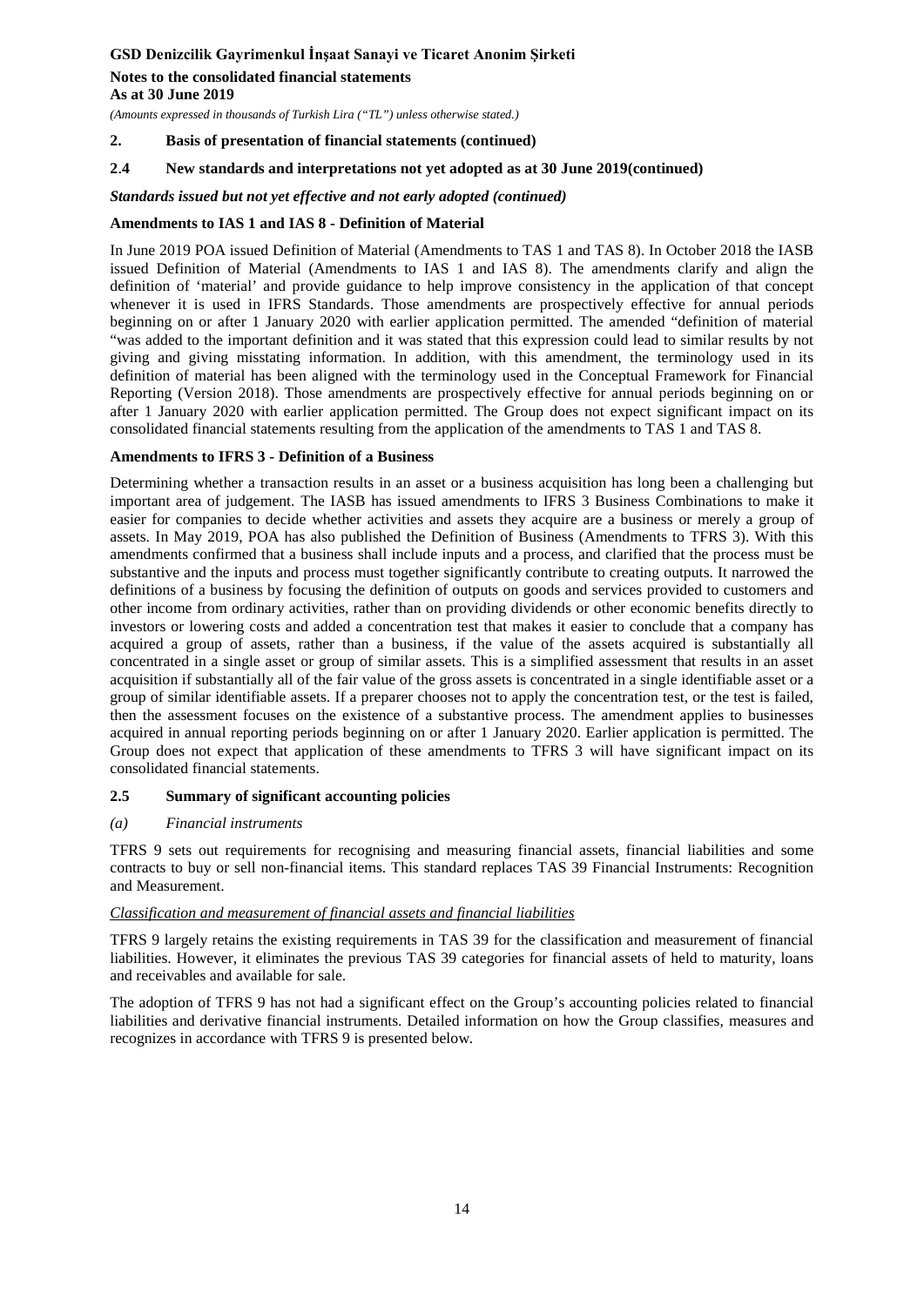## 2. Basis of presentation of financial statements (continued)

### 2.4 New standards and interpretations not yet adopted as at 30 June 2019(continued)

***Standards issued but not yet effective and not early adopted (continued)***

**Amendments to IAS 1 and IAS 8 - Definition of Material**

In June 2019 POA issued Definition of Material (Amendments to TAS 1 and TAS 8). In October 2018 the IASB issued Definition of Material (Amendments to IAS 1 and IAS 8). The amendments clarify and align the definition of 'material' and provide guidance to help improve consistency in the application of that concept whenever it is used in IFRS Standards. Those amendments are prospectively effective for annual periods beginning on or after 1 January 2020 with earlier application permitted. The amended "definition of material "was added to the important definition and it was stated that this expression could lead to similar results by not giving and giving misstating information. In addition, with this amendment, the terminology used in its definition of material has been aligned with the terminology used in the Conceptual Framework for Financial Reporting (Version 2018). Those amendments are prospectively effective for annual periods beginning on or after 1 January 2020 with earlier application permitted. The Group does not expect significant impact on its consolidated financial statements resulting from the application of the amendments to TAS 1 and TAS 8.

**Amendments to IFRS 3 - Definition of a Business**

Determining whether a transaction results in an asset or a business acquisition has long been a challenging but important area of judgement. The IASB has issued amendments to IFRS 3 Business Combinations to make it easier for companies to decide whether activities and assets they acquire are a business or merely a group of assets. In May 2019, POA has also published the Definition of Business (Amendments to TFRS 3). With this amendments confirmed that a business shall include inputs and a process, and clarified that the process must be substantive and the inputs and process must together significantly contribute to creating outputs. It narrowed the definitions of a business by focusing the definition of outputs on goods and services provided to customers and other income from ordinary activities, rather than on providing dividends or other economic benefits directly to investors or lowering costs and added a concentration test that makes it easier to conclude that a company has acquired a group of assets, rather than a business, if the value of the assets acquired is substantially all concentrated in a single asset or group of similar assets. This is a simplified assessment that results in an asset acquisition if substantially all of the fair value of the gross assets is concentrated in a single identifiable asset or a group of similar identifiable assets. If a preparer chooses not to apply the concentration test, or the test is failed, then the assessment focuses on the existence of a substantive process. The amendment applies to businesses acquired in annual reporting periods beginning on or after 1 January 2020. Earlier application is permitted. The Group does not expect that application of these amendments to TFRS 3 will have significant impact on its consolidated financial statements.

### 2.5 Summary of significant accounting policies

*(a) Financial instruments*

TFRS 9 sets out requirements for recognising and measuring financial assets, financial liabilities and some contracts to buy or sell non-financial items. This standard replaces TAS 39 Financial Instruments: Recognition and Measurement.

*Classification and measurement of financial assets and financial liabilities*

TFRS 9 largely retains the existing requirements in TAS 39 for the classification and measurement of financial liabilities. However, it eliminates the previous TAS 39 categories for financial assets of held to maturity, loans and receivables and available for sale.

The adoption of TFRS 9 has not had a significant effect on the Group's accounting policies related to financial liabilities and derivative financial instruments. Detailed information on how the Group classifies, measures and recognizes in accordance with TFRS 9 is presented below.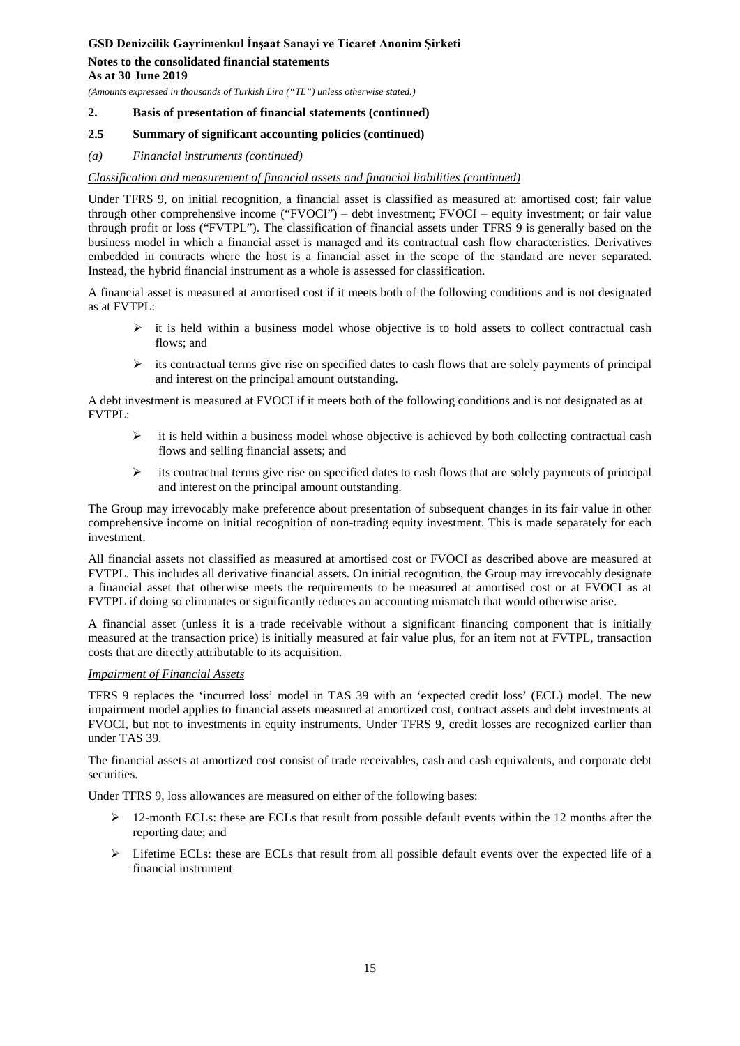## 2. Basis of presentation of financial statements (continued)

### 2.5 Summary of significant accounting policies (continued)

*(a) Financial instruments (continued)*

*Classification and measurement of financial assets and financial liabilities (continued)*

Under TFRS 9, on initial recognition, a financial asset is classified as measured at: amortised cost; fair value through other comprehensive income ("FVOCI") – debt investment; FVOCI – equity investment; or fair value through profit or loss ("FVTPL"). The classification of financial assets under TFRS 9 is generally based on the business model in which a financial asset is managed and its contractual cash flow characteristics. Derivatives embedded in contracts where the host is a financial asset in the scope of the standard are never separated. Instead, the hybrid financial instrument as a whole is assessed for classification.

A financial asset is measured at amortised cost if it meets both of the following conditions and is not designated as at FVTPL:

- it is held within a business model whose objective is to hold assets to collect contractual cash flows; and
- its contractual terms give rise on specified dates to cash flows that are solely payments of principal and interest on the principal amount outstanding.

A debt investment is measured at FVOCI if it meets both of the following conditions and is not designated as at FVTPL:

- it is held within a business model whose objective is achieved by both collecting contractual cash flows and selling financial assets; and
- its contractual terms give rise on specified dates to cash flows that are solely payments of principal and interest on the principal amount outstanding.

The Group may irrevocably make preference about presentation of subsequent changes in its fair value in other comprehensive income on initial recognition of non-trading equity investment. This is made separately for each investment.

All financial assets not classified as measured at amortised cost or FVOCI as described above are measured at FVTPL. This includes all derivative financial assets. On initial recognition, the Group may irrevocably designate a financial asset that otherwise meets the requirements to be measured at amortised cost or at FVOCI as at FVTPL if doing so eliminates or significantly reduces an accounting mismatch that would otherwise arise.

A financial asset (unless it is a trade receivable without a significant financing component that is initially measured at the transaction price) is initially measured at fair value plus, for an item not at FVTPL, transaction costs that are directly attributable to its acquisition.

*Impairment of Financial Assets*

TFRS 9 replaces the 'incurred loss' model in TAS 39 with an 'expected credit loss' (ECL) model. The new impairment model applies to financial assets measured at amortized cost, contract assets and debt investments at FVOCI, but not to investments in equity instruments. Under TFRS 9, credit losses are recognized earlier than under TAS 39.

The financial assets at amortized cost consist of trade receivables, cash and cash equivalents, and corporate debt securities.

Under TFRS 9, loss allowances are measured on either of the following bases:

- 12-month ECLs: these are ECLs that result from possible default events within the 12 months after the reporting date; and
- Lifetime ECLs: these are ECLs that result from all possible default events over the expected life of a financial instrument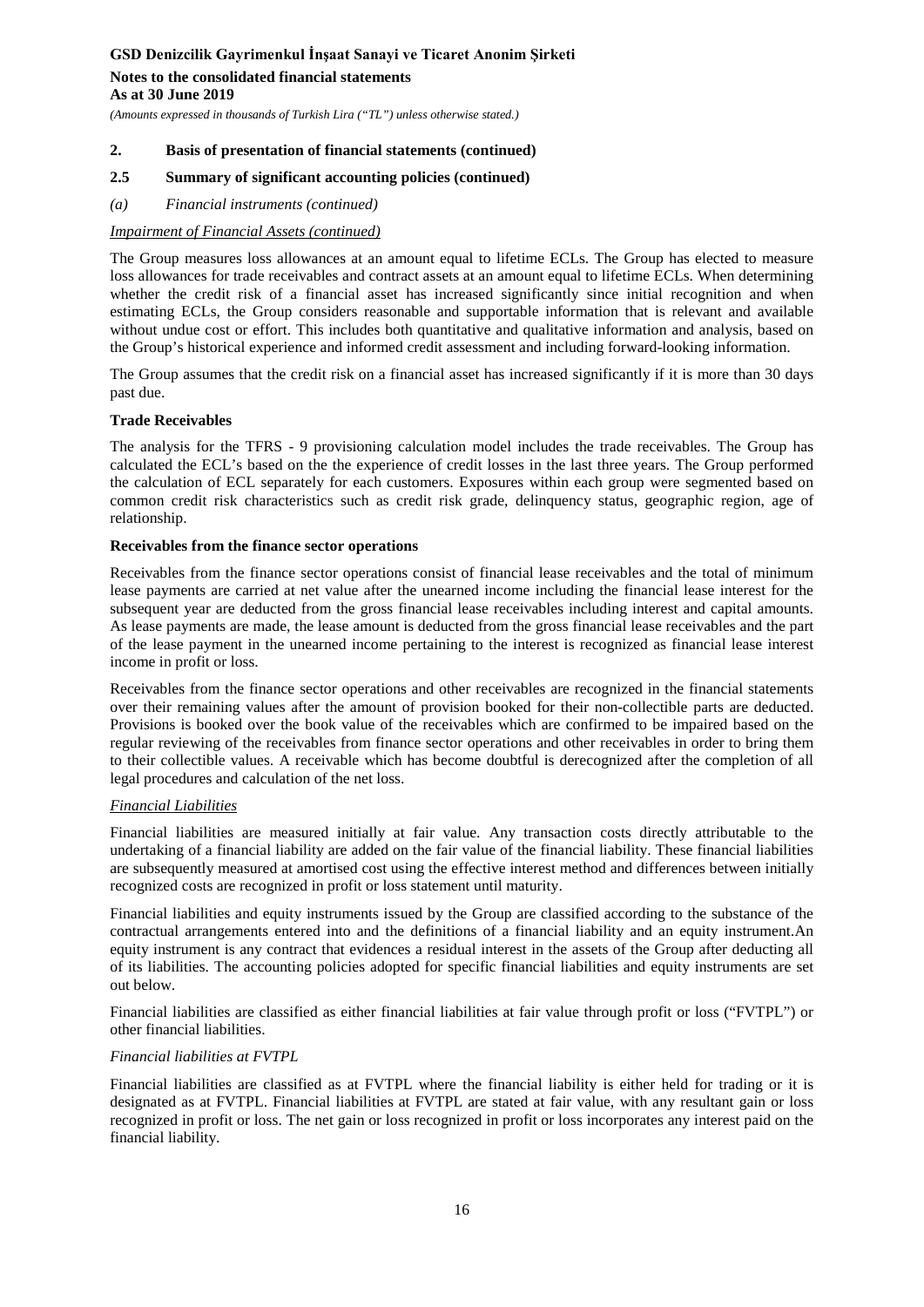## 2. Basis of presentation of financial statements (continued)

### 2.5 Summary of significant accounting policies (continued)

*(a) Financial instruments (continued)*

*Impairment of Financial Assets (continued)*

The Group measures loss allowances at an amount equal to lifetime ECLs. The Group has elected to measure loss allowances for trade receivables and contract assets at an amount equal to lifetime ECLs. When determining whether the credit risk of a financial asset has increased significantly since initial recognition and when estimating ECLs, the Group considers reasonable and supportable information that is relevant and available without undue cost or effort. This includes both quantitative and qualitative information and analysis, based on the Group's historical experience and informed credit assessment and including forward-looking information.

The Group assumes that the credit risk on a financial asset has increased significantly if it is more than 30 days past due.

**Trade Receivables**

The analysis for the TFRS - 9 provisioning calculation model includes the trade receivables. The Group has calculated the ECL's based on the the experience of credit losses in the last three years. The Group performed the calculation of ECL separately for each customers. Exposures within each group were segmented based on common credit risk characteristics such as credit risk grade, delinquency status, geographic region, age of relationship.

**Receivables from the finance sector operations**

Receivables from the finance sector operations consist of financial lease receivables and the total of minimum lease payments are carried at net value after the unearned income including the financial lease interest for the subsequent year are deducted from the gross financial lease receivables including interest and capital amounts. As lease payments are made, the lease amount is deducted from the gross financial lease receivables and the part of the lease payment in the unearned income pertaining to the interest is recognized as financial lease interest income in profit or loss.

Receivables from the finance sector operations and other receivables are recognized in the financial statements over their remaining values after the amount of provision booked for their non-collectible parts are deducted. Provisions is booked over the book value of the receivables which are confirmed to be impaired based on the regular reviewing of the receivables from finance sector operations and other receivables in order to bring them to their collectible values. A receivable which has become doubtful is derecognized after the completion of all legal procedures and calculation of the net loss.

*Financial Liabilities*

Financial liabilities are measured initially at fair value. Any transaction costs directly attributable to the undertaking of a financial liability are added on the fair value of the financial liability. These financial liabilities are subsequently measured at amortised cost using the effective interest method and differences between initially recognized costs are recognized in profit or loss statement until maturity.

Financial liabilities and equity instruments issued by the Group are classified according to the substance of the contractual arrangements entered into and the definitions of a financial liability and an equity instrument.An equity instrument is any contract that evidences a residual interest in the assets of the Group after deducting all of its liabilities. The accounting policies adopted for specific financial liabilities and equity instruments are set out below.

Financial liabilities are classified as either financial liabilities at fair value through profit or loss ("FVTPL") or other financial liabilities.

*Financial liabilities at FVTPL*

Financial liabilities are classified as at FVTPL where the financial liability is either held for trading or it is designated as at FVTPL. Financial liabilities at FVTPL are stated at fair value, with any resultant gain or loss recognized in profit or loss. The net gain or loss recognized in profit or loss incorporates any interest paid on the financial liability.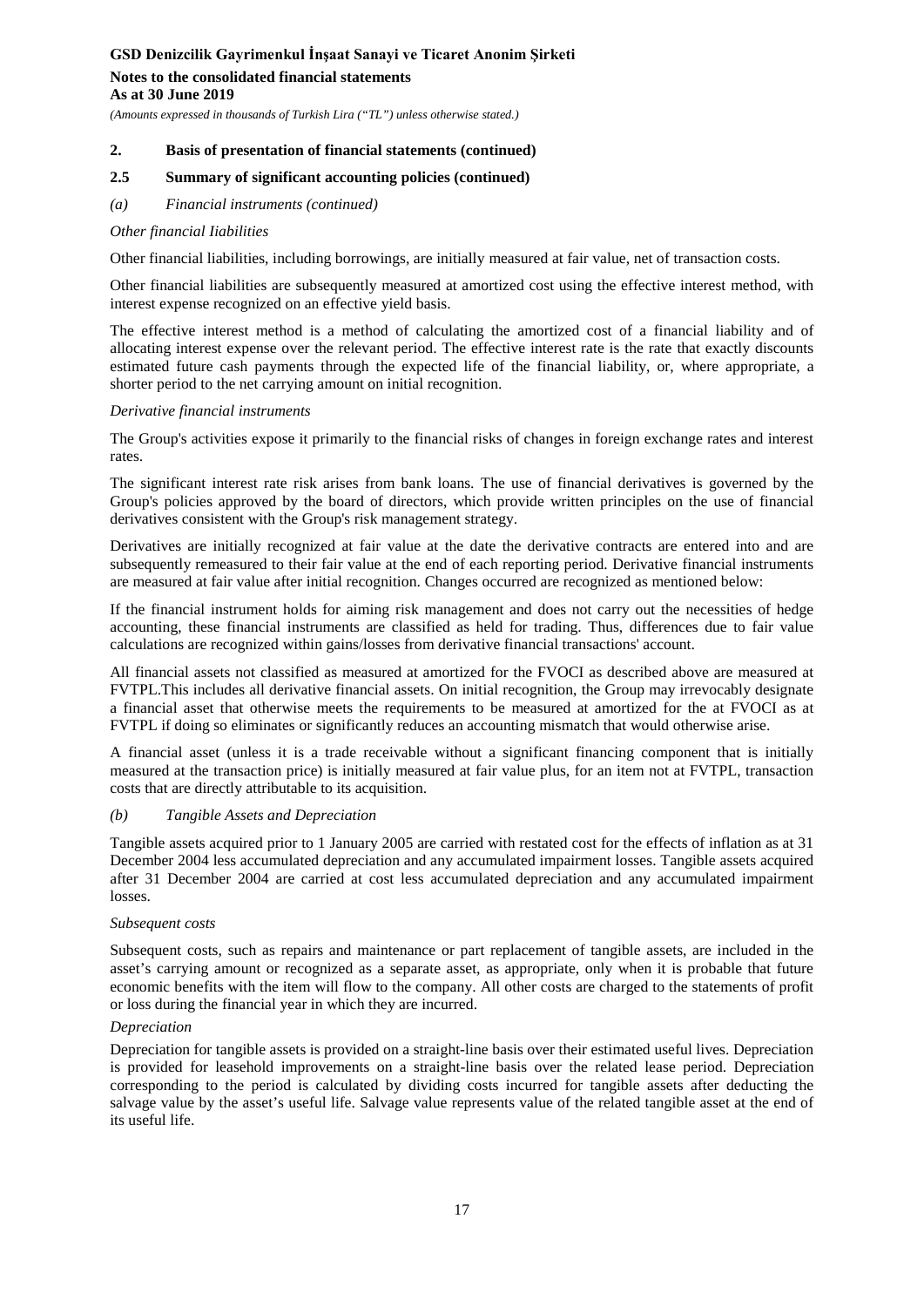**2. Basis of presentation of financial statements (continued)**

**2.5 Summary of significant accounting policies (continued)**

*(a) Financial instruments (continued)*

*Other financial Iiabilities*

Other financial liabilities, including borrowings, are initially measured at fair value, net of transaction costs.

Other financial liabilities are subsequently measured at amortized cost using the effective interest method, with interest expense recognized on an effective yield basis.

The effective interest method is a method of calculating the amortized cost of a financial liability and of allocating interest expense over the relevant period. The effective interest rate is the rate that exactly discounts estimated future cash payments through the expected life of the financial liability, or, where appropriate, a shorter period to the net carrying amount on initial recognition.

*Derivative financial instruments*

The Group's activities expose it primarily to the financial risks of changes in foreign exchange rates and interest rates.

The significant interest rate risk arises from bank loans. The use of financial derivatives is governed by the Group's policies approved by the board of directors, which provide written principles on the use of financial derivatives consistent with the Group's risk management strategy.

Derivatives are initially recognized at fair value at the date the derivative contracts are entered into and are subsequently remeasured to their fair value at the end of each reporting period. Derivative financial instruments are measured at fair value after initial recognition. Changes occurred are recognized as mentioned below:

If the financial instrument holds for aiming risk management and does not carry out the necessities of hedge accounting, these financial instruments are classified as held for trading. Thus, differences due to fair value calculations are recognized within gains/losses from derivative financial transactions' account.

All financial assets not classified as measured at amortized for the FVOCI as described above are measured at FVTPL.This includes all derivative financial assets. On initial recognition, the Group may irrevocably designate a financial asset that otherwise meets the requirements to be measured at amortized for the at FVOCI as at FVTPL if doing so eliminates or significantly reduces an accounting mismatch that would otherwise arise.

A financial asset (unless it is a trade receivable without a significant financing component that is initially measured at the transaction price) is initially measured at fair value plus, for an item not at FVTPL, transaction costs that are directly attributable to its acquisition.

*(b) Tangible Assets and Depreciation*

Tangible assets acquired prior to 1 January 2005 are carried with restated cost for the effects of inflation as at 31 December 2004 less accumulated depreciation and any accumulated impairment losses. Tangible assets acquired after 31 December 2004 are carried at cost less accumulated depreciation and any accumulated impairment losses.

*Subsequent costs*

Subsequent costs, such as repairs and maintenance or part replacement of tangible assets, are included in the asset's carrying amount or recognized as a separate asset, as appropriate, only when it is probable that future economic benefits with the item will flow to the company. All other costs are charged to the statements of profit or loss during the financial year in which they are incurred.

*Depreciation*

Depreciation for tangible assets is provided on a straight-line basis over their estimated useful lives. Depreciation is provided for leasehold improvements on a straight-line basis over the related lease period. Depreciation corresponding to the period is calculated by dividing costs incurred for tangible assets after deducting the salvage value by the asset's useful life. Salvage value represents value of the related tangible asset at the end of its useful life.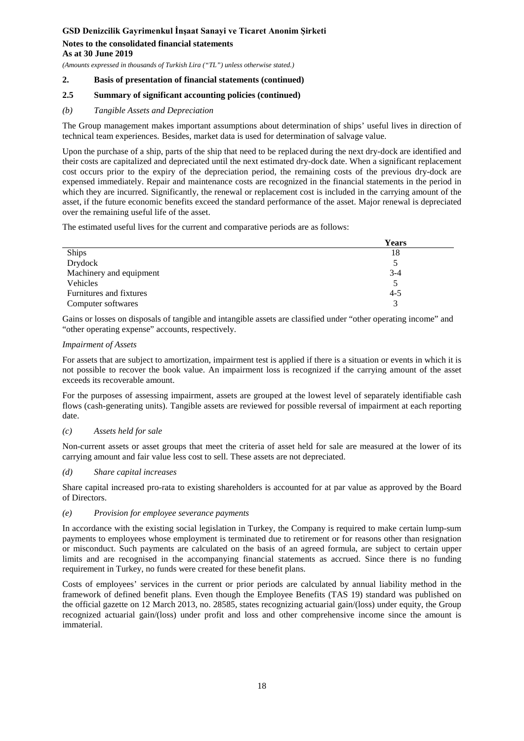## 2. Basis of presentation of financial statements (continued)

### 2.5 Summary of significant accounting policies (continued)

*(b) Tangible Assets and Depreciation*

The Group management makes important assumptions about determination of ships' useful lives in direction of technical team experiences. Besides, market data is used for determination of salvage value.

Upon the purchase of a ship, parts of the ship that need to be replaced during the next dry-dock are identified and their costs are capitalized and depreciated until the next estimated dry-dock date. When a significant replacement cost occurs prior to the expiry of the depreciation period, the remaining costs of the previous dry-dock are expensed immediately. Repair and maintenance costs are recognized in the financial statements in the period in which they are incurred. Significantly, the renewal or replacement cost is included in the carrying amount of the asset, if the future economic benefits exceed the standard performance of the asset. Major renewal is depreciated over the remaining useful life of the asset.

The estimated useful lives for the current and comparative periods are as follows:

| | Years |
|---|---|
| Ships | 18 |
| Drydock | 5 |
| Machinery and equipment | 3-4 |
| Vehicles | 5 |
| Furnitures and fixtures | 4-5 |
| Computer softwares | 3 |

Gains or losses on disposals of tangible and intangible assets are classified under "other operating income" and "other operating expense" accounts, respectively.

*Impairment of Assets*

For assets that are subject to amortization, impairment test is applied if there is a situation or events in which it is not possible to recover the book value. An impairment loss is recognized if the carrying amount of the asset exceeds its recoverable amount.

For the purposes of assessing impairment, assets are grouped at the lowest level of separately identifiable cash flows (cash-generating units). Tangible assets are reviewed for possible reversal of impairment at each reporting date.

*(c) Assets held for sale*

Non-current assets or asset groups that meet the criteria of asset held for sale are measured at the lower of its carrying amount and fair value less cost to sell. These assets are not depreciated.

*(d) Share capital increases*

Share capital increased pro-rata to existing shareholders is accounted for at par value as approved by the Board of Directors.

*(e) Provision for employee severance payments*

In accordance with the existing social legislation in Turkey, the Company is required to make certain lump-sum payments to employees whose employment is terminated due to retirement or for reasons other than resignation or misconduct. Such payments are calculated on the basis of an agreed formula, are subject to certain upper limits and are recognised in the accompanying financial statements as accrued. Since there is no funding requirement in Turkey, no funds were created for these benefit plans.

Costs of employees' services in the current or prior periods are calculated by annual liability method in the framework of defined benefit plans. Even though the Employee Benefits (TAS 19) standard was published on the official gazette on 12 March 2013, no. 28585, states recognizing actuarial gain/(loss) under equity, the Group recognized actuarial gain/(loss) under profit and loss and other comprehensive income since the amount is immaterial.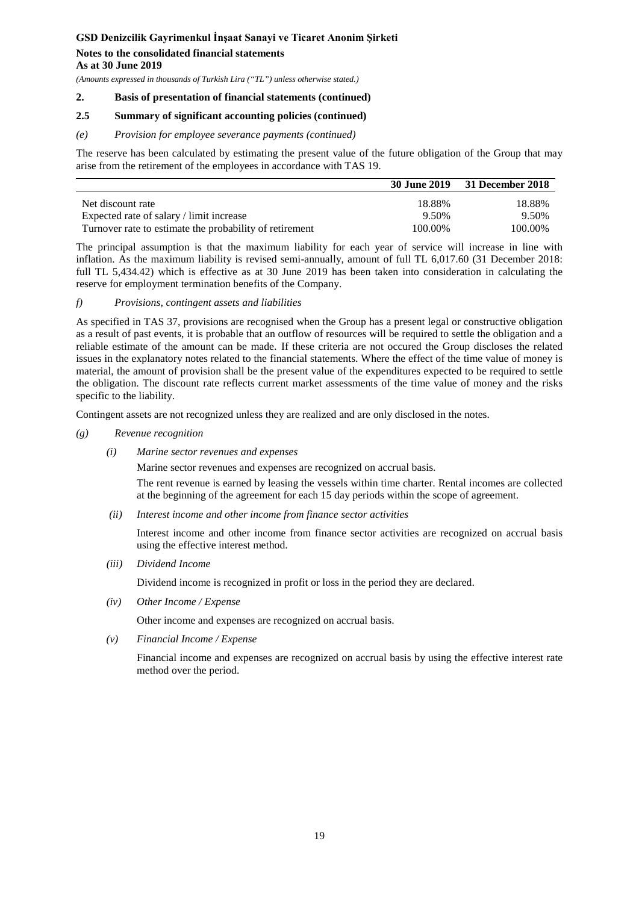## 2. Basis of presentation of financial statements (continued)

### 2.5 Summary of significant accounting policies (continued)

*(e) Provision for employee severance payments (continued)*

The reserve has been calculated by estimating the present value of the future obligation of the Group that may arise from the retirement of the employees in accordance with TAS 19.

| | 30 June 2019 | 31 December 2018 |
|---|---|---|
| Net discount rate | 18.88% | 18.88% |
| Expected rate of salary / limit increase | 9.50% | 9.50% |
| Turnover rate to estimate the probability of retirement | 100.00% | 100.00% |

The principal assumption is that the maximum liability for each year of service will increase in line with inflation. As the maximum liability is revised semi-annually, amount of full TL 6,017.60 (31 December 2018: full TL 5,434.42) which is effective as at 30 June 2019 has been taken into consideration in calculating the reserve for employment termination benefits of the Company.

*f) Provisions, contingent assets and liabilities*

As specified in TAS 37, provisions are recognised when the Group has a present legal or constructive obligation as a result of past events, it is probable that an outflow of resources will be required to settle the obligation and a reliable estimate of the amount can be made. If these criteria are not occured the Group discloses the related issues in the explanatory notes related to the financial statements. Where the effect of the time value of money is material, the amount of provision shall be the present value of the expenditures expected to be required to settle the obligation. The discount rate reflects current market assessments of the time value of money and the risks specific to the liability.

Contingent assets are not recognized unless they are realized and are only disclosed in the notes.

*(g) Revenue recognition*

*(i) Marine sector revenues and expenses*

Marine sector revenues and expenses are recognized on accrual basis.

The rent revenue is earned by leasing the vessels within time charter. Rental incomes are collected at the beginning of the agreement for each 15 day periods within the scope of agreement.

*(ii) Interest income and other income from finance sector activities*

Interest income and other income from finance sector activities are recognized on accrual basis using the effective interest method.

*(iii) Dividend Income*

Dividend income is recognized in profit or loss in the period they are declared.

*(iv) Other Income / Expense*

Other income and expenses are recognized on accrual basis.

*(v) Financial Income / Expense*

Financial income and expenses are recognized on accrual basis by using the effective interest rate method over the period.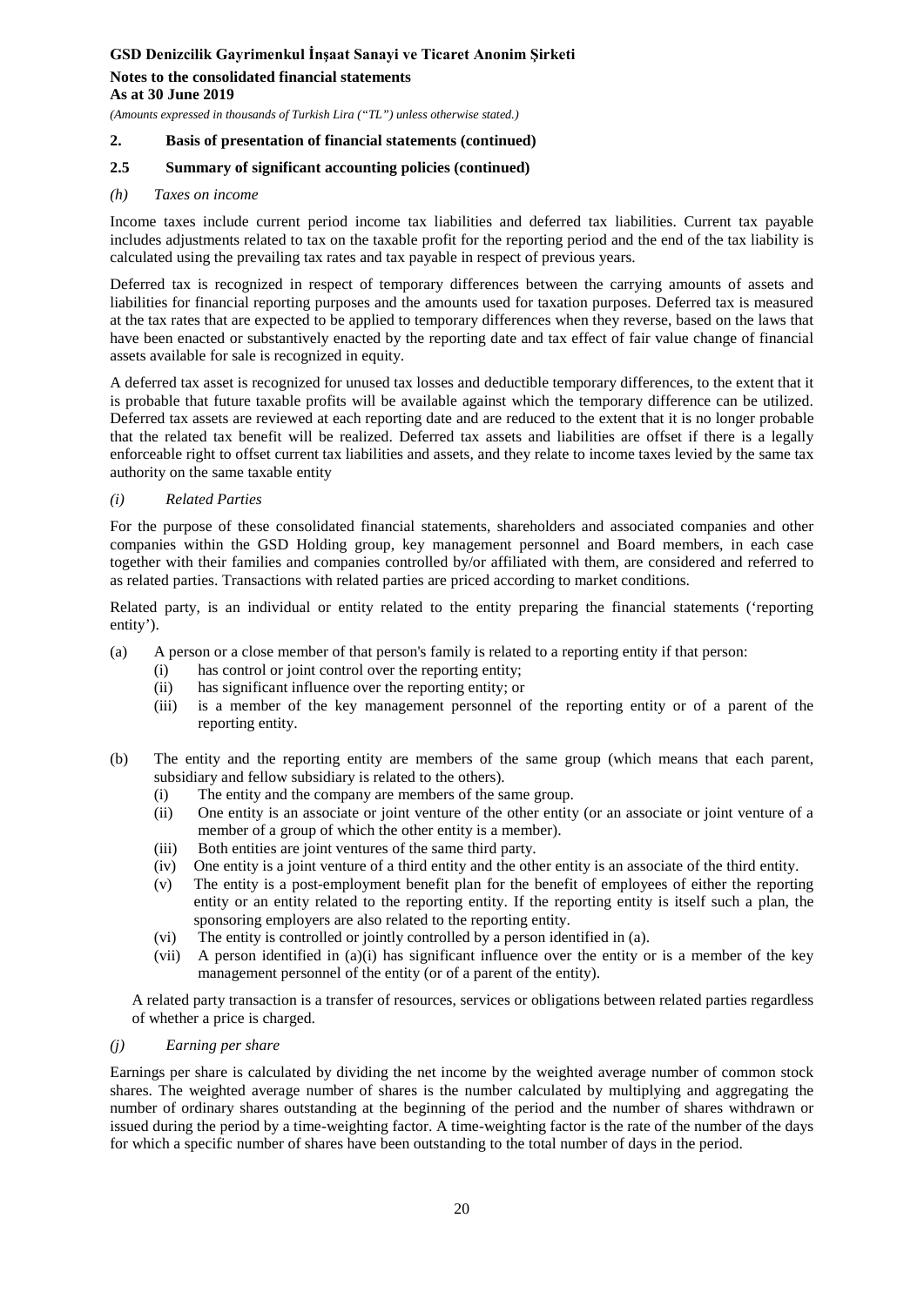## 2. Basis of presentation of financial statements (continued)

### 2.5 Summary of significant accounting policies (continued)

#### *(h) Taxes on income*

Income taxes include current period income tax liabilities and deferred tax liabilities. Current tax payable includes adjustments related to tax on the taxable profit for the reporting period and the end of the tax liability is calculated using the prevailing tax rates and tax payable in respect of previous years.

Deferred tax is recognized in respect of temporary differences between the carrying amounts of assets and liabilities for financial reporting purposes and the amounts used for taxation purposes. Deferred tax is measured at the tax rates that are expected to be applied to temporary differences when they reverse, based on the laws that have been enacted or substantively enacted by the reporting date and tax effect of fair value change of financial assets available for sale is recognized in equity.

A deferred tax asset is recognized for unused tax losses and deductible temporary differences, to the extent that it is probable that future taxable profits will be available against which the temporary difference can be utilized. Deferred tax assets are reviewed at each reporting date and are reduced to the extent that it is no longer probable that the related tax benefit will be realized. Deferred tax assets and liabilities are offset if there is a legally enforceable right to offset current tax liabilities and assets, and they relate to income taxes levied by the same tax authority on the same taxable entity

#### *(i) Related Parties*

For the purpose of these consolidated financial statements, shareholders and associated companies and other companies within the GSD Holding group, key management personnel and Board members, in each case together with their families and companies controlled by/or affiliated with them, are considered and referred to as related parties. Transactions with related parties are priced according to market conditions.

Related party, is an individual or entity related to the entity preparing the financial statements ('reporting entity').

(a) A person or a close member of that person's family is related to a reporting entity if that person:
   - (i) has control or joint control over the reporting entity;
   - (ii) has significant influence over the reporting entity; or
   - (iii) is a member of the key management personnel of the reporting entity or of a parent of the reporting entity.

(b) The entity and the reporting entity are members of the same group (which means that each parent, subsidiary and fellow subsidiary is related to the others).
   - (i) The entity and the company are members of the same group.
   - (ii) One entity is an associate or joint venture of the other entity (or an associate or joint venture of a member of a group of which the other entity is a member).
   - (iii) Both entities are joint ventures of the same third party.
   - (iv) One entity is a joint venture of a third entity and the other entity is an associate of the third entity.
   - (v) The entity is a post-employment benefit plan for the benefit of employees of either the reporting entity or an entity related to the reporting entity. If the reporting entity is itself such a plan, the sponsoring employers are also related to the reporting entity.
   - (vi) The entity is controlled or jointly controlled by a person identified in (a).
   - (vii) A person identified in (a)(i) has significant influence over the entity or is a member of the key management personnel of the entity (or of a parent of the entity).

A related party transaction is a transfer of resources, services or obligations between related parties regardless of whether a price is charged.

#### *(j) Earning per share*

Earnings per share is calculated by dividing the net income by the weighted average number of common stock shares. The weighted average number of shares is the number calculated by multiplying and aggregating the number of ordinary shares outstanding at the beginning of the period and the number of shares withdrawn or issued during the period by a time-weighting factor. A time-weighting factor is the rate of the number of the days for which a specific number of shares have been outstanding to the total number of days in the period.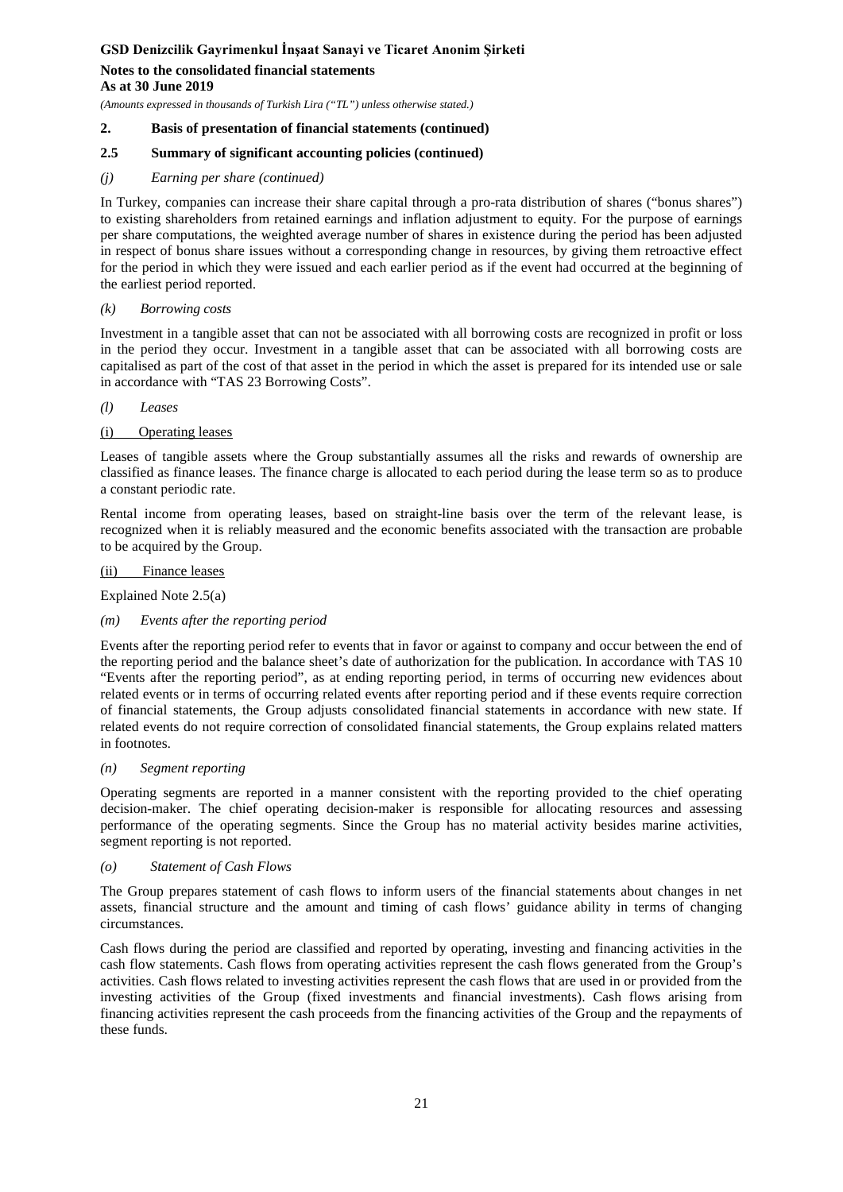## 2. Basis of presentation of financial statements (continued)

### 2.5 Summary of significant accounting policies (continued)

#### *(j) Earning per share (continued)*

In Turkey, companies can increase their share capital through a pro-rata distribution of shares ("bonus shares") to existing shareholders from retained earnings and inflation adjustment to equity. For the purpose of earnings per share computations, the weighted average number of shares in existence during the period has been adjusted in respect of bonus share issues without a corresponding change in resources, by giving them retroactive effect for the period in which they were issued and each earlier period as if the event had occurred at the beginning of the earliest period reported.

#### *(k) Borrowing costs*

Investment in a tangible asset that can not be associated with all borrowing costs are recognized in profit or loss in the period they occur. Investment in a tangible asset that can be associated with all borrowing costs are capitalised as part of the cost of that asset in the period in which the asset is prepared for its intended use or sale in accordance with "TAS 23 Borrowing Costs".

#### *(l) Leases*

(i) Operating leases

Leases of tangible assets where the Group substantially assumes all the risks and rewards of ownership are classified as finance leases. The finance charge is allocated to each period during the lease term so as to produce a constant periodic rate.

Rental income from operating leases, based on straight-line basis over the term of the relevant lease, is recognized when it is reliably measured and the economic benefits associated with the transaction are probable to be acquired by the Group.

(ii) Finance leases

Explained Note 2.5(a)

#### *(m) Events after the reporting period*

Events after the reporting period refer to events that in favor or against to company and occur between the end of the reporting period and the balance sheet's date of authorization for the publication. In accordance with TAS 10 "Events after the reporting period", as at ending reporting period, in terms of occurring new evidences about related events or in terms of occurring related events after reporting period and if these events require correction of financial statements, the Group adjusts consolidated financial statements in accordance with new state. If related events do not require correction of consolidated financial statements, the Group explains related matters in footnotes.

#### *(n) Segment reporting*

Operating segments are reported in a manner consistent with the reporting provided to the chief operating decision-maker. The chief operating decision-maker is responsible for allocating resources and assessing performance of the operating segments. Since the Group has no material activity besides marine activities, segment reporting is not reported.

#### *(o) Statement of Cash Flows*

The Group prepares statement of cash flows to inform users of the financial statements about changes in net assets, financial structure and the amount and timing of cash flows' guidance ability in terms of changing circumstances.

Cash flows during the period are classified and reported by operating, investing and financing activities in the cash flow statements. Cash flows from operating activities represent the cash flows generated from the Group's activities. Cash flows related to investing activities represent the cash flows that are used in or provided from the investing activities of the Group (fixed investments and financial investments). Cash flows arising from financing activities represent the cash proceeds from the financing activities of the Group and the repayments of these funds.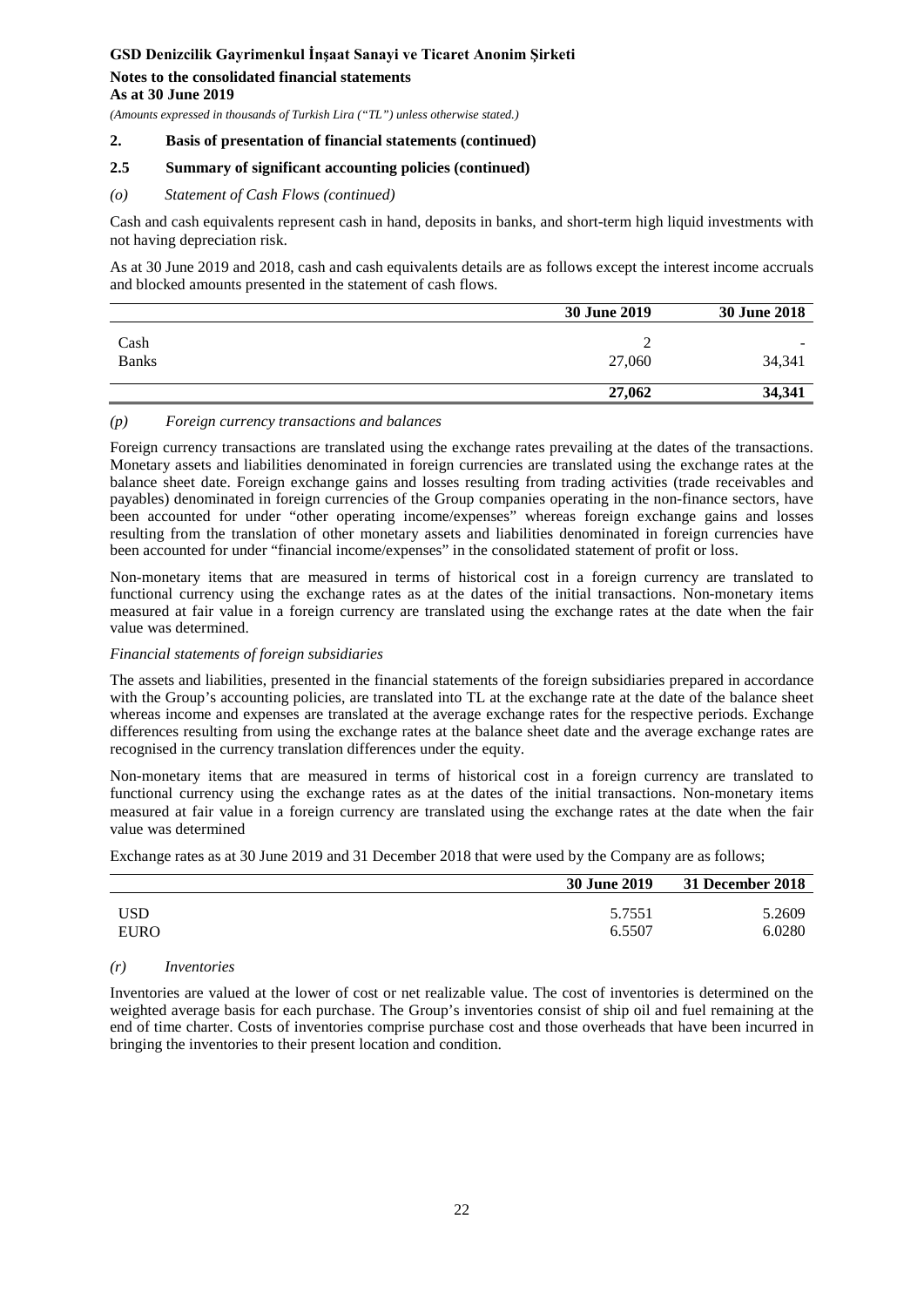### 2. Basis of presentation of financial statements (continued)

### 2.5 Summary of significant accounting policies (continued)

*(o) Statement of Cash Flows (continued)*

Cash and cash equivalents represent cash in hand, deposits in banks, and short-term high liquid investments with not having depreciation risk.

As at 30 June 2019 and 2018, cash and cash equivalents details are as follows except the interest income accruals and blocked amounts presented in the statement of cash flows.

| | 30 June 2019 | 30 June 2018 |
|---|---|---|
| Cash | 2 | - |
| Banks | 27,060 | 34,341 |
| | **27,062** | **34,341** |

*(p) Foreign currency transactions and balances*

Foreign currency transactions are translated using the exchange rates prevailing at the dates of the transactions. Monetary assets and liabilities denominated in foreign currencies are translated using the exchange rates at the balance sheet date. Foreign exchange gains and losses resulting from trading activities (trade receivables and payables) denominated in foreign currencies of the Group companies operating in the non-finance sectors, have been accounted for under "other operating income/expenses" whereas foreign exchange gains and losses resulting from the translation of other monetary assets and liabilities denominated in foreign currencies have been accounted for under "financial income/expenses" in the consolidated statement of profit or loss.

Non-monetary items that are measured in terms of historical cost in a foreign currency are translated to functional currency using the exchange rates as at the dates of the initial transactions. Non-monetary items measured at fair value in a foreign currency are translated using the exchange rates at the date when the fair value was determined.

*Financial statements of foreign subsidiaries*

The assets and liabilities, presented in the financial statements of the foreign subsidiaries prepared in accordance with the Group's accounting policies, are translated into TL at the exchange rate at the date of the balance sheet whereas income and expenses are translated at the average exchange rates for the respective periods. Exchange differences resulting from using the exchange rates at the balance sheet date and the average exchange rates are recognised in the currency translation differences under the equity.

Non-monetary items that are measured in terms of historical cost in a foreign currency are translated to functional currency using the exchange rates as at the dates of the initial transactions. Non-monetary items measured at fair value in a foreign currency are translated using the exchange rates at the date when the fair value was determined

Exchange rates as at 30 June 2019 and 31 December 2018 that were used by the Company are as follows;

| | 30 June 2019 | 31 December 2018 |
|---|---|---|
| USD | 5.7551 | 5.2609 |
| EURO | 6.5507 | 6.0280 |

*(r) Inventories*

Inventories are valued at the lower of cost or net realizable value. The cost of inventories is determined on the weighted average basis for each purchase. The Group's inventories consist of ship oil and fuel remaining at the end of time charter. Costs of inventories comprise purchase cost and those overheads that have been incurred in bringing the inventories to their present location and condition.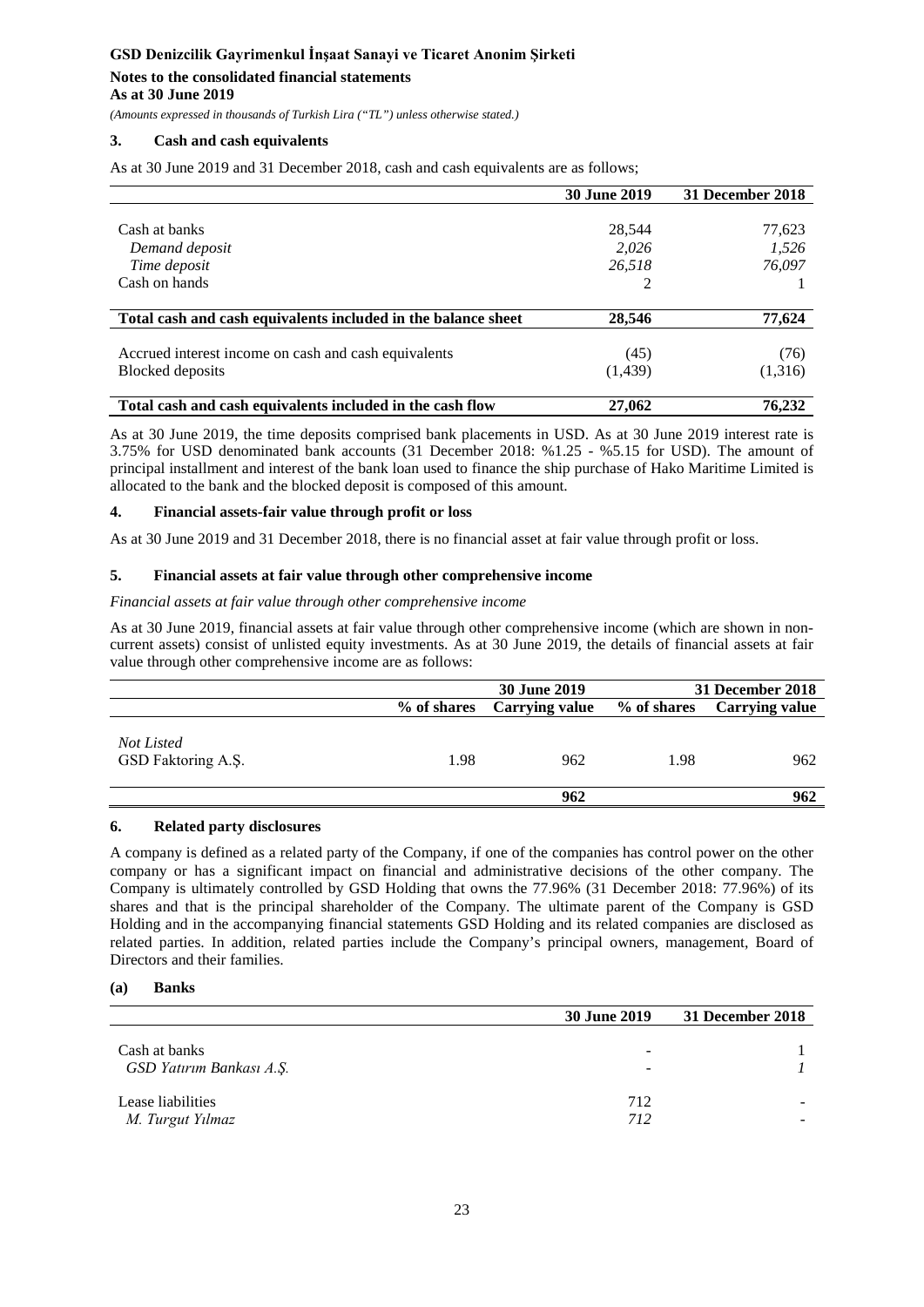### 3. Cash and cash equivalents

As at 30 June 2019 and 31 December 2018, cash and cash equivalents are as follows;

| | 30 June 2019 | 31 December 2018 |
|---|---|---|
| Cash at banks | 28,544 | 77,623 |
| *Demand deposit* | *2,026* | *1,526* |
| *Time deposit* | *26,518* | *76,097* |
| Cash on hands | 2 | 1 |
| **Total cash and cash equivalents included in the balance sheet** | **28,546** | **77,624** |
| Accrued interest income on cash and cash equivalents | (45) | (76) |
| Blocked deposits | (1,439) | (1,316) |
| **Total cash and cash equivalents included in the cash flow** | **27,062** | **76,232** |

As at 30 June 2019, the time deposits comprised bank placements in USD. As at 30 June 2019 interest rate is 3.75% for USD denominated bank accounts (31 December 2018: %1.25 - %5.15 for USD). The amount of principal installment and interest of the bank loan used to finance the ship purchase of Hako Maritime Limited is allocated to the bank and the blocked deposit is composed of this amount.

### 4. Financial assets-fair value through profit or loss

As at 30 June 2019 and 31 December 2018, there is no financial asset at fair value through profit or loss.

### 5. Financial assets at fair value through other comprehensive income

*Financial assets at fair value through other comprehensive income*

As at 30 June 2019, financial assets at fair value through other comprehensive income (which are shown in non-current assets) consist of unlisted equity investments. As at 30 June 2019, the details of financial assets at fair value through other comprehensive income are as follows:

| | 30 June 2019 | | 31 December 2018 | |
|---|---|---|---|---|
| | % of shares | Carrying value | % of shares | Carrying value |
| *Not Listed* | | | | |
| GSD Faktoring A.Ş. | 1.98 | 962 | 1.98 | 962 |
| | | **962** | | **962** |

### 6. Related party disclosures

A company is defined as a related party of the Company, if one of the companies has control power on the other company or has a significant impact on financial and administrative decisions of the other company. The Company is ultimately controlled by GSD Holding that owns the 77.96% (31 December 2018: 77.96%) of its shares and that is the principal shareholder of the Company. The ultimate parent of the Company is GSD Holding and in the accompanying financial statements GSD Holding and its related companies are disclosed as related parties. In addition, related parties include the Company's principal owners, management, Board of Directors and their families.

#### (a) Banks

| | 30 June 2019 | 31 December 2018 |
|---|---|---|
| Cash at banks | - | 1 |
| *GSD Yatırım Bankası A.Ş.* | - | *1* |
| Lease liabilities | 712 | - |
| *M. Turgut Yılmaz* | *712* | - |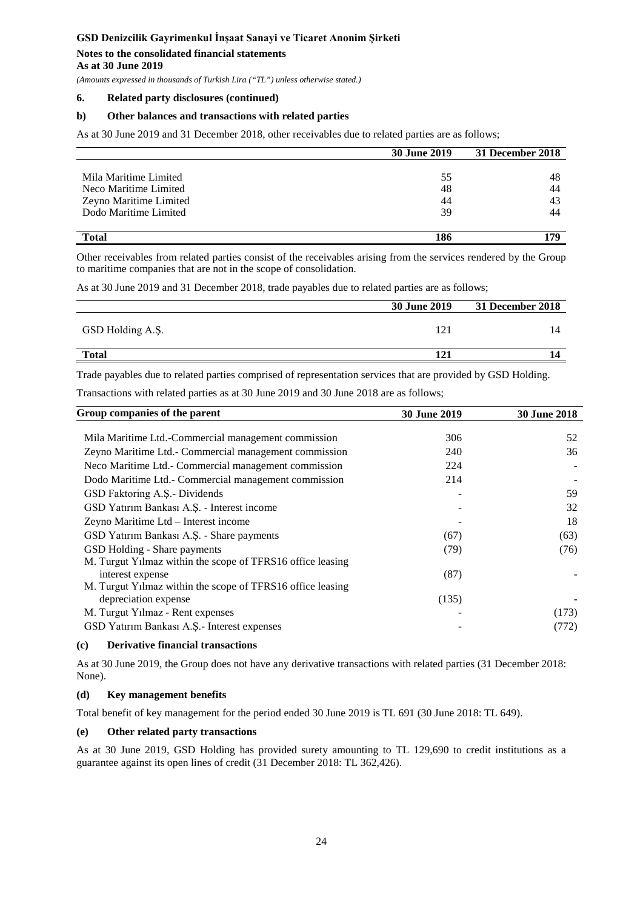**GSD Denizcilik Gayrimenkul İnşaat Sanayi ve Ticaret Anonim Şirketi**

**Notes to the consolidated financial statements**
**As at 30 June 2019**

*(Amounts expressed in thousands of Turkish Lira ("TL") unless otherwise stated.)*

## 6. Related party disclosures (continued)

### b) Other balances and transactions with related parties

As at 30 June 2019 and 31 December 2018, other receivables due to related parties are as follows;

| | 30 June 2019 | 31 December 2018 |
|---|---|---|
| Mila Maritime Limited | 55 | 48 |
| Neco Maritime Limited | 48 | 44 |
| Zeyno Maritime Limited | 44 | 43 |
| Dodo Maritime Limited | 39 | 44 |
| **Total** | **186** | **179** |

Other receivables from related parties consist of the receivables arising from the services rendered by the Group to maritime companies that are not in the scope of consolidation.

As at 30 June 2019 and 31 December 2018, trade payables due to related parties are as follows;

| | 30 June 2019 | 31 December 2018 |
|---|---|---|
| GSD Holding A.Ş. | 121 | 14 |
| **Total** | **121** | **14** |

Trade payables due to related parties comprised of representation services that are provided by GSD Holding.

Transactions with related parties as at 30 June 2019 and 30 June 2018 are as follows;

| Group companies of the parent | 30 June 2019 | 30 June 2018 |
|---|---|---|
| Mila Maritime Ltd.-Commercial management commission | 306 | 52 |
| Zeyno Maritime Ltd.- Commercial management commission | 240 | 36 |
| Neco Maritime Ltd.- Commercial management commission | 224 | - |
| Dodo Maritime Ltd.- Commercial management commission | 214 | - |
| GSD Faktoring A.Ş.- Dividends | - | 59 |
| GSD Yatırım Bankası A.Ş. - Interest income | - | 32 |
| Zeyno Maritime Ltd – Interest income | - | 18 |
| GSD Yatırım Bankası A.Ş. - Share payments | (67) | (63) |
| GSD Holding - Share payments | (79) | (76) |
| M. Turgut Yılmaz within the scope of TFRS16 office leasing interest expense | (87) | - |
| M. Turgut Yılmaz within the scope of TFRS16 office leasing depreciation expense | (135) | - |
| M. Turgut Yılmaz - Rent expenses | - | (173) |
| GSD Yatırım Bankası A.Ş.- Interest expenses | - | (772) |

### (c) Derivative financial transactions

As at 30 June 2019, the Group does not have any derivative transactions with related parties (31 December 2018: None).

### (d) Key management benefits

Total benefit of key management for the period ended 30 June 2019 is TL 691 (30 June 2018: TL 649).

### (e) Other related party transactions

As at 30 June 2019, GSD Holding has provided surety amounting to TL 129,690 to credit institutions as a guarantee against its open lines of credit (31 December 2018: TL 362,426).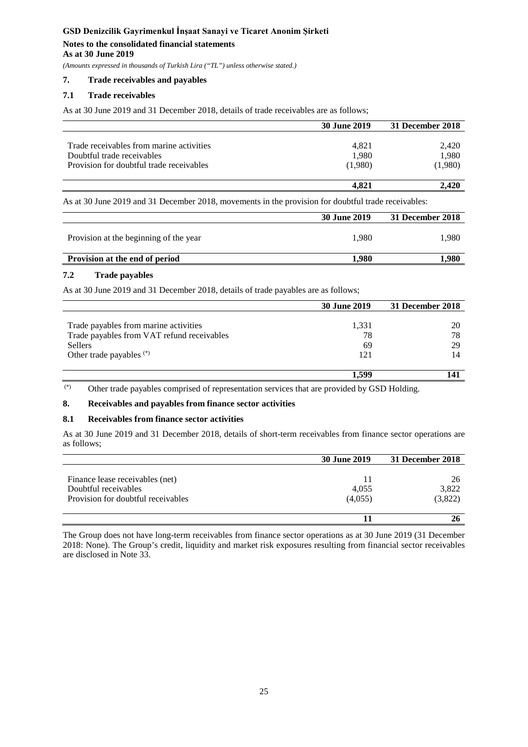## 7. Trade receivables and payables

### 7.1 Trade receivables

As at 30 June 2019 and 31 December 2018, details of trade receivables are as follows;

| | 30 June 2019 | 31 December 2018 |
|---|---|---|
| Trade receivables from marine activities | 4,821 | 2,420 |
| Doubtful trade receivables | 1,980 | 1,980 |
| Provision for doubtful trade receivables | (1,980) | (1,980) |
| | **4,821** | **2,420** |

As at 30 June 2019 and 31 December 2018, movements in the provision for doubtful trade receivables:

| | 30 June 2019 | 31 December 2018 |
|---|---|---|
| Provision at the beginning of the year | 1,980 | 1,980 |
| **Provision at the end of period** | **1,980** | **1,980** |

### 7.2 Trade payables

As at 30 June 2019 and 31 December 2018, details of trade payables are as follows;

| | 30 June 2019 | 31 December 2018 |
|---|---|---|
| Trade payables from marine activities | 1,331 | 20 |
| Trade payables from VAT refund receivables | 78 | 78 |
| Sellers | 69 | 29 |
| Other trade payables (*) | 121 | 14 |
| | **1,599** | **141** |

(*) Other trade payables comprised of representation services that are provided by GSD Holding.

## 8. Receivables and payables from finance sector activities

### 8.1 Receivables from finance sector activities

As at 30 June 2019 and 31 December 2018, details of short-term receivables from finance sector operations are as follows;

| | 30 June 2019 | 31 December 2018 |
|---|---|---|
| Finance lease receivables (net) | 11 | 26 |
| Doubtful receivables | 4,055 | 3,822 |
| Provision for doubtful receivables | (4,055) | (3,822) |
| | **11** | **26** |

The Group does not have long-term receivables from finance sector operations as at 30 June 2019 (31 December 2018: None). The Group's credit, liquidity and market risk exposures resulting from financial sector receivables are disclosed in Note 33.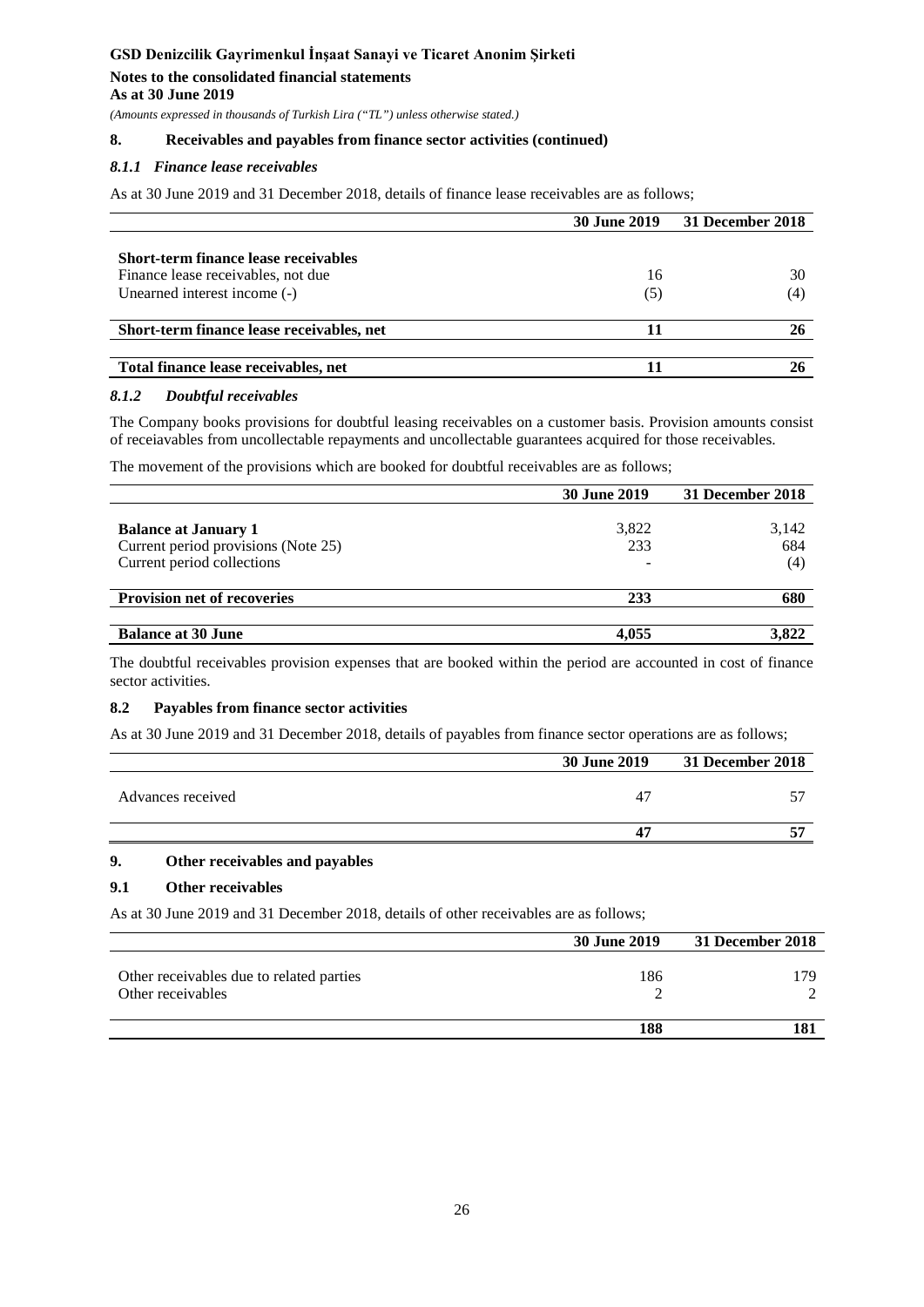## 8. Receivables and payables from finance sector activities (continued)

### *8.1.1 Finance lease receivables*

As at 30 June 2019 and 31 December 2018, details of finance lease receivables are as follows;

| | 30 June 2019 | 31 December 2018 |
|---|---|---|
| **Short-term finance lease receivables** | | |
| Finance lease receivables, not due | 16 | 30 |
| Unearned interest income (-) | (5) | (4) |
| **Short-term finance lease receivables, net** | **11** | **26** |
| **Total finance lease receivables, net** | **11** | **26** |

### *8.1.2 Doubtful receivables*

The Company books provisions for doubtful leasing receivables on a customer basis. Provision amounts consist of receaivables from uncollectable repayments and uncollectable guarantees acquired for those receivables.

The movement of the provisions which are booked for doubtful receivables are as follows;

| | 30 June 2019 | 31 December 2018 |
|---|---|---|
| **Balance at January 1** | 3,822 | 3,142 |
| Current period provisions (Note 25) | 233 | 684 |
| Current period collections | - | (4) |
| **Provision net of recoveries** | **233** | **680** |
| **Balance at 30 June** | **4,055** | **3,822** |

The doubtful receivables provision expenses that are booked within the period are accounted in cost of finance sector activities.

### 8.2 Payables from finance sector activities

As at 30 June 2019 and 31 December 2018, details of payables from finance sector operations are as follows;

| | 30 June 2019 | 31 December 2018 |
|---|---|---|
| Advances received | 47 | 57 |
| | **47** | **57** |

## 9. Other receivables and payables

### 9.1 Other receivables

As at 30 June 2019 and 31 December 2018, details of other receivables are as follows;

| | 30 June 2019 | 31 December 2018 |
|---|---|---|
| Other receivables due to related parties | 186 | 179 |
| Other receivables | 2 | 2 |
| | **188** | **181** |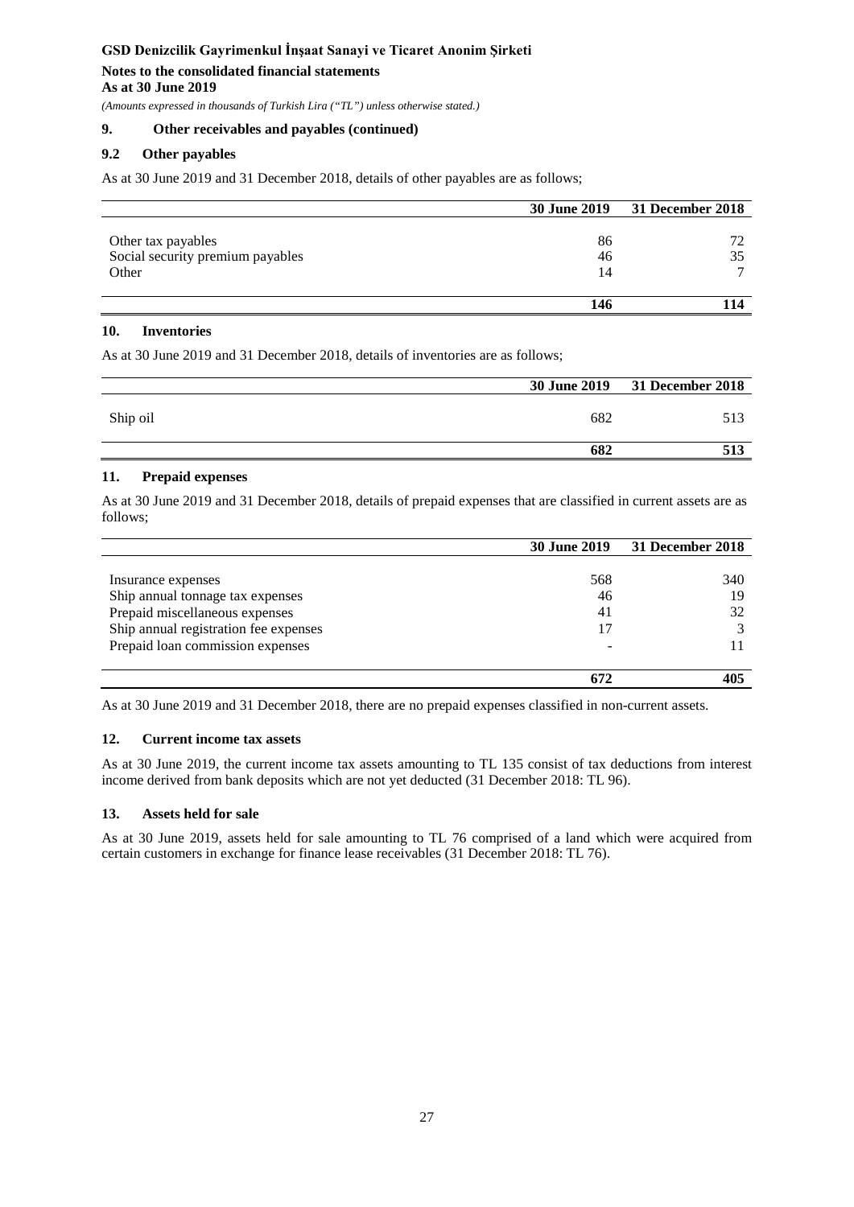## 9. Other receivables and payables (continued)

### 9.2 Other payables

As at 30 June 2019 and 31 December 2018, details of other payables are as follows;

| | 30 June 2019 | 31 December 2018 |
|---|---|---|
| Other tax payables | 86 | 72 |
| Social security premium payables | 46 | 35 |
| Other | 14 | 7 |
| | **146** | **114** |

## 10. Inventories

As at 30 June 2019 and 31 December 2018, details of inventories are as follows;

| | 30 June 2019 | 31 December 2018 |
|---|---|---|
| Ship oil | 682 | 513 |
| | **682** | **513** |

## 11. Prepaid expenses

As at 30 June 2019 and 31 December 2018, details of prepaid expenses that are classified in current assets are as follows;

| | 30 June 2019 | 31 December 2018 |
|---|---|---|
| Insurance expenses | 568 | 340 |
| Ship annual tonnage tax expenses | 46 | 19 |
| Prepaid miscellaneous expenses | 41 | 32 |
| Ship annual registration fee expenses | 17 | 3 |
| Prepaid loan commission expenses | - | 11 |
| | **672** | **405** |

As at 30 June 2019 and 31 December 2018, there are no prepaid expenses classified in non-current assets.

## 12. Current income tax assets

As at 30 June 2019, the current income tax assets amounting to TL 135 consist of tax deductions from interest income derived from bank deposits which are not yet deducted (31 December 2018: TL 96).

## 13. Assets held for sale

As at 30 June 2019, assets held for sale amounting to TL 76 comprised of a land which were acquired from certain customers in exchange for finance lease receivables (31 December 2018: TL 76).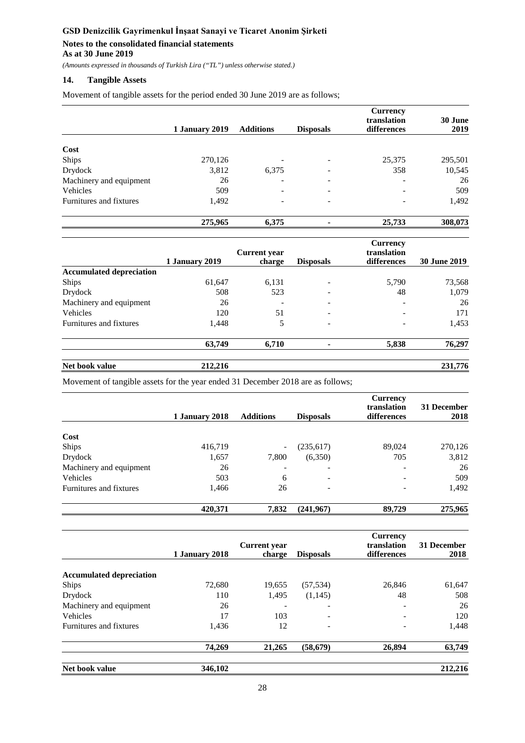# GSD Denizcilik Gayrimenkul İnşaat Sanayi ve Ticaret Anonim Şirketi

**Notes to the consolidated financial statements**
**As at 30 June 2019**

*(Amounts expressed in thousands of Turkish Lira ("TL") unless otherwise stated.)*

## 14. Tangible Assets

Movement of tangible assets for the period ended 30 June 2019 are as follows;

| | 1 January 2019 | Additions | Disposals | Currency translation differences | 30 June 2019 |
|---|---|---|---|---|---|
| **Cost** | | | | | |
| Ships | 270,126 | - | - | 25,375 | 295,501 |
| Drydock | 3,812 | 6,375 | - | 358 | 10,545 |
| Machinery and equipment | 26 | - | - | - | 26 |
| Vehicles | 509 | - | - | - | 509 |
| Furnitures and fixtures | 1,492 | - | - | - | 1,492 |
| | **275,965** | **6,375** | **-** | **25,733** | **308,073** |

| | 1 January 2019 | Current year charge | Disposals | Currency translation differences | 30 June 2019 |
|---|---|---|---|---|---|
| **Accumulated depreciation** | | | | | |
| Ships | 61,647 | 6,131 | - | 5,790 | 73,568 |
| Drydock | 508 | 523 | - | 48 | 1,079 |
| Machinery and equipment | 26 | - | - | - | 26 |
| Vehicles | 120 | 51 | - | - | 171 |
| Furnitures and fixtures | 1,448 | 5 | - | - | 1,453 |
| | **63,749** | **6,710** | **-** | **5,838** | **76,297** |
| **Net book value** | **212,216** | | | | **231,776** |

Movement of tangible assets for the year ended 31 December 2018 are as follows;

| | 1 January 2018 | Additions | Disposals | Currency translation differences | 31 December 2018 |
|---|---|---|---|---|---|
| **Cost** | | | | | |
| Ships | 416,719 | - | (235,617) | 89,024 | 270,126 |
| Drydock | 1,657 | 7,800 | (6,350) | 705 | 3,812 |
| Machinery and equipment | 26 | - | - | - | 26 |
| Vehicles | 503 | 6 | - | - | 509 |
| Furnitures and fixtures | 1,466 | 26 | - | - | 1,492 |
| | **420,371** | **7,832** | **(241,967)** | **89,729** | **275,965** |

| | 1 January 2018 | Current year charge | Disposals | Currency translation differences | 31 December 2018 |
|---|---|---|---|---|---|
| **Accumulated depreciation** | | | | | |
| Ships | 72,680 | 19,655 | (57,534) | 26,846 | 61,647 |
| Drydock | 110 | 1,495 | (1,145) | 48 | 508 |
| Machinery and equipment | 26 | - | - | - | 26 |
| Vehicles | 17 | 103 | - | - | 120 |
| Furnitures and fixtures | 1,436 | 12 | - | - | 1,448 |
| | **74,269** | **21,265** | **(58,679)** | **26,894** | **63,749** |
| **Net book value** | **346,102** | | | | **212,216** |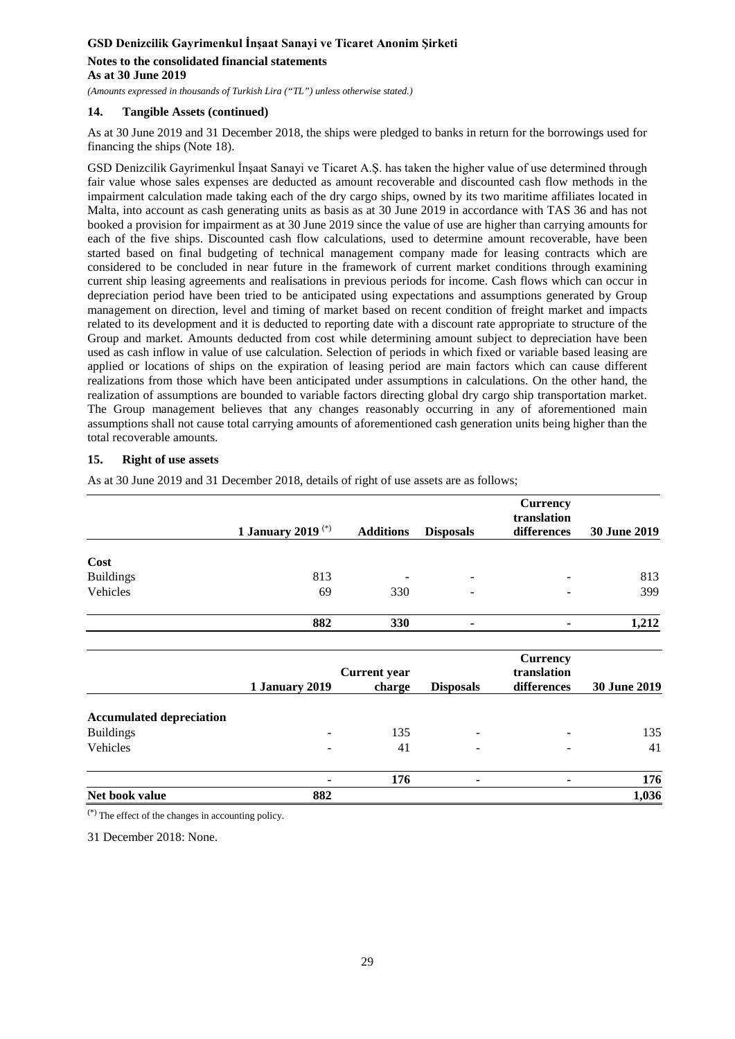## 14. Tangible Assets (continued)

As at 30 June 2019 and 31 December 2018, the ships were pledged to banks in return for the borrowings used for financing the ships (Note 18).

GSD Denizcilik Gayrimenkul İnşaat Sanayi ve Ticaret A.Ş. has taken the higher value of use determined through fair value whose sales expenses are deducted as amount recoverable and discounted cash flow methods in the impairment calculation made taking each of the dry cargo ships, owned by its two maritime affiliates located in Malta, into account as cash generating units as basis as at 30 June 2019 in accordance with TAS 36 and has not booked a provision for impairment as at 30 June 2019 since the value of use are higher than carrying amounts for each of the five ships. Discounted cash flow calculations, used to determine amount recoverable, have been started based on final budgeting of technical management company made for leasing contracts which are considered to be concluded in near future in the framework of current market conditions through examining current ship leasing agreements and realisations in previous periods for income. Cash flows which can occur in depreciation period have been tried to be anticipated using expectations and assumptions generated by Group management on direction, level and timing of market based on recent condition of freight market and impacts related to its development and it is deducted to reporting date with a discount rate appropriate to structure of the Group and market. Amounts deducted from cost while determining amount subject to depreciation have been used as cash inflow in value of use calculation. Selection of periods in which fixed or variable based leasing are applied or locations of ships on the expiration of leasing period are main factors which can cause different realizations from those which have been anticipated under assumptions in calculations. On the other hand, the realization of assumptions are bounded to variable factors directing global dry cargo ship transportation market. The Group management believes that any changes reasonably occurring in any of aforementioned main assumptions shall not cause total carrying amounts of aforementioned cash generation units being higher than the total recoverable amounts.

## 15. Right of use assets

As at 30 June 2019 and 31 December 2018, details of right of use assets are as follows;

| | 1 January 2019 (*) | Additions | Disposals | Currency translation differences | 30 June 2019 |
|---|---|---|---|---|---|
| **Cost** | | | | | |
| Buildings | 813 | - | - | - | 813 |
| Vehicles | 69 | 330 | - | - | 399 |
| | **882** | **330** | **-** | **-** | **1,212** |

| | 1 January 2019 | Current year charge | Disposals | Currency translation differences | 30 June 2019 |
|---|---|---|---|---|---|
| **Accumulated depreciation** | | | | | |
| Buildings | - | 135 | - | - | 135 |
| Vehicles | - | 41 | - | - | 41 |
| | **-** | **176** | **-** | **-** | **176** |
| **Net book value** | **882** | | | | **1,036** |

(*) The effect of the changes in accounting policy.

31 December 2018: None.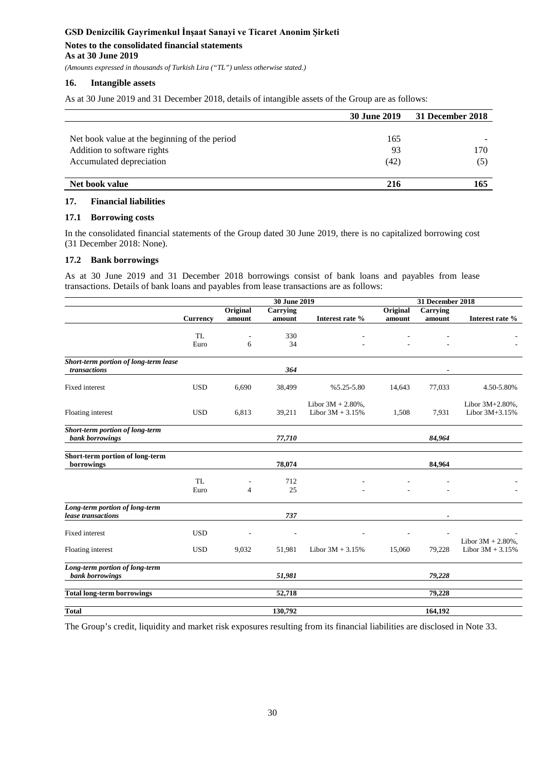## 16. Intangible assets

As at 30 June 2019 and 31 December 2018, details of intangible assets of the Group are as follows:

| | 30 June 2019 | 31 December 2018 |
|---|---|---|
| Net book value at the beginning of the period | 165 | - |
| Addition to software rights | 93 | 170 |
| Accumulated depreciation | (42) | (5) |
| **Net book value** | **216** | **165** |

## 17. Financial liabilities

### 17.1 Borrowing costs

In the consolidated financial statements of the Group dated 30 June 2019, there is no capitalized borrowing cost (31 December 2018: None).

### 17.2 Bank borrowings

As at 30 June 2019 and 31 December 2018 borrowings consist of bank loans and payables from lease transactions. Details of bank loans and payables from lease transactions are as follows:

| | | 30 June 2019 | | | 31 December 2018 | | |
|---|---|---|---|---|---|---|---|
| | **Currency** | **Original amount** | **Carrying amount** | **Interest rate %** | **Original amount** | **Carrying amount** | **Interest rate %** |
| | TL | - | 330 | - | - | - | - |
| | Euro | 6 | 34 | - | - | - | - |
| ***Short-term portion of long-term lease transactions*** | | | ***364*** | | | - | |
| Fixed interest | USD | 6,690 | 38,499 | %5.25-5.80 | 14,643 | 77,033 | 4.50-5.80% |
| Floating interest | USD | 6,813 | 39,211 | Libor 3M + 2.80%, Libor 3M + 3.15% | 1,508 | 7,931 | Libor 3M+2.80%, Libor 3M+3.15% |
| ***Short-term portion of long-term bank borrowings*** | | | ***77,710*** | | | ***84,964*** | |
| **Short-term portion of long-term borrowings** | | | **78,074** | | | **84,964** | |
| | TL | - | 712 | - | - | - | - |
| | Euro | 4 | 25 | - | - | - | - |
| ***Long-term portion of long-term lease transactions*** | | | ***737*** | | | - | |
| Fixed interest | USD | - | - | - | - | - | - |
| Floating interest | USD | 9,032 | 51,981 | Libor 3M + 3.15% | 15,060 | 79,228 | Libor 3M + 2.80%, Libor 3M + 3.15% |
| ***Long-term portion of long-term bank borrowings*** | | | ***51,981*** | | | ***79,228*** | |
| **Total long-term borrowings** | | | **52,718** | | | **79,228** | |
| **Total** | | | **130,792** | | | **164,192** | |

The Group's credit, liquidity and market risk exposures resulting from its financial liabilities are disclosed in Note 33.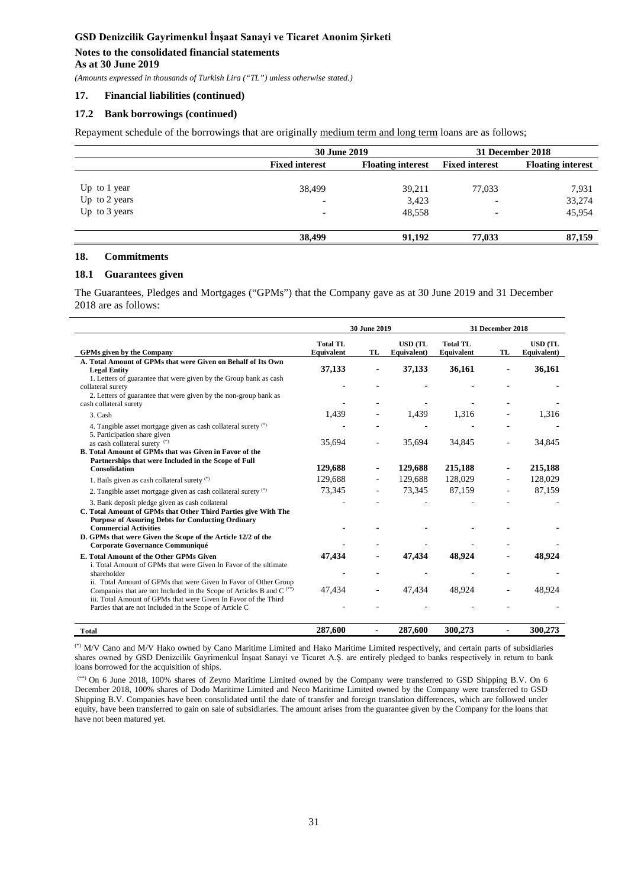**GSD Denizcilik Gayrimenkul İnşaat Sanayi ve Ticaret Anonim Şirketi**

**Notes to the consolidated financial statements**
**As at 30 June 2019**

*(Amounts expressed in thousands of Turkish Lira ("TL") unless otherwise stated.)*

## 17. Financial liabilities (continued)

### 17.2 Bank borrowings (continued)

Repayment schedule of the borrowings that are originally medium term and long term loans are as follows;

| | 30 June 2019 | | 31 December 2018 | |
|---|---|---|---|---|
| | **Fixed interest** | **Floating interest** | **Fixed interest** | **Floating interest** |
| Up to 1 year | 38,499 | 39,211 | 77,033 | 7,931 |
| Up to 2 years | - | 3,423 | - | 33,274 |
| Up to 3 years | - | 48,558 | - | 45,954 |
| | **38,499** | **91,192** | **77,033** | **87,159** |

## 18. Commitments

### 18.1 Guarantees given

The Guarantees, Pledges and Mortgages ("GPMs") that the Company gave as at 30 June 2019 and 31 December 2018 are as follows:

| | 30 June 2019 | | | 31 December 2018 | | |
|---|---|---|---|---|---|---|
| **GPMs given by the Company** | **Total TL Equivalent** | **TL** | **USD (TL Equivalent)** | **Total TL Equivalent** | **TL** | **USD (TL Equivalent)** |
| **A. Total Amount of GPMs that were Given on Behalf of Its Own Legal Entity** | **37,133** | **-** | **37,133** | **36,161** | **-** | **36,161** |
| 1. Letters of guarantee that were given by the Group bank as cash collateral surety | - | - | - | - | - | - |
| 2. Letters of guarantee that were given by the non-group bank as cash collateral surety | - | - | - | - | - | - |
| 3. Cash | 1,439 | - | 1,439 | 1,316 | - | 1,316 |
| 4. Tangible asset mortgage given as cash collateral surety (*) | - | - | - | - | - | - |
| 5. Participation share given as cash collateral surety (*) | 35,694 | - | 35,694 | 34,845 | - | 34,845 |
| **B. Total Amount of GPMs that was Given in Favor of the Partnerships that were Included in the Scope of Full Consolidation** | **129,688** | **-** | **129,688** | **215,188** | **-** | **215,188** |
| 1. Bails given as cash collateral surety (*) | 129,688 | - | 129,688 | 128,029 | - | 128,029 |
| 2. Tangible asset mortgage given as cash collateral surety (*) | 73,345 | - | 73,345 | 87,159 | - | 87,159 |
| 3. Bank deposit pledge given as cash collateral | - | - | - | - | - | - |
| **C. Total Amount of GPMs that Other Third Parties give With The Purpose of Assuring Debts for Conducting Ordinary Commercial Activities** | **-** | **-** | **-** | **-** | **-** | **-** |
| **D. GPMs that were Given the Scope of the Article 12/2 of the Corporate Governance Communiqué** | **-** | **-** | **-** | **-** | **-** | **-** |
| **E. Total Amount of the Other GPMs Given** | **47,434** | **-** | **47,434** | **48,924** | **-** | **48,924** |
| i. Total Amount of GPMs that were Given In Favor of the ultimate shareholder | - | - | - | - | - | - |
| ii. Total Amount of GPMs that were Given In Favor of Other Group Companies that are not Included in the Scope of Articles B and C (**) | 47,434 | - | 47,434 | 48,924 | - | 48,924 |
| iii. Total Amount of GPMs that were Given In Favor of the Third Parties that are not Included in the Scope of Article C | - | - | - | - | - | - |
| **Total** | **287,600** | **-** | **287,600** | **300,273** | **-** | **300,273** |

(*) M/V Cano and M/V Hako owned by Cano Maritime Limited and Hako Maritime Limited respectively, and certain parts of subsidiaries shares owned by GSD Denizcilik Gayrimenkul İnşaat Sanayi ve Ticaret A.Ş. are entirely pledged to banks respectively in return to bank loans borrowed for the acquisition of ships.

(**) On 6 June 2018, 100% shares of Zeyno Maritime Limited owned by the Company were transferred to GSD Shipping B.V. On 6 December 2018, 100% shares of Dodo Maritime Limited and Neco Maritime Limited owned by the Company were transferred to GSD Shipping B.V. Companies have been consolidated until the date of transfer and foreign translation differences, which are followed under equity, have been transferred to gain on sale of subsidiaries. The amount arises from the guarantee given by the Company for the loans that have not been matured yet.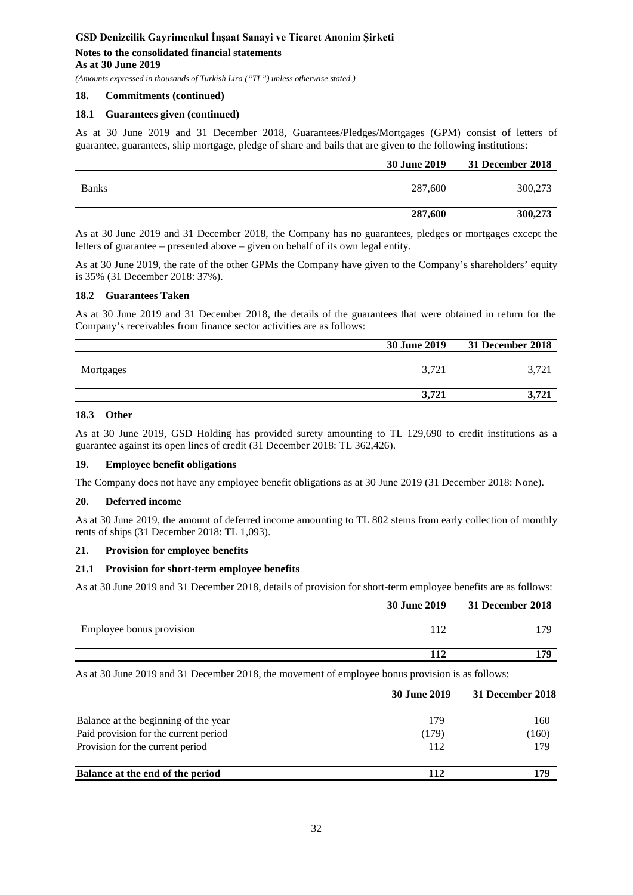## 18. Commitments (continued)

### 18.1 Guarantees given (continued)

As at 30 June 2019 and 31 December 2018, Guarantees/Pledges/Mortgages (GPM) consist of letters of guarantee, guarantees, ship mortgage, pledge of share and bails that are given to the following institutions:

| | 30 June 2019 | 31 December 2018 |
|---|---|---|
| Banks | 287,600 | 300,273 |
| | **287,600** | **300,273** |

As at 30 June 2019 and 31 December 2018, the Company has no guarantees, pledges or mortgages except the letters of guarantee – presented above – given on behalf of its own legal entity.

As at 30 June 2019, the rate of the other GPMs the Company have given to the Company's shareholders' equity is 35% (31 December 2018: 37%).

### 18.2 Guarantees Taken

As at 30 June 2019 and 31 December 2018, the details of the guarantees that were obtained in return for the Company's receivables from finance sector activities are as follows:

| | 30 June 2019 | 31 December 2018 |
|---|---|---|
| Mortgages | 3,721 | 3,721 |
| | **3,721** | **3,721** |

### 18.3 Other

As at 30 June 2019, GSD Holding has provided surety amounting to TL 129,690 to credit institutions as a guarantee against its open lines of credit (31 December 2018: TL 362,426).

## 19. Employee benefit obligations

The Company does not have any employee benefit obligations as at 30 June 2019 (31 December 2018: None).

## 20. Deferred income

As at 30 June 2019, the amount of deferred income amounting to TL 802 stems from early collection of monthly rents of ships (31 December 2018: TL 1,093).

## 21. Provision for employee benefits

### 21.1 Provision for short-term employee benefits

As at 30 June 2019 and 31 December 2018, details of provision for short-term employee benefits are as follows:

| | 30 June 2019 | 31 December 2018 |
|---|---|---|
| Employee bonus provision | 112 | 179 |
| | **112** | **179** |

As at 30 June 2019 and 31 December 2018, the movement of employee bonus provision is as follows:

| | 30 June 2019 | 31 December 2018 |
|---|---|---|
| Balance at the beginning of the year | 179 | 160 |
| Paid provision for the current period | (179) | (160) |
| Provision for the current period | 112 | 179 |
| **Balance at the end of the period** | **112** | **179** |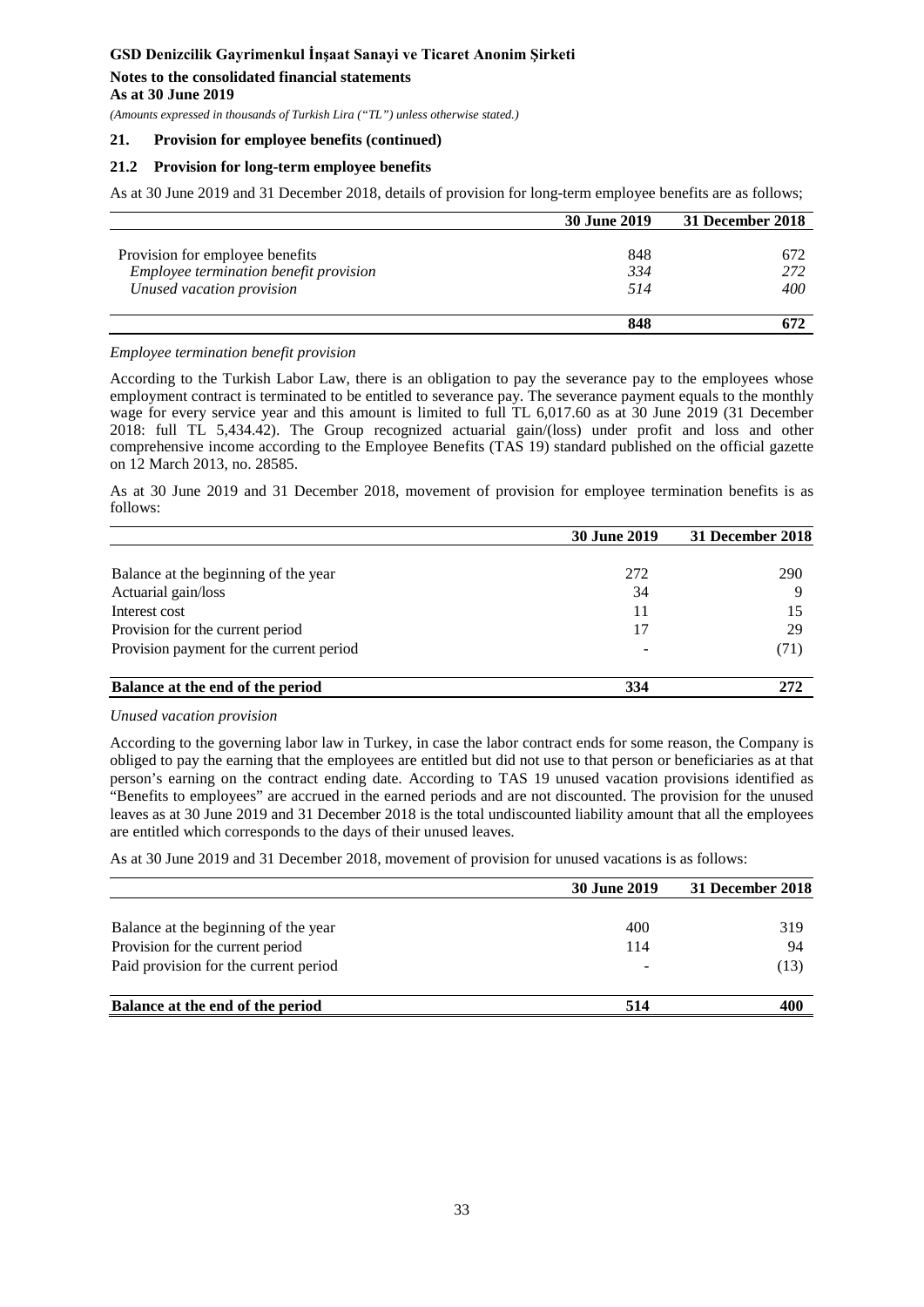## 21. Provision for employee benefits (continued)

### 21.2 Provision for long-term employee benefits

As at 30 June 2019 and 31 December 2018, details of provision for long-term employee benefits are as follows;

| | 30 June 2019 | 31 December 2018 |
|---|---|---|
| Provision for employee benefits | 848 | 672 |
| *Employee termination benefit provision* | *334* | *272* |
| *Unused vacation provision* | *514* | *400* |
| | **848** | **672** |

*Employee termination benefit provision*

According to the Turkish Labor Law, there is an obligation to pay the severance pay to the employees whose employment contract is terminated to be entitled to severance pay. The severance payment equals to the monthly wage for every service year and this amount is limited to full TL 6,017.60 as at 30 June 2019 (31 December 2018: full TL 5,434.42). The Group recognized actuarial gain/(loss) under profit and loss and other comprehensive income according to the Employee Benefits (TAS 19) standard published on the official gazette on 12 March 2013, no. 28585.

As at 30 June 2019 and 31 December 2018, movement of provision for employee termination benefits is as follows:

| | 30 June 2019 | 31 December 2018 |
|---|---|---|
| Balance at the beginning of the year | 272 | 290 |
| Actuarial gain/loss | 34 | 9 |
| Interest cost | 11 | 15 |
| Provision for the current period | 17 | 29 |
| Provision payment for the current period | - | (71) |
| **Balance at the end of the period** | **334** | **272** |

*Unused vacation provision*

According to the governing labor law in Turkey, in case the labor contract ends for some reason, the Company is obliged to pay the earning that the employees are entitled but did not use to that person or beneficiaries as at that person's earning on the contract ending date. According to TAS 19 unused vacation provisions identified as "Benefits to employees" are accrued in the earned periods and are not discounted. The provision for the unused leaves as at 30 June 2019 and 31 December 2018 is the total undiscounted liability amount that all the employees are entitled which corresponds to the days of their unused leaves.

As at 30 June 2019 and 31 December 2018, movement of provision for unused vacations is as follows:

| | 30 June 2019 | 31 December 2018 |
|---|---|---|
| Balance at the beginning of the year | 400 | 319 |
| Provision for the current period | 114 | 94 |
| Paid provision for the current period | - | (13) |
| **Balance at the end of the period** | **514** | **400** |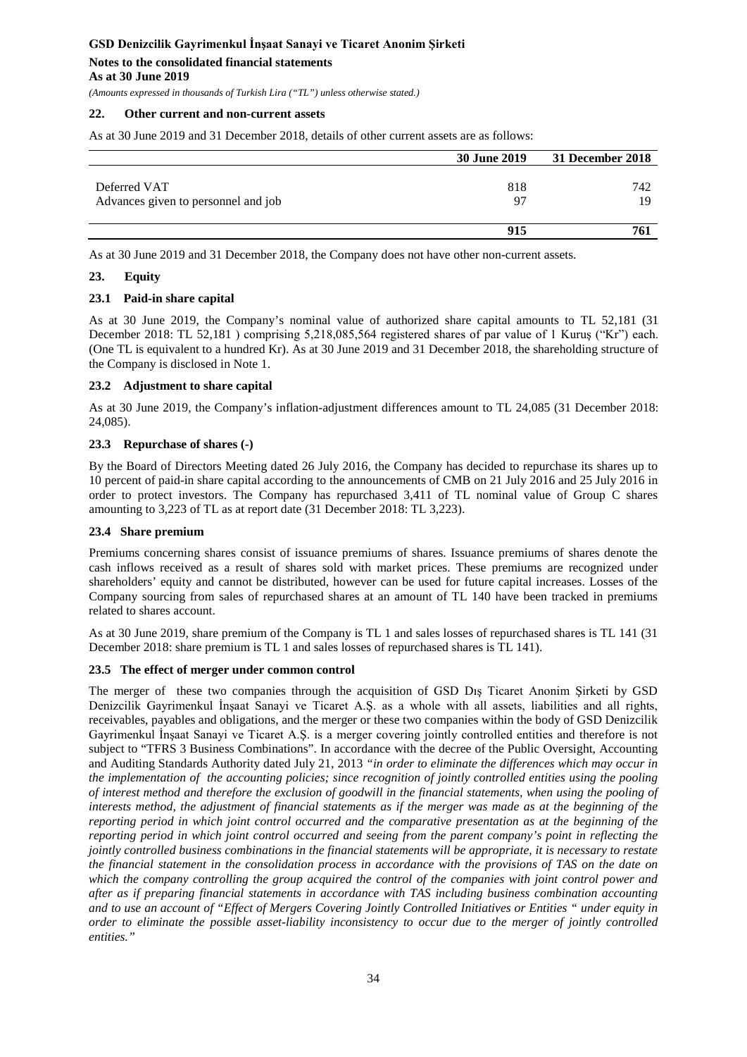## 22. Other current and non-current assets

As at 30 June 2019 and 31 December 2018, details of other current assets are as follows:

| | 30 June 2019 | 31 December 2018 |
|---|---|---|
| Deferred VAT | 818 | 742 |
| Advances given to personnel and job | 97 | 19 |
| | **915** | **761** |

As at 30 June 2019 and 31 December 2018, the Company does not have other non-current assets.

## 23. Equity

### 23.1 Paid-in share capital

As at 30 June 2019, the Company's nominal value of authorized share capital amounts to TL 52,181 (31 December 2018: TL 52,181 ) comprising 5,218,085,564 registered shares of par value of 1 Kuruş ("Kr") each. (One TL is equivalent to a hundred Kr). As at 30 June 2019 and 31 December 2018, the shareholding structure of the Company is disclosed in Note 1.

### 23.2 Adjustment to share capital

As at 30 June 2019, the Company's inflation-adjustment differences amount to TL 24,085 (31 December 2018: 24,085).

### 23.3 Repurchase of shares (-)

By the Board of Directors Meeting dated 26 July 2016, the Company has decided to repurchase its shares up to 10 percent of paid-in share capital according to the announcements of CMB on 21 July 2016 and 25 July 2016 in order to protect investors. The Company has repurchased 3,411 of TL nominal value of Group C shares amounting to 3,223 of TL as at report date (31 December 2018: TL 3,223).

### 23.4 Share premium

Premiums concerning shares consist of issuance premiums of shares. Issuance premiums of shares denote the cash inflows received as a result of shares sold with market prices. These premiums are recognized under shareholders' equity and cannot be distributed, however can be used for future capital increases. Losses of the Company sourcing from sales of repurchased shares at an amount of TL 140 have been tracked in premiums related to shares account.

As at 30 June 2019, share premium of the Company is TL 1 and sales losses of repurchased shares is TL 141 (31 December 2018: share premium is TL 1 and sales losses of repurchased shares is TL 141).

### 23.5 The effect of merger under common control

The merger of these two companies through the acquisition of GSD Dış Ticaret Anonim Şirketi by GSD Denizcilik Gayrimenkul İnşaat Sanayi ve Ticaret A.Ş. as a whole with all assets, liabilities and all rights, receivables, payables and obligations, and the merger or these two companies within the body of GSD Denizcilik Gayrimenkul İnşaat Sanayi ve Ticaret A.Ş. is a merger covering jointly controlled entities and therefore is not subject to "TFRS 3 Business Combinations". In accordance with the decree of the Public Oversight, Accounting and Auditing Standards Authority dated July 21, 2013 *"in order to eliminate the differences which may occur in the implementation of the accounting policies; since recognition of jointly controlled entities using the pooling of interest method and therefore the exclusion of goodwill in the financial statements, when using the pooling of interests method, the adjustment of financial statements as if the merger was made as at the beginning of the reporting period in which joint control occurred and the comparative presentation as at the beginning of the reporting period in which joint control occurred and seeing from the parent company's point in reflecting the jointly controlled business combinations in the financial statements will be appropriate, it is necessary to restate the financial statement in the consolidation process in accordance with the provisions of TAS on the date on which the company controlling the group acquired the control of the companies with joint control power and after as if preparing financial statements in accordance with TAS including business combination accounting and to use an account of "Effect of Mergers Covering Jointly Controlled Initiatives or Entities " under equity in order to eliminate the possible asset-liability inconsistency to occur due to the merger of jointly controlled entities."*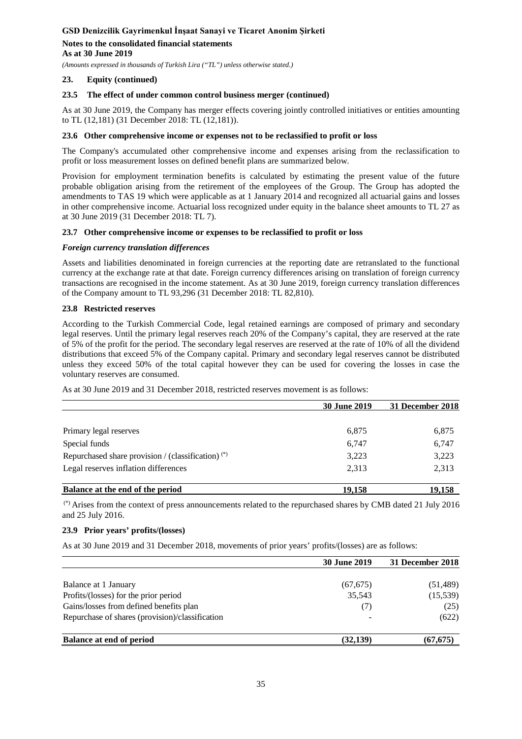## 23. Equity (continued)

### 23.5 The effect of under common control business merger (continued)

As at 30 June 2019, the Company has merger effects covering jointly controlled initiatives or entities amounting to TL (12,181) (31 December 2018: TL (12,181)).

### 23.6 Other comprehensive income or expenses not to be reclassified to profit or loss

The Company's accumulated other comprehensive income and expenses arising from the reclassification to profit or loss measurement losses on defined benefit plans are summarized below.

Provision for employment termination benefits is calculated by estimating the present value of the future probable obligation arising from the retirement of the employees of the Group. The Group has adopted the amendments to TAS 19 which were applicable as at 1 January 2014 and recognized all actuarial gains and losses in other comprehensive income. Actuarial loss recognized under equity in the balance sheet amounts to TL 27 as at 30 June 2019 (31 December 2018: TL 7).

### 23.7 Other comprehensive income or expenses to be reclassified to profit or loss

***Foreign currency translation differences***

Assets and liabilities denominated in foreign currencies at the reporting date are retranslated to the functional currency at the exchange rate at that date. Foreign currency differences arising on translation of foreign currency transactions are recognised in the income statement. As at 30 June 2019, foreign currency translation differences of the Company amount to TL 93,296 (31 December 2018: TL 82,810).

### 23.8 Restricted reserves

According to the Turkish Commercial Code, legal retained earnings are composed of primary and secondary legal reserves. Until the primary legal reserves reach 20% of the Company's capital, they are reserved at the rate of 5% of the profit for the period. The secondary legal reserves are reserved at the rate of 10% of all the dividend distributions that exceed 5% of the Company capital. Primary and secondary legal reserves cannot be distributed unless they exceed 50% of the total capital however they can be used for covering the losses in case the voluntary reserves are consumed.

As at 30 June 2019 and 31 December 2018, restricted reserves movement is as follows:

| | 30 June 2019 | 31 December 2018 |
|---|---|---|
| Primary legal reserves | 6,875 | 6,875 |
| Special funds | 6,747 | 6,747 |
| Repurchased share provision / (classification) (*) | 3,223 | 3,223 |
| Legal reserves inflation differences | 2,313 | 2,313 |
| **Balance at the end of the period** | **19,158** | **19,158** |

(*) Arises from the context of press announcements related to the repurchased shares by CMB dated 21 July 2016 and 25 July 2016.

### 23.9 Prior years' profits/(losses)

As at 30 June 2019 and 31 December 2018, movements of prior years' profits/(losses) are as follows:

| | 30 June 2019 | 31 December 2018 |
|---|---|---|
| Balance at 1 January | (67,675) | (51,489) |
| Profits/(losses) for the prior period | 35,543 | (15,539) |
| Gains/losses from defined benefits plan | (7) | (25) |
| Repurchase of shares (provision)/classification | - | (622) |
| **Balance at end of period** | **(32,139)** | **(67,675)** |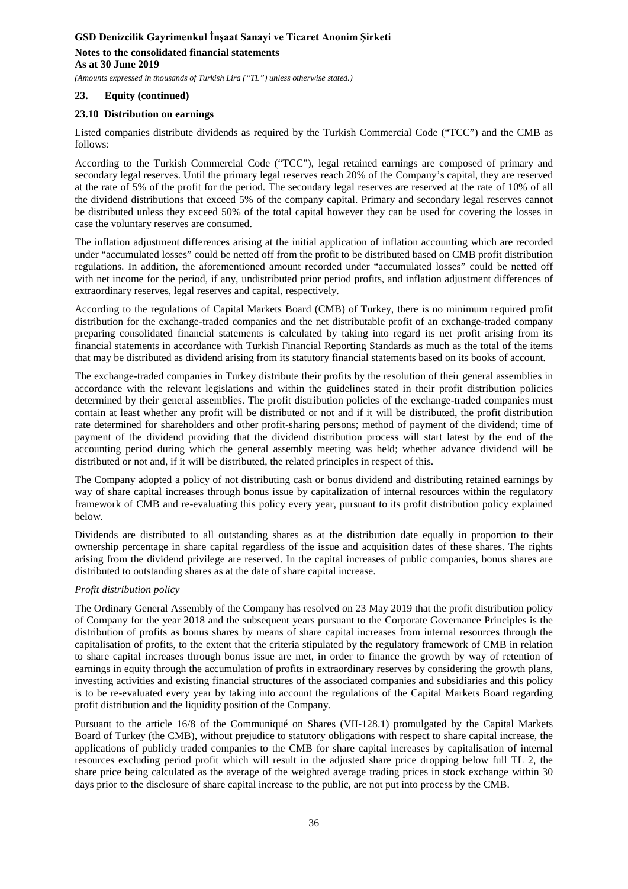## 23. Equity (continued)

### 23.10 Distribution on earnings

Listed companies distribute dividends as required by the Turkish Commercial Code ("TCC") and the CMB as follows:

According to the Turkish Commercial Code ("TCC"), legal retained earnings are composed of primary and secondary legal reserves. Until the primary legal reserves reach 20% of the Company's capital, they are reserved at the rate of 5% of the profit for the period. The secondary legal reserves are reserved at the rate of 10% of all the dividend distributions that exceed 5% of the company capital. Primary and secondary legal reserves cannot be distributed unless they exceed 50% of the total capital however they can be used for covering the losses in case the voluntary reserves are consumed.

The inflation adjustment differences arising at the initial application of inflation accounting which are recorded under "accumulated losses" could be netted off from the profit to be distributed based on CMB profit distribution regulations. In addition, the aforementioned amount recorded under "accumulated losses" could be netted off with net income for the period, if any, undistributed prior period profits, and inflation adjustment differences of extraordinary reserves, legal reserves and capital, respectively.

According to the regulations of Capital Markets Board (CMB) of Turkey, there is no minimum required profit distribution for the exchange-traded companies and the net distributable profit of an exchange-traded company preparing consolidated financial statements is calculated by taking into regard its net profit arising from its financial statements in accordance with Turkish Financial Reporting Standards as much as the total of the items that may be distributed as dividend arising from its statutory financial statements based on its books of account.

The exchange-traded companies in Turkey distribute their profits by the resolution of their general assemblies in accordance with the relevant legislations and within the guidelines stated in their profit distribution policies determined by their general assemblies. The profit distribution policies of the exchange-traded companies must contain at least whether any profit will be distributed or not and if it will be distributed, the profit distribution rate determined for shareholders and other profit-sharing persons; method of payment of the dividend; time of payment of the dividend providing that the dividend distribution process will start latest by the end of the accounting period during which the general assembly meeting was held; whether advance dividend will be distributed or not and, if it will be distributed, the related principles in respect of this.

The Company adopted a policy of not distributing cash or bonus dividend and distributing retained earnings by way of share capital increases through bonus issue by capitalization of internal resources within the regulatory framework of CMB and re-evaluating this policy every year, pursuant to its profit distribution policy explained below.

Dividends are distributed to all outstanding shares as at the distribution date equally in proportion to their ownership percentage in share capital regardless of the issue and acquisition dates of these shares. The rights arising from the dividend privilege are reserved. In the capital increases of public companies, bonus shares are distributed to outstanding shares as at the date of share capital increase.

*Profit distribution policy*

The Ordinary General Assembly of the Company has resolved on 23 May 2019 that the profit distribution policy of Company for the year 2018 and the subsequent years pursuant to the Corporate Governance Principles is the distribution of profits as bonus shares by means of share capital increases from internal resources through the capitalisation of profits, to the extent that the criteria stipulated by the regulatory framework of CMB in relation to share capital increases through bonus issue are met, in order to finance the growth by way of retention of earnings in equity through the accumulation of profits in extraordinary reserves by considering the growth plans, investing activities and existing financial structures of the associated companies and subsidiaries and this policy is to be re-evaluated every year by taking into account the regulations of the Capital Markets Board regarding profit distribution and the liquidity position of the Company.

Pursuant to the article 16/8 of the Communiqué on Shares (VII-128.1) promulgated by the Capital Markets Board of Turkey (the CMB), without prejudice to statutory obligations with respect to share capital increase, the applications of publicly traded companies to the CMB for share capital increases by capitalisation of internal resources excluding period profit which will result in the adjusted share price dropping below full TL 2, the share price being calculated as the average of the weighted average trading prices in stock exchange within 30 days prior to the disclosure of share capital increase to the public, are not put into process by the CMB.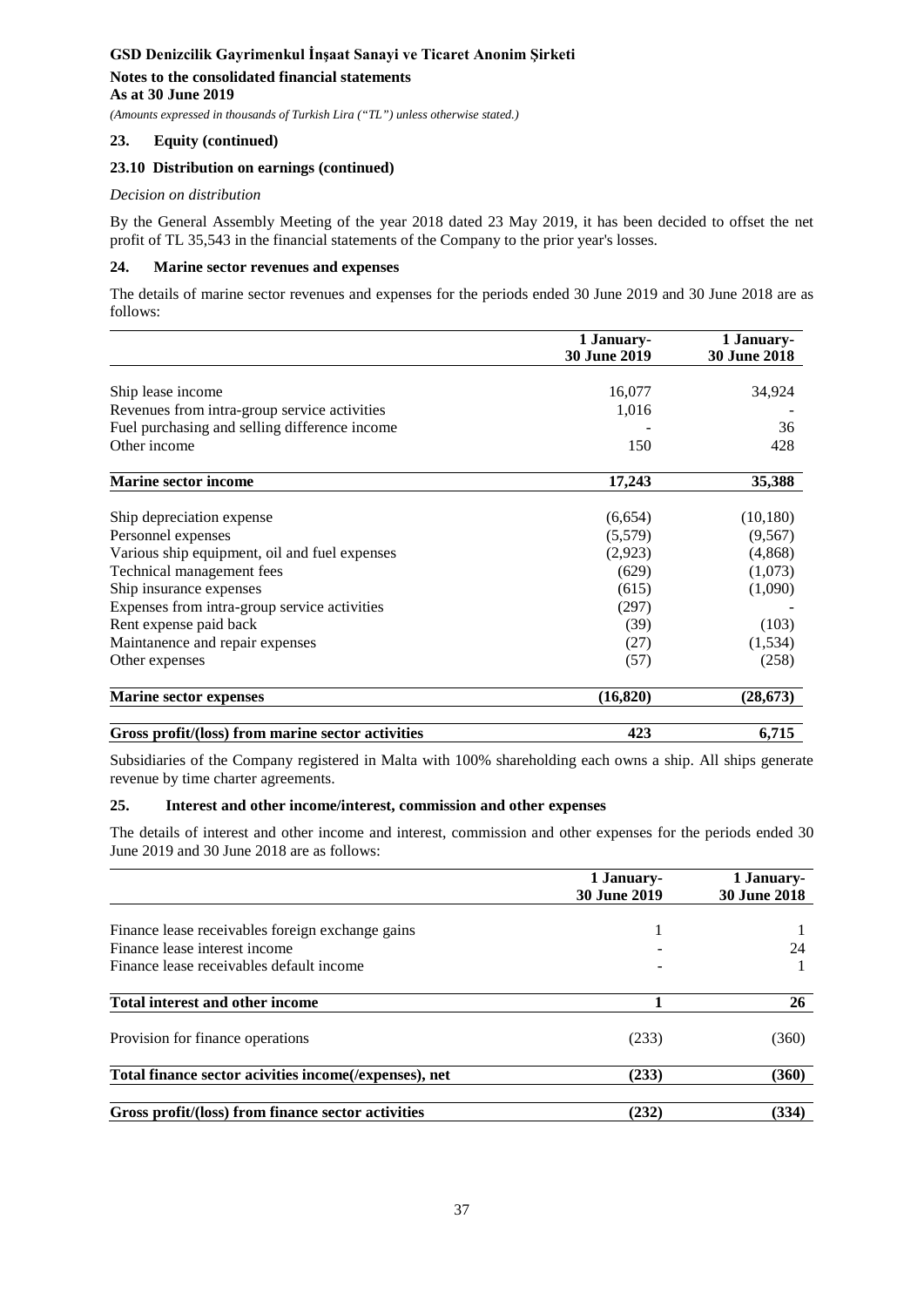### 23. Equity (continued)

#### 23.10 Distribution on earnings (continued)

*Decision on distribution*

By the General Assembly Meeting of the year 2018 dated 23 May 2019, it has been decided to offset the net profit of TL 35,543 in the financial statements of the Company to the prior year's losses.

### 24. Marine sector revenues and expenses

The details of marine sector revenues and expenses for the periods ended 30 June 2019 and 30 June 2018 are as follows:

| | 1 January-30 June 2019 | 1 January-30 June 2018 |
|---|---|---|
| Ship lease income | 16,077 | 34,924 |
| Revenues from intra-group service activities | 1,016 | - |
| Fuel purchasing and selling difference income | - | 36 |
| Other income | 150 | 428 |
| **Marine sector income** | **17,243** | **35,388** |
| Ship depreciation expense | (6,654) | (10,180) |
| Personnel expenses | (5,579) | (9,567) |
| Various ship equipment, oil and fuel expenses | (2,923) | (4,868) |
| Technical management fees | (629) | (1,073) |
| Ship insurance expenses | (615) | (1,090) |
| Expenses from intra-group service activities | (297) | - |
| Rent expense paid back | (39) | (103) |
| Maintanence and repair expenses | (27) | (1,534) |
| Other expenses | (57) | (258) |
| **Marine sector expenses** | **(16,820)** | **(28,673)** |
| **Gross profit/(loss) from marine sector activities** | **423** | **6,715** |

Subsidiaries of the Company registered in Malta with 100% shareholding each owns a ship. All ships generate revenue by time charter agreements.

### 25. Interest and other income/interest, commission and other expenses

The details of interest and other income and interest, commission and other expenses for the periods ended 30 June 2019 and 30 June 2018 are as follows:

| | 1 January-30 June 2019 | 1 January-30 June 2018 |
|---|---|---|
| Finance lease receivables foreign exchange gains | 1 | 1 |
| Finance lease interest income | - | 24 |
| Finance lease receivables default income | - | 1 |
| **Total interest and other income** | **1** | **26** |
| Provision for finance operations | (233) | (360) |
| **Total finance sector acivities income(/expenses), net** | **(233)** | **(360)** |
| **Gross profit/(loss) from finance sector activities** | **(232)** | **(334)** |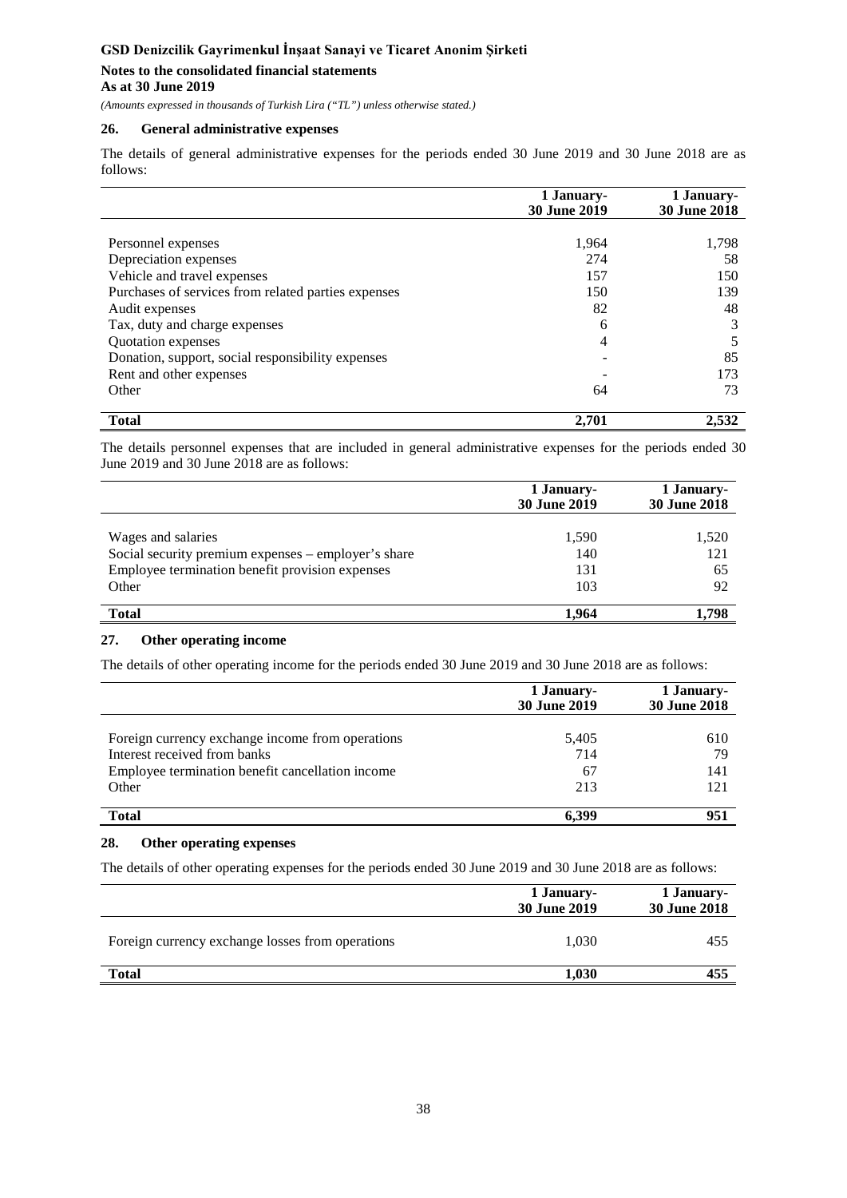**GSD Denizcilik Gayrimenkul İnşaat Sanayi ve Ticaret Anonim Şirketi**

**Notes to the consolidated financial statements**
**As at 30 June 2019**

*(Amounts expressed in thousands of Turkish Lira ("TL") unless otherwise stated.)*

## 26. General administrative expenses

The details of general administrative expenses for the periods ended 30 June 2019 and 30 June 2018 are as follows:

| | 1 January-<br>30 June 2019 | 1 January-<br>30 June 2018 |
|---|---|---|
| Personnel expenses | 1,964 | 1,798 |
| Depreciation expenses | 274 | 58 |
| Vehicle and travel expenses | 157 | 150 |
| Purchases of services from related parties expenses | 150 | 139 |
| Audit expenses | 82 | 48 |
| Tax, duty and charge expenses | 6 | 3 |
| Quotation expenses | 4 | 5 |
| Donation, support, social responsibility expenses | - | 85 |
| Rent and other expenses | - | 173 |
| Other | 64 | 73 |
| **Total** | **2,701** | **2,532** |

The details personnel expenses that are included in general administrative expenses for the periods ended 30 June 2019 and 30 June 2018 are as follows:

| | 1 January-<br>30 June 2019 | 1 January-<br>30 June 2018 |
|---|---|---|
| Wages and salaries | 1,590 | 1,520 |
| Social security premium expenses – employer's share | 140 | 121 |
| Employee termination benefit provision expenses | 131 | 65 |
| Other | 103 | 92 |
| **Total** | **1,964** | **1,798** |

## 27. Other operating income

The details of other operating income for the periods ended 30 June 2019 and 30 June 2018 are as follows:

| | 1 January-<br>30 June 2019 | 1 January-<br>30 June 2018 |
|---|---|---|
| Foreign currency exchange income from operations | 5,405 | 610 |
| Interest received from banks | 714 | 79 |
| Employee termination benefit cancellation income | 67 | 141 |
| Other | 213 | 121 |
| **Total** | **6,399** | **951** |

## 28. Other operating expenses

The details of other operating expenses for the periods ended 30 June 2019 and 30 June 2018 are as follows:

| | 1 January-<br>30 June 2019 | 1 January-<br>30 June 2018 |
|---|---|---|
| Foreign currency exchange losses from operations | 1,030 | 455 |
| **Total** | **1,030** | **455** |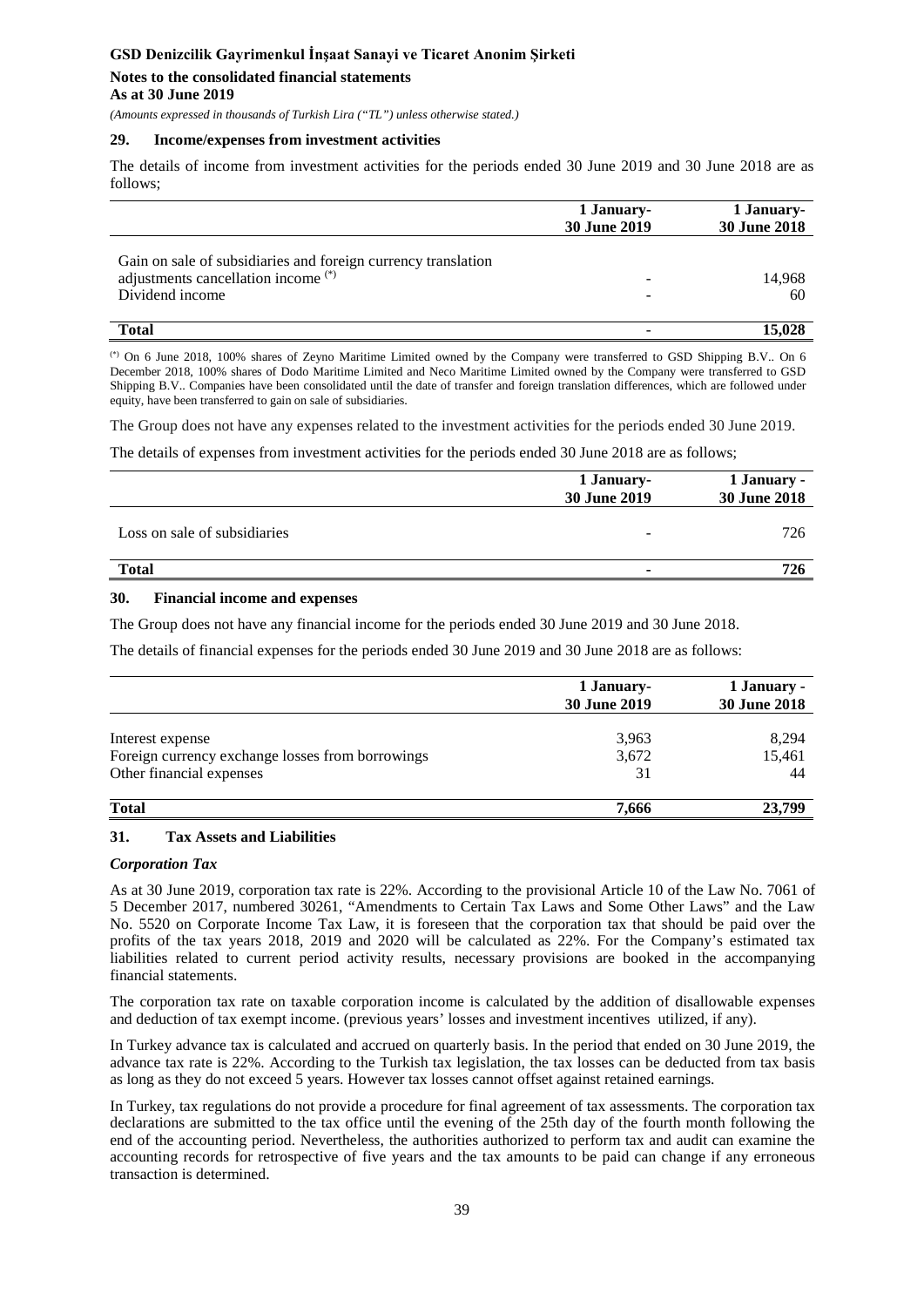## 29. Income/expenses from investment activities

The details of income from investment activities for the periods ended 30 June 2019 and 30 June 2018 are as follows;

| | 1 January-<br>30 June 2019 | 1 January-<br>30 June 2018 |
|---|---|---|
| Gain on sale of subsidiaries and foreign currency translation adjustments cancellation income (*) | - | 14,968 |
| Dividend income | - | 60 |
| **Total** | **-** | **15,028** |

(*) On 6 June 2018, 100% shares of Zeyno Maritime Limited owned by the Company were transferred to GSD Shipping B.V.. On 6 December 2018, 100% shares of Dodo Maritime Limited and Neco Maritime Limited owned by the Company were transferred to GSD Shipping B.V.. Companies have been consolidated until the date of transfer and foreign translation differences, which are followed under equity, have been transferred to gain on sale of subsidiaries.

The Group does not have any expenses related to the investment activities for the periods ended 30 June 2019.

The details of expenses from investment activities for the periods ended 30 June 2018 are as follows;

| | 1 January-<br>30 June 2019 | 1 January -<br>30 June 2018 |
|---|---|---|
| Loss on sale of subsidiaries | - | 726 |
| **Total** | **-** | **726** |

## 30. Financial income and expenses

The Group does not have any financial income for the periods ended 30 June 2019 and 30 June 2018.

The details of financial expenses for the periods ended 30 June 2019 and 30 June 2018 are as follows:

| | 1 January-<br>30 June 2019 | 1 January -<br>30 June 2018 |
|---|---|---|
| Interest expense | 3,963 | 8,294 |
| Foreign currency exchange losses from borrowings | 3,672 | 15,461 |
| Other financial expenses | 31 | 44 |
| **Total** | **7,666** | **23,799** |

## 31. Tax Assets and Liabilities

### *Corporation Tax*

As at 30 June 2019, corporation tax rate is 22%. According to the provisional Article 10 of the Law No. 7061 of 5 December 2017, numbered 30261, "Amendments to Certain Tax Laws and Some Other Laws" and the Law No. 5520 on Corporate Income Tax Law, it is foreseen that the corporation tax that should be paid over the profits of the tax years 2018, 2019 and 2020 will be calculated as 22%. For the Company's estimated tax liabilities related to current period activity results, necessary provisions are booked in the accompanying financial statements.

The corporation tax rate on taxable corporation income is calculated by the addition of disallowable expenses and deduction of tax exempt income. (previous years' losses and investment incentives utilized, if any).

In Turkey advance tax is calculated and accrued on quarterly basis. In the period that ended on 30 June 2019, the advance tax rate is 22%. According to the Turkish tax legislation, the tax losses can be deducted from tax basis as long as they do not exceed 5 years. However tax losses cannot offset against retained earnings.

In Turkey, tax regulations do not provide a procedure for final agreement of tax assessments. The corporation tax declarations are submitted to the tax office until the evening of the 25th day of the fourth month following the end of the accounting period. Nevertheless, the authorities authorized to perform tax and audit can examine the accounting records for retrospective of five years and the tax amounts to be paid can change if any erroneous transaction is determined.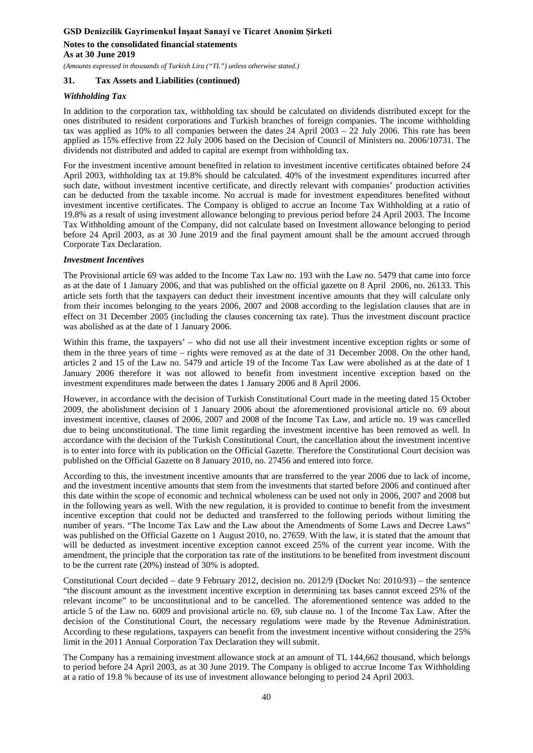### 31. Tax Assets and Liabilities (continued)

#### *Withholding Tax*

In addition to the corporation tax, withholding tax should be calculated on dividends distributed except for the ones distributed to resident corporations and Turkish branches of foreign companies. The income withholding tax was applied as 10% to all companies between the dates 24 April 2003 – 22 July 2006. This rate has been applied as 15% effective from 22 July 2006 based on the Decision of Council of Ministers no. 2006/10731. The dividends not distributed and added to capital are exempt from withholding tax.

For the investment incentive amount benefited in relation to investment incentive certificates obtained before 24 April 2003, withholding tax at 19.8% should be calculated. 40% of the investment expenditures incurred after such date, without investment incentive certificate, and directly relevant with companies' production activities can be deducted from the taxable income. No accrual is made for investment expenditures benefited without investment incentive certificates. The Company is obliged to accrue an Income Tax Withholding at a ratio of 19.8% as a result of using investment allowance belonging to previous period before 24 April 2003. The Income Tax Withholding amount of the Company, did not calculate based on Investment allowance belonging to period before 24 April 2003, as at 30 June 2019 and the final payment amount shall be the amount accrued through Corporate Tax Declaration.

#### *Investment Incentives*

The Provisional article 69 was added to the Income Tax Law no. 193 with the Law no. 5479 that came into force as at the date of 1 January 2006, and that was published on the official gazette on 8 April 2006, no. 26133. This article sets forth that the taxpayers can deduct their investment incentive amounts that they will calculate only from their incomes belonging to the years 2006, 2007 and 2008 according to the legislation clauses that are in effect on 31 December 2005 (including the clauses concerning tax rate). Thus the investment discount practice was abolished as at the date of 1 January 2006.

Within this frame, the taxpayers' – who did not use all their investment incentive exception rights or some of them in the three years of time – rights were removed as at the date of 31 December 2008. On the other hand, articles 2 and 15 of the Law no. 5479 and article 19 of the Income Tax Law were abolished as at the date of 1 January 2006 therefore it was not allowed to benefit from investment incentive exception based on the investment expenditures made between the dates 1 January 2006 and 8 April 2006.

However, in accordance with the decision of Turkish Constitutional Court made in the meeting dated 15 October 2009, the abolishment decision of 1 January 2006 about the aforementioned provisional article no. 69 about investment incentive, clauses of 2006, 2007 and 2008 of the Income Tax Law, and article no. 19 was cancelled due to being unconstitutional. The time limit regarding the investment incentive has been removed as well. In accordance with the decision of the Turkish Constitutional Court, the cancellation about the investment incentive is to enter into force with its publication on the Official Gazette. Therefore the Constitutional Court decision was published on the Official Gazette on 8 January 2010, no. 27456 and entered into force.

According to this, the investment incentive amounts that are transferred to the year 2006 due to lack of income, and the investment incentive amounts that stem from the investments that started before 2006 and continued after this date within the scope of economic and technical wholeness can be used not only in 2006, 2007 and 2008 but in the following years as well. With the new regulation, it is provided to continue to benefit from the investment incentive exception that could not be deducted and transferred to the following periods without limiting the number of years. "The Income Tax Law and the Law about the Amendments of Some Laws and Decree Laws" was published on the Official Gazette on 1 August 2010, no. 27659. With the law, it is stated that the amount that will be deducted as investment incentive exception cannot exceed 25% of the current year income. With the amendment, the principle that the corporation tax rate of the institutions to be benefited from investment discount to be the current rate (20%) instead of 30% is adopted.

Constitutional Court decided – date 9 February 2012, decision no. 2012/9 (Docket No: 2010/93) – the sentence "the discount amount as the investment incentive exception in determining tax bases cannot exceed 25% of the relevant income" to be unconstitutional and to be cancelled. The aforementioned sentence was added to the article 5 of the Law no. 6009 and provisional article no. 69, sub clause no. 1 of the Income Tax Law. After the decision of the Constitutional Court, the necessary regulations were made by the Revenue Administration. According to these regulations, taxpayers can benefit from the investment incentive without considering the 25% limit in the 2011 Annual Corporation Tax Declaration they will submit.

The Company has a remaining investment allowance stock at an amount of TL 144,662 thousand, which belongs to period before 24 April 2003, as at 30 June 2019. The Company is obliged to accrue Income Tax Withholding at a ratio of 19.8 % because of its use of investment allowance belonging to period 24 April 2003.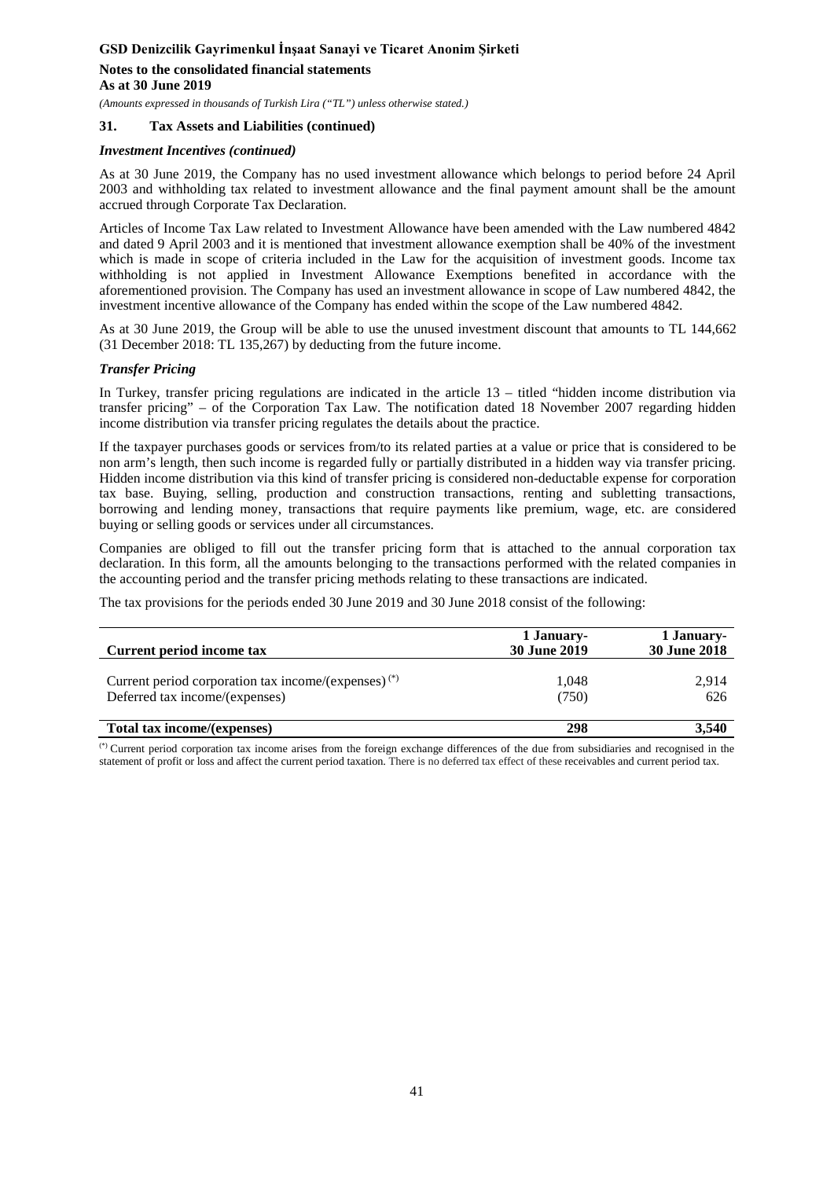### 31. Tax Assets and Liabilities (continued)

#### *Investment Incentives (continued)*

As at 30 June 2019, the Company has no used investment allowance which belongs to period before 24 April 2003 and withholding tax related to investment allowance and the final payment amount shall be the amount accrued through Corporate Tax Declaration.

Articles of Income Tax Law related to Investment Allowance have been amended with the Law numbered 4842 and dated 9 April 2003 and it is mentioned that investment allowance exemption shall be 40% of the investment which is made in scope of criteria included in the Law for the acquisition of investment goods. Income tax withholding is not applied in Investment Allowance Exemptions benefited in accordance with the aforementioned provision. The Company has used an investment allowance in scope of Law numbered 4842, the investment incentive allowance of the Company has ended within the scope of the Law numbered 4842.

As at 30 June 2019, the Group will be able to use the unused investment discount that amounts to TL 144,662 (31 December 2018: TL 135,267) by deducting from the future income.

#### *Transfer Pricing*

In Turkey, transfer pricing regulations are indicated in the article 13 – titled "hidden income distribution via transfer pricing" – of the Corporation Tax Law. The notification dated 18 November 2007 regarding hidden income distribution via transfer pricing regulates the details about the practice.

If the taxpayer purchases goods or services from/to its related parties at a value or price that is considered to be non arm's length, then such income is regarded fully or partially distributed in a hidden way via transfer pricing. Hidden income distribution via this kind of transfer pricing is considered non-deductable expense for corporation tax base. Buying, selling, production and construction transactions, renting and subletting transactions, borrowing and lending money, transactions that require payments like premium, wage, etc. are considered buying or selling goods or services under all circumstances.

Companies are obliged to fill out the transfer pricing form that is attached to the annual corporation tax declaration. In this form, all the amounts belonging to the transactions performed with the related companies in the accounting period and the transfer pricing methods relating to these transactions are indicated.

The tax provisions for the periods ended 30 June 2019 and 30 June 2018 consist of the following:

| **Current period income tax** | **1 January-30 June 2019** | **1 January-30 June 2018** |
|---|---|---|
| Current period corporation tax income/(expenses) (*) | 1,048 | 2,914 |
| Deferred tax income/(expenses) | (750) | 626 |
| **Total tax income/(expenses)** | **298** | **3,540** |

(*) Current period corporation tax income arises from the foreign exchange differences of the due from subsidiaries and recognised in the statement of profit or loss and affect the current period taxation. There is no deferred tax effect of these receivables and current period tax.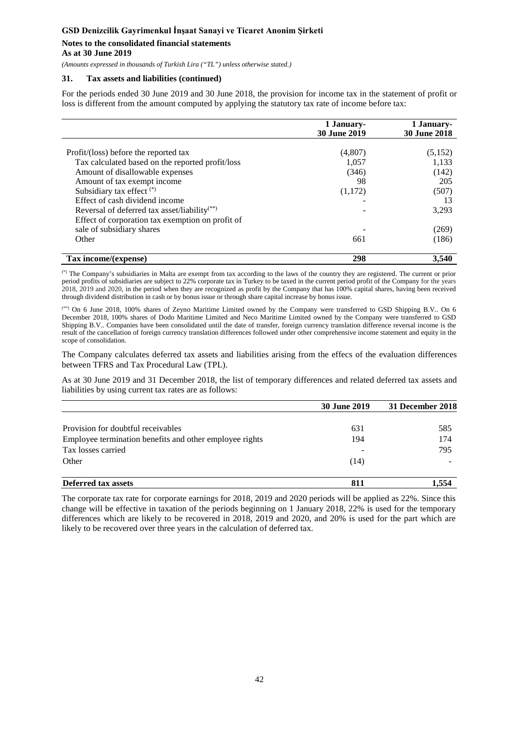## 31. Tax assets and liabilities (continued)

For the periods ended 30 June 2019 and 30 June 2018, the provision for income tax in the statement of profit or loss is different from the amount computed by applying the statutory tax rate of income before tax:

| | 1 January-30 June 2019 | 1 January-30 June 2018 |
|---|---|---|
| Profit/(loss) before the reported tax | (4,807) | (5,152) |
| Tax calculated based on the reported profit/loss | 1,057 | 1,133 |
| Amount of disallowable expenses | (346) | (142) |
| Amount of tax exempt income | 98 | 205 |
| Subsidiary tax effect (*) | (1,172) | (507) |
| Effect of cash dividend income | - | 13 |
| Reversal of deferred tax asset/liability(**) | - | 3,293 |
| Effect of corporation tax exemption on profit of sale of subsidiary shares | - | (269) |
| Other | 661 | (186) |
| **Tax income/(expense)** | **298** | **3,540** |

(*) The Company's subsidiaries in Malta are exempt from tax according to the laws of the country they are registered. The current or prior period profits of subsidiaries are subject to 22% corporate tax in Turkey to be taxed in the current period profit of the Company for the years 2018, 2019 and 2020, in the period when they are recognized as profit by the Company that has 100% capital shares, having been received through dividend distribution in cash or by bonus issue or through share capital increase by bonus issue.

(**) On 6 June 2018, 100% shares of Zeyno Maritime Limited owned by the Company were transferred to GSD Shipping B.V.. On 6 December 2018, 100% shares of Dodo Maritime Limited and Neco Maritime Limited owned by the Company were transferred to GSD Shipping B.V.. Companies have been consolidated until the date of transfer, foreign currency translation difference reversal income is the result of the cancellation of foreign currency translation differences followed under other comprehensive income statement and equity in the scope of consolidation.

The Company calculates deferred tax assets and liabilities arising from the effecs of the evaluation differences between TFRS and Tax Procedural Law (TPL).

As at 30 June 2019 and 31 December 2018, the list of temporary differences and related deferred tax assets and liabilities by using current tax rates are as follows:

| | 30 June 2019 | 31 December 2018 |
|---|---|---|
| Provision for doubtful receivables | 631 | 585 |
| Employee termination benefits and other employee rights | 194 | 174 |
| Tax losses carried | - | 795 |
| Other | (14) | - |
| **Deferred tax assets** | **811** | **1,554** |

The corporate tax rate for corporate earnings for 2018, 2019 and 2020 periods will be applied as 22%. Since this change will be effective in taxation of the periods beginning on 1 January 2018, 22% is used for the temporary differences which are likely to be recovered in 2018, 2019 and 2020, and 20% is used for the part which are likely to be recovered over three years in the calculation of deferred tax.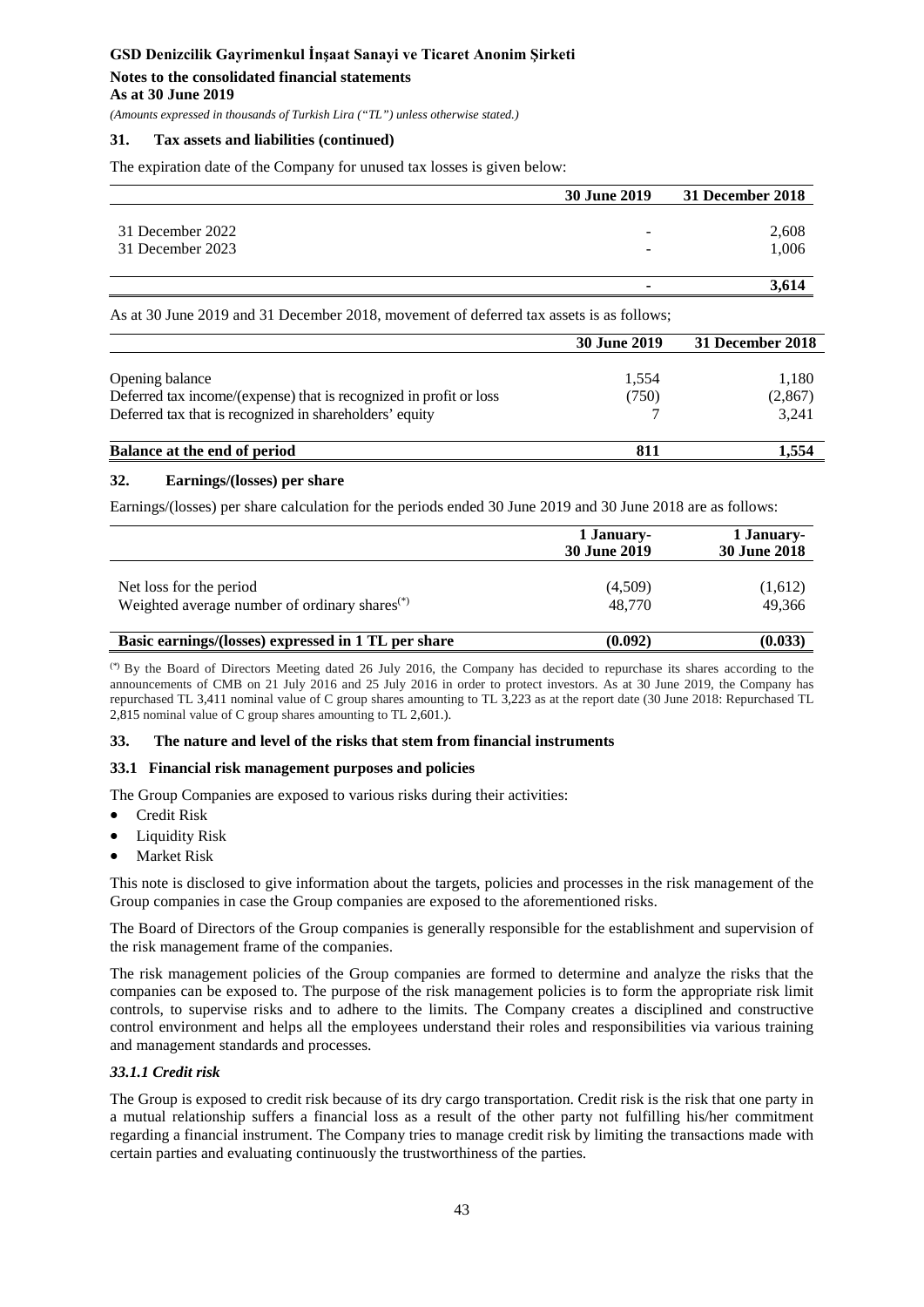## 31. Tax assets and liabilities (continued)

The expiration date of the Company for unused tax losses is given below:

| | 30 June 2019 | 31 December 2018 |
|---|---|---|
| 31 December 2022 | - | 2,608 |
| 31 December 2023 | - | 1,006 |
| | **-** | **3,614** |

As at 30 June 2019 and 31 December 2018, movement of deferred tax assets is as follows;

| | 30 June 2019 | 31 December 2018 |
|---|---|---|
| Opening balance | 1,554 | 1,180 |
| Deferred tax income/(expense) that is recognized in profit or loss | (750) | (2,867) |
| Deferred tax that is recognized in shareholders' equity | 7 | 3,241 |
| **Balance at the end of period** | **811** | **1,554** |

## 32. Earnings/(losses) per share

Earnings/(losses) per share calculation for the periods ended 30 June 2019 and 30 June 2018 are as follows:

| | 1 January-30 June 2019 | 1 January-30 June 2018 |
|---|---|---|
| Net loss for the period | (4,509) | (1,612) |
| Weighted average number of ordinary shares(*) | 48,770 | 49,366 |
| **Basic earnings/(losses) expressed in 1 TL per share** | **(0.092)** | **(0.033)** |

(*) By the Board of Directors Meeting dated 26 July 2016, the Company has decided to repurchase its shares according to the announcements of CMB on 21 July 2016 and 25 July 2016 in order to protect investors. As at 30 June 2019, the Company has repurchased TL 3,411 nominal value of C group shares amounting to TL 3,223 as at the report date (30 June 2018: Repurchased TL 2,815 nominal value of C group shares amounting to TL 2,601.).

## 33. The nature and level of the risks that stem from financial instruments

### 33.1 Financial risk management purposes and policies

The Group Companies are exposed to various risks during their activities:

- Credit Risk
- Liquidity Risk
- Market Risk

This note is disclosed to give information about the targets, policies and processes in the risk management of the Group companies in case the Group companies are exposed to the aforementioned risks.

The Board of Directors of the Group companies is generally responsible for the establishment and supervision of the risk management frame of the companies.

The risk management policies of the Group companies are formed to determine and analyze the risks that the companies can be exposed to. The purpose of the risk management policies is to form the appropriate risk limit controls, to supervise risks and to adhere to the limits. The Company creates a disciplined and constructive control environment and helps all the employees understand their roles and responsibilities via various training and management standards and processes.

#### *33.1.1 Credit risk*

The Group is exposed to credit risk because of its dry cargo transportation. Credit risk is the risk that one party in a mutual relationship suffers a financial loss as a result of the other party not fulfilling his/her commitment regarding a financial instrument. The Company tries to manage credit risk by limiting the transactions made with certain parties and evaluating continuously the trustworthiness of the parties.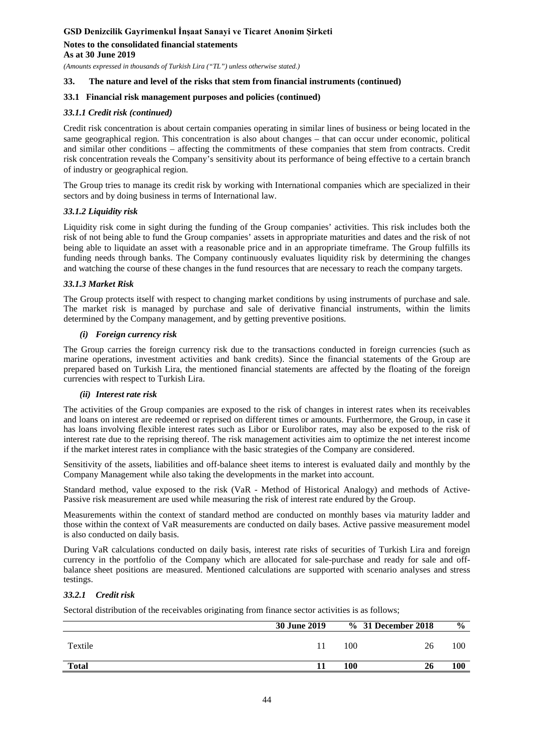### 33. The nature and level of the risks that stem from financial instruments (continued)

#### 33.1 Financial risk management purposes and policies (continued)

##### *33.1.1 Credit risk (continued)*

Credit risk concentration is about certain companies operating in similar lines of business or being located in the same geographical region. This concentration is also about changes – that can occur under economic, political and similar other conditions – affecting the commitments of these companies that stem from contracts. Credit risk concentration reveals the Company's sensitivity about its performance of being effective to a certain branch of industry or geographical region.

The Group tries to manage its credit risk by working with International companies which are specialized in their sectors and by doing business in terms of International law.

##### *33.1.2 Liquidity risk*

Liquidity risk come in sight during the funding of the Group companies' activities. This risk includes both the risk of not being able to fund the Group companies' assets in appropriate maturities and dates and the risk of not being able to liquidate an asset with a reasonable price and in an appropriate timeframe. The Group fulfills its funding needs through banks. The Company continuously evaluates liquidity risk by determining the changes and watching the course of these changes in the fund resources that are necessary to reach the company targets.

##### *33.1.3 Market Risk*

The Group protects itself with respect to changing market conditions by using instruments of purchase and sale. The market risk is managed by purchase and sale of derivative financial instruments, within the limits determined by the Company management, and by getting preventive positions.

***(i) Foreign currency risk***

The Group carries the foreign currency risk due to the transactions conducted in foreign currencies (such as marine operations, investment activities and bank credits). Since the financial statements of the Group are prepared based on Turkish Lira, the mentioned financial statements are affected by the floating of the foreign currencies with respect to Turkish Lira.

***(ii) Interest rate risk***

The activities of the Group companies are exposed to the risk of changes in interest rates when its receivables and loans on interest are redeemed or reprised on different times or amounts. Furthermore, the Group, in case it has loans involving flexible interest rates such as Libor or Eurolibor rates, may also be exposed to the risk of interest rate due to the repricing thereof. The risk management activities aim to optimize the net interest income if the market interest rates in compliance with the basic strategies of the Company are considered.

Sensitivity of the assets, liabilities and off-balance sheet items to interest is evaluated daily and monthly by the Company Management while also taking the developments in the market into account.

Standard method, value exposed to the risk (VaR - Method of Historical Analogy) and methods of Active-Passive risk measurement are used while measuring the risk of interest rate endured by the Group.

Measurements within the context of standard method are conducted on monthly bases via maturity ladder and those within the context of VaR measurements are conducted on daily bases. Active passive measurement model is also conducted on daily basis.

During VaR calculations conducted on daily basis, interest rate risks of securities of Turkish Lira and foreign currency in the portfolio of the Company which are allocated for sale-purchase and ready for sale and off-balance sheet positions are measured. Mentioned calculations are supported with scenario analyses and stress testings.

##### *33.2.1 Credit risk*

Sectoral distribution of the receivables originating from finance sector activities is as follows;

| | 30 June 2019 | % | 31 December 2018 | % |
|---|---|---|---|---|
| Textile | 11 | 100 | 26 | 100 |
| **Total** | **11** | **100** | **26** | **100** |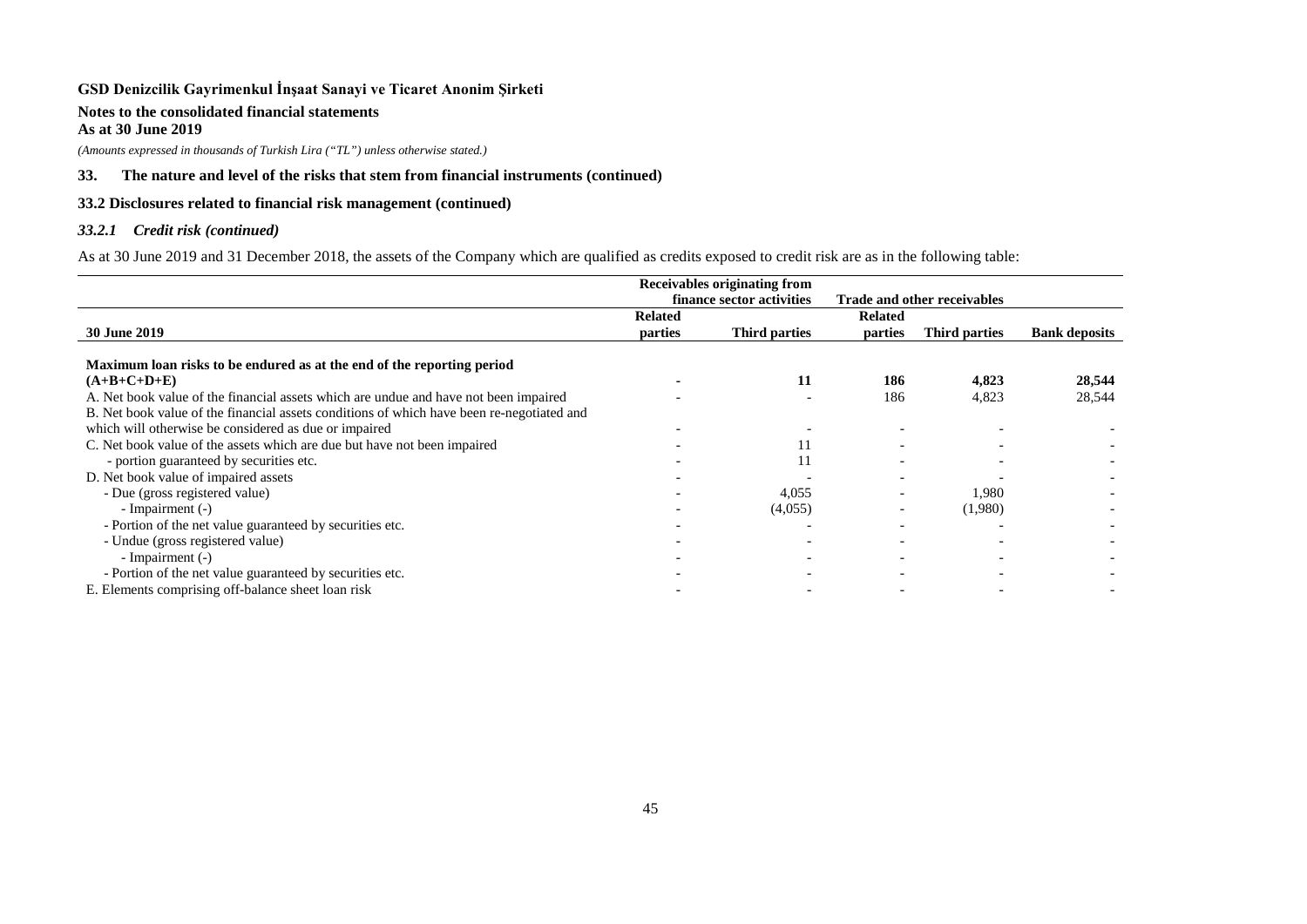**GSD Denizcilik Gayrimenkul İnşaat Sanayi ve Ticaret Anonim Şirketi**

**Notes to the consolidated financial statements**
**As at 30 June 2019**

*(Amounts expressed in thousands of Turkish Lira ("TL") unless otherwise stated.)*

### 33. The nature and level of the risks that stem from financial instruments (continued)

### 33.2 Disclosures related to financial risk management (continued)

#### *33.2.1 Credit risk (continued)*

As at 30 June 2019 and 31 December 2018, the assets of the Company which are qualified as credits exposed to credit risk are as in the following table:

| | Receivables originating from finance sector activities | | Trade and other receivables | | |
|---|---|---|---|---|---|
| **30 June 2019** | **Related parties** | **Third parties** | **Related parties** | **Third parties** | **Bank deposits** |
| **Maximum loan risks to be endured as at the end of the reporting period (A+B+C+D+E)** | **-** | **11** | **186** | **4,823** | **28,544** |
| A. Net book value of the financial assets which are undue and have not been impaired | - | - | 186 | 4,823 | 28,544 |
| B. Net book value of the financial assets conditions of which have been re-negotiated and which will otherwise be considered as due or impaired | - | - | - | - | - |
| C. Net book value of the assets which are due but have not been impaired | - | 11 | - | - | - |
| - portion guaranteed by securities etc. | - | 11 | - | - | - |
| D. Net book value of impaired assets | - | - | - | - | - |
| - Due (gross registered value) | - | 4,055 | - | 1,980 | - |
| - Impairment (-) | - | (4,055) | - | (1,980) | - |
| - Portion of the net value guaranteed by securities etc. | - | - | - | - | - |
| - Undue (gross registered value) | - | - | - | - | - |
| - Impairment (-) | - | - | - | - | - |
| - Portion of the net value guaranteed by securities etc. | - | - | - | - | - |
| E. Elements comprising off-balance sheet loan risk | - | - | - | - | - |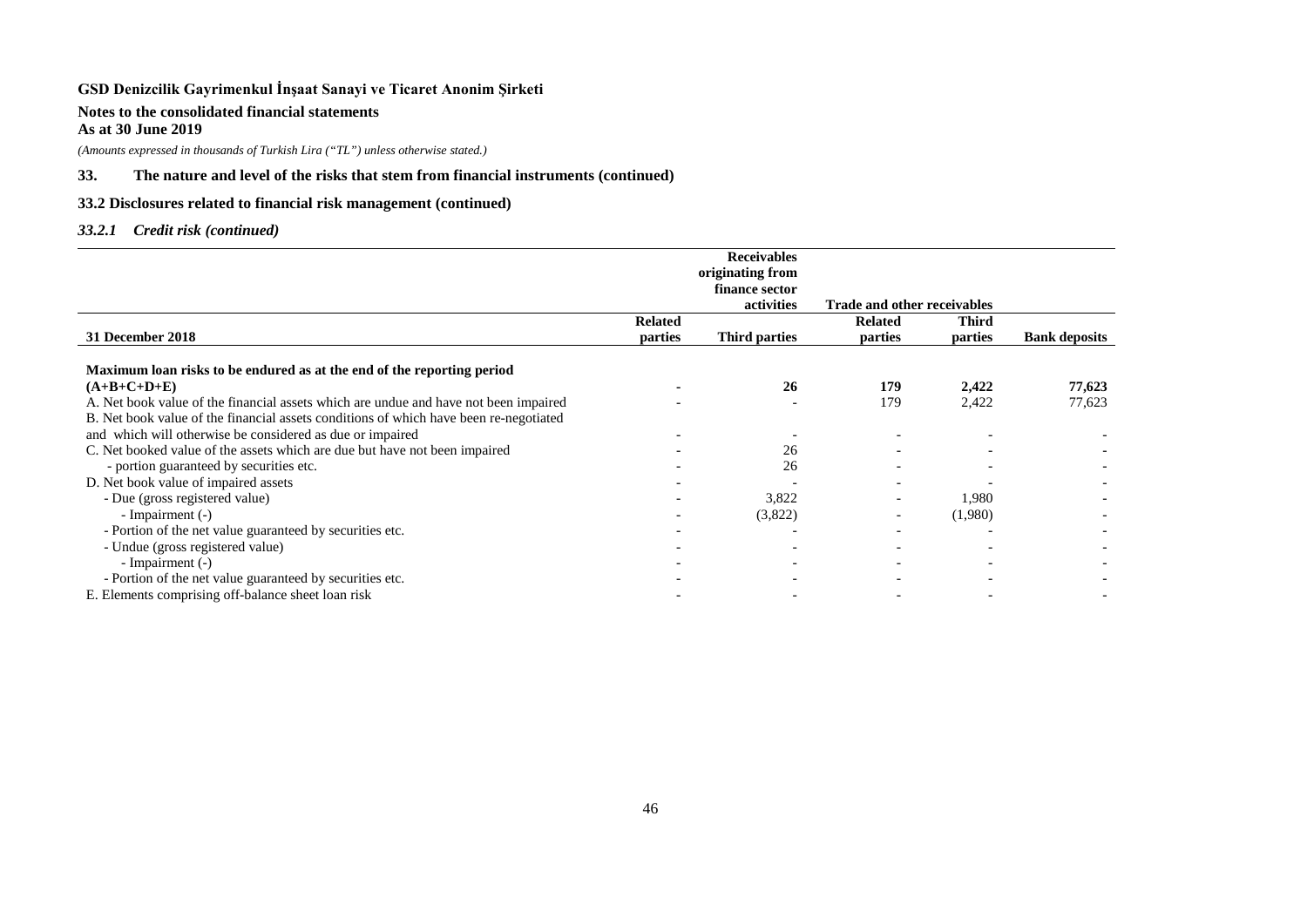**GSD Denizcilik Gayrimenkul İnşaat Sanayi ve Ticaret Anonim Şirketi**

**Notes to the consolidated financial statements**
**As at 30 June 2019**

*(Amounts expressed in thousands of Turkish Lira ("TL") unless otherwise stated.)*

## 33. The nature and level of the risks that stem from financial instruments (continued)

### 33.2 Disclosures related to financial risk management (continued)

#### *33.2.1 Credit risk (continued)*

| | Receivables originating from finance sector activities | | Trade and other receivables | | |
|---|---|---|---|---|---|
| **31 December 2018** | **Related parties** | **Third parties** | **Related parties** | **Third parties** | **Bank deposits** |
| **Maximum loan risks to be endured as at the end of the reporting period (A+B+C+D+E)** | **-** | **26** | **179** | **2,422** | **77,623** |
| A. Net book value of the financial assets which are undue and have not been impaired | - | - | 179 | 2,422 | 77,623 |
| B. Net book value of the financial assets conditions of which have been re-negotiated and which will otherwise be considered as due or impaired | - | - | - | - | - |
| C. Net booked value of the assets which are due but have not been impaired | - | 26 | - | - | - |
| - portion guaranteed by securities etc. | - | 26 | - | - | - |
| D. Net book value of impaired assets | - | - | - | - | - |
| - Due (gross registered value) | - | 3,822 | - | 1,980 | - |
| - Impairment (-) | - | (3,822) | - | (1,980) | - |
| - Portion of the net value guaranteed by securities etc. | - | - | - | - | - |
| - Undue (gross registered value) | - | - | - | - | - |
| - Impairment (-) | - | - | - | - | - |
| - Portion of the net value guaranteed by securities etc. | - | - | - | - | - |
| E. Elements comprising off-balance sheet loan risk | - | - | - | - | - |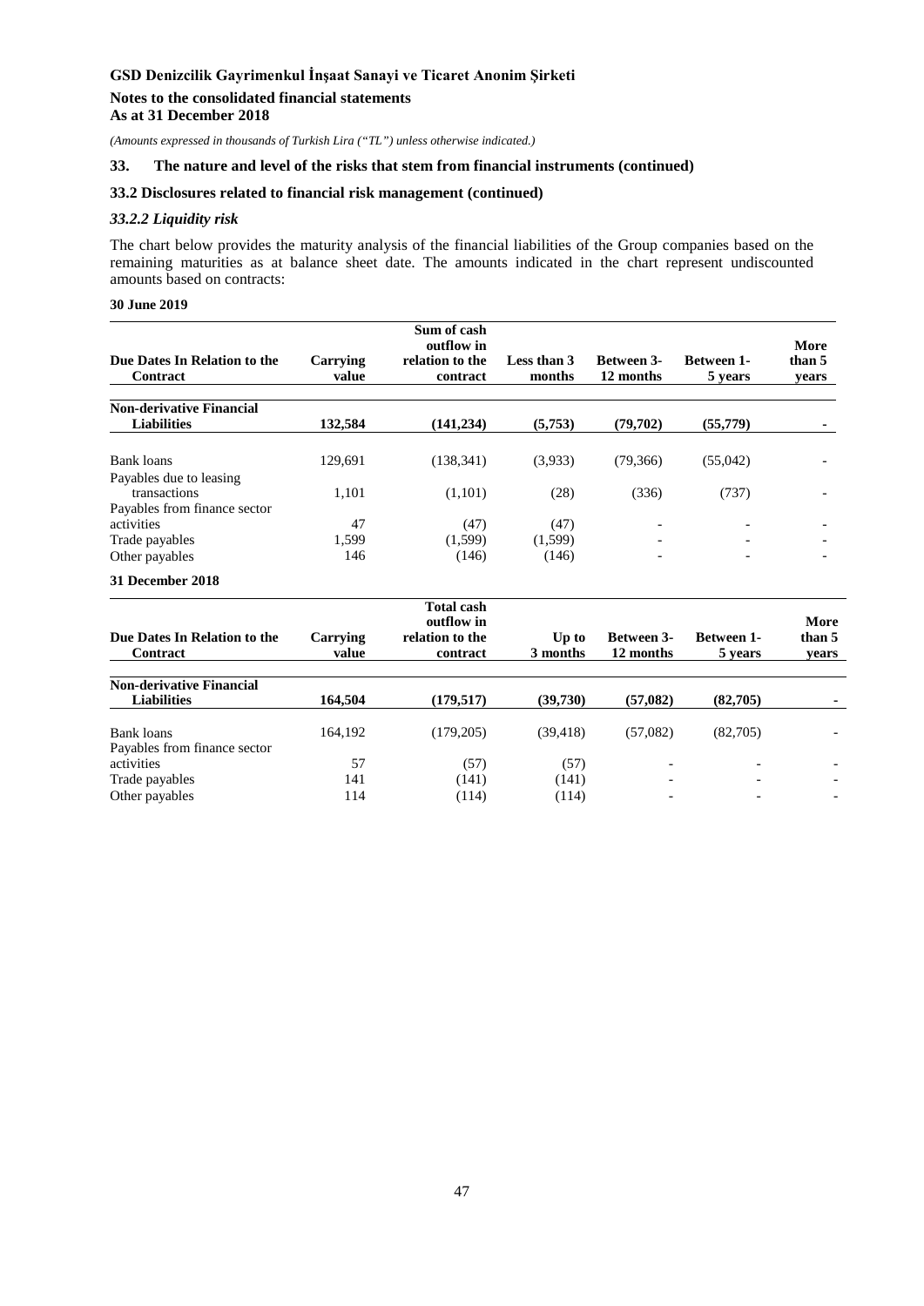**GSD Denizcilik Gayrimenkul İnşaat Sanayi ve Ticaret Anonim Şirketi**

**Notes to the consolidated financial statements**
**As at 31 December 2018**

*(Amounts expressed in thousands of Turkish Lira ("TL") unless otherwise indicated.)*

## 33. The nature and level of the risks that stem from financial instruments (continued)

### 33.2 Disclosures related to financial risk management (continued)

#### *33.2.2 Liquidity risk*

The chart below provides the maturity analysis of the financial liabilities of the Group companies based on the remaining maturities as at balance sheet date. The amounts indicated in the chart represent undiscounted amounts based on contracts:

**30 June 2019**

| Due Dates In Relation to the Contract | Carrying value | Sum of cash outflow in relation to the contract | Less than 3 months | Between 3-12 months | Between 1-5 years | More than 5 years |
|---|---|---|---|---|---|---|
| **Non-derivative Financial Liabilities** | **132,584** | **(141,234)** | **(5,753)** | **(79,702)** | **(55,779)** | **-** |
| Bank loans | 129,691 | (138,341) | (3,933) | (79,366) | (55,042) | - |
| Payables due to leasing transactions | 1,101 | (1,101) | (28) | (336) | (737) | - |
| Payables from finance sector activities | 47 | (47) | (47) | - | - | - |
| Trade payables | 1,599 | (1,599) | (1,599) | - | - | - |
| Other payables | 146 | (146) | (146) | - | - | - |

**31 December 2018**

| Due Dates In Relation to the Contract | Carrying value | Total cash outflow in relation to the contract | Up to 3 months | Between 3-12 months | Between 1-5 years | More than 5 years |
|---|---|---|---|---|---|---|
| **Non-derivative Financial Liabilities** | **164,504** | **(179,517)** | **(39,730)** | **(57,082)** | **(82,705)** | **-** |
| Bank loans | 164,192 | (179,205) | (39,418) | (57,082) | (82,705) | - |
| Payables from finance sector activities | 57 | (57) | (57) | - | - | - |
| Trade payables | 141 | (141) | (141) | - | - | - |
| Other payables | 114 | (114) | (114) | - | - | - |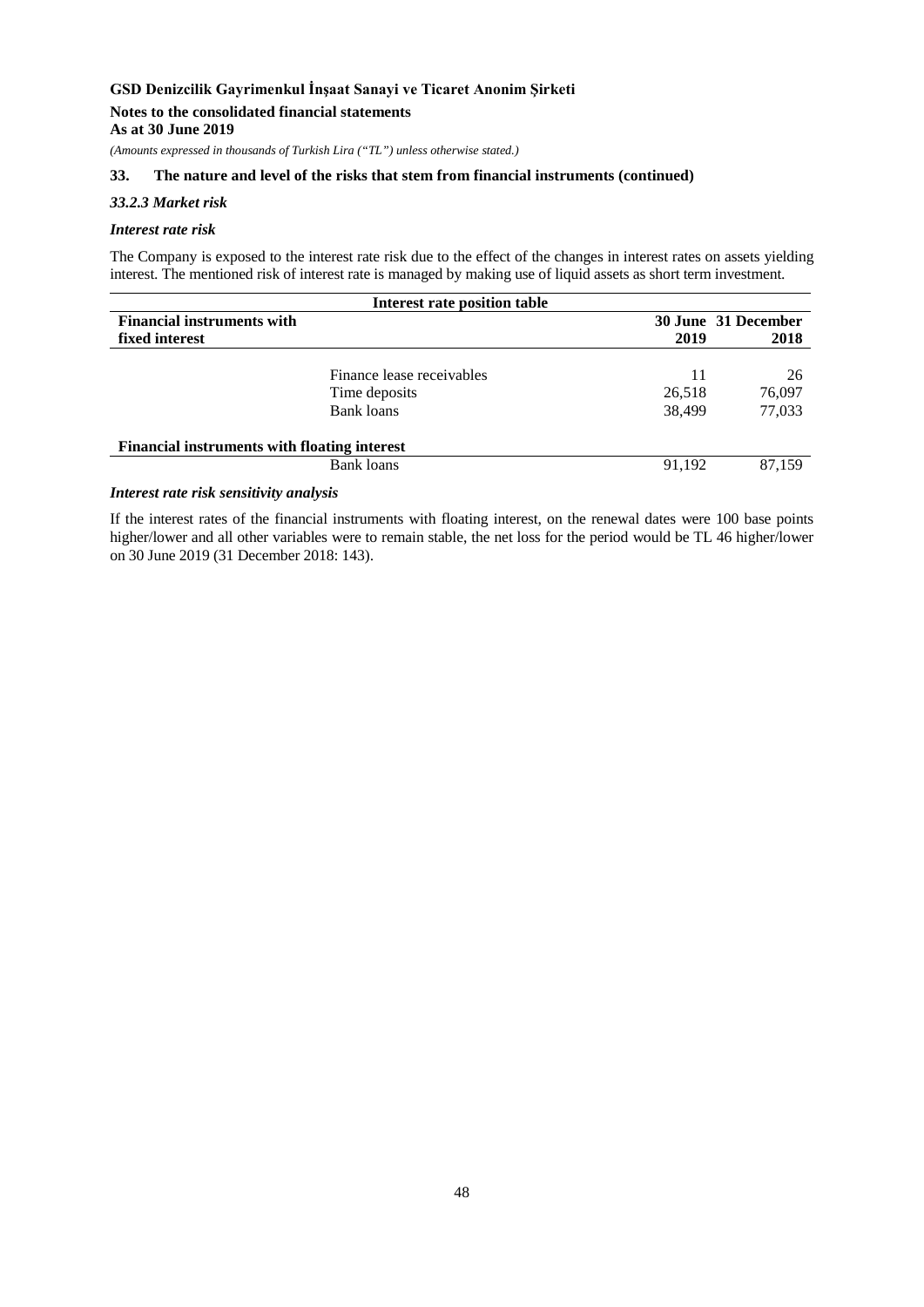## 33. The nature and level of the risks that stem from financial instruments (continued)

### *33.2.3 Market risk*

***Interest rate risk***

The Company is exposed to the interest rate risk due to the effect of the changes in interest rates on assets yielding interest. The mentioned risk of interest rate is managed by making use of liquid assets as short term investment.

| Interest rate position table | | | |
|---|---|---|---|
| **Financial instruments with fixed interest** | | **30 June 2019** | **31 December 2018** |
| | Finance lease receivables | 11 | 26 |
| | Time deposits | 26,518 | 76,097 |
| | Bank loans | 38,499 | 77,033 |
| **Financial instruments with floating interest** | | | |
| | Bank loans | 91,192 | 87,159 |

***Interest rate risk sensitivity analysis***

If the interest rates of the financial instruments with floating interest, on the renewal dates were 100 base points higher/lower and all other variables were to remain stable, the net loss for the period would be TL 46 higher/lower on 30 June 2019 (31 December 2018: 143).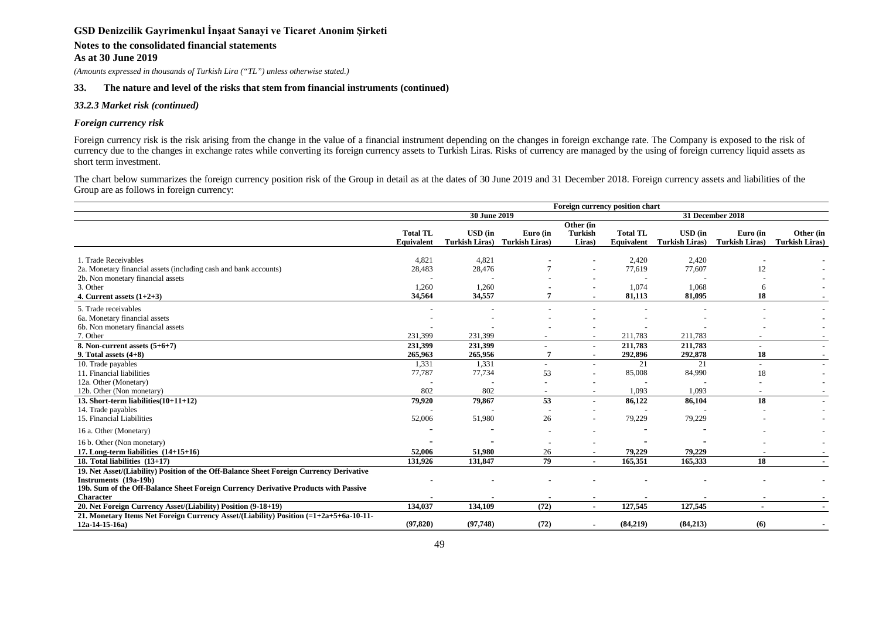### 33. The nature and level of the risks that stem from financial instruments (continued)

*33.2.3 Market risk (continued)*

***Foreign currency risk***

Foreign currency risk is the risk arising from the change in the value of a financial instrument depending on the changes in foreign exchange rate. The Company is exposed to the risk of currency due to the changes in exchange rates while converting its foreign currency assets to Turkish Liras. Risks of currency are managed by the using of foreign currency liquid assets as short term investment.

The chart below summarizes the foreign currency position risk of the Group in detail as at the dates of 30 June 2019 and 31 December 2018. Foreign currency assets and liabilities of the Group are as follows in foreign currency:

| | Foreign currency position chart | | | | | | | |
|---|---|---|---|---|---|---|---|---|
| | 30 June 2019 | | | | 31 December 2018 | | | |
| | **Total TL Equivalent** | **USD (in Turkish Liras)** | **Euro (in Turkish Liras)** | **Other (in Turkish Liras)** | **Total TL Equivalent** | **USD (in Turkish Liras)** | **Euro (in Turkish Liras)** | **Other (in Turkish Liras)** |
| 1. Trade Receivables | 4,821 | 4,821 | - | - | 2,420 | 2,420 | - | - |
| 2a. Monetary financial assets (including cash and bank accounts) | 28,483 | 28,476 | 7 | - | 77,619 | 77,607 | 12 | - |
| 2b. Non monetary financial assets | - | - | - | - | - | - | - | - |
| 3. Other | 1,260 | 1,260 | - | - | 1,074 | 1,068 | 6 | - |
| **4. Current assets (1+2+3)** | **34,564** | **34,557** | **7** | **-** | **81,113** | **81,095** | **18** | **-** |
| 5. Trade receivables | - | - | - | - | - | - | - | - |
| 6a. Monetary financial assets | - | - | - | - | - | - | - | - |
| 6b. Non monetary financial assets | - | - | - | - | - | - | - | - |
| 7. Other | 231,399 | 231,399 | - | - | 211,783 | 211,783 | - | - |
| **8. Non-current assets (5+6+7)** | **231,399** | **231,399** | **-** | **-** | **211,783** | **211,783** | **-** | **-** |
| **9. Total assets (4+8)** | **265,963** | **265,956** | **7** | **-** | **292,896** | **292,878** | **18** | **-** |
| 10. Trade payables | 1,331 | 1,331 | - | - | 21 | 21 | - | - |
| 11. Financial liabilities | 77,787 | 77,734 | 53 | - | 85,008 | 84,990 | 18 | - |
| 12a. Other (Monetary) | - | - | - | - | - | - | - | - |
| 12b. Other (Non monetary) | 802 | 802 | - | - | 1,093 | 1,093 | - | - |
| **13. Short-term liabilities(10+11+12)** | **79,920** | **79,867** | **53** | **-** | **86,122** | **86,104** | **18** | **-** |
| 14. Trade payables | - | - | - | - | - | - | - | - |
| 15. Financial Liabilities | 52,006 | 51,980 | 26 | - | 79,229 | 79,229 | - | - |
| 16 a. Other (Monetary) | - | - | - | - | - | - | - | - |
| 16 b. Other (Non monetary) | - | - | - | - | - | - | - | - |
| **17. Long-term liabilities (14+15+16)** | **52,006** | **51,980** | 26 | **-** | **79,229** | **79,229** | - | **-** |
| **18. Total liabilities (13+17)** | **131,926** | **131,847** | **79** | **-** | **165,351** | **165,333** | **18** | **-** |
| **19. Net Asset/(Liability) Position of the Off-Balance Sheet Foreign Currency Derivative Instruments (19a-19b)** | **-** | **-** | **-** | **-** | **-** | **-** | **-** | **-** |
| **19b. Sum of the Off-Balance Sheet Foreign Currency Derivative Products with Passive Character** | **-** | **-** | **-** | **-** | **-** | **-** | **-** | **-** |
| **20. Net Foreign Currency Asset/(Liability) Position (9-18+19)** | **134,037** | **134,109** | **(72)** | **-** | **127,545** | **127,545** | **-** | **-** |
| **21. Monetary Items Net Foreign Currency Asset/(Liability) Position (=1+2a+5+6a-10-11-12a-14-15-16a)** | **(97,820)** | **(97,748)** | **(72)** | **-** | **(84,219)** | **(84,213)** | **(6)** | **-** |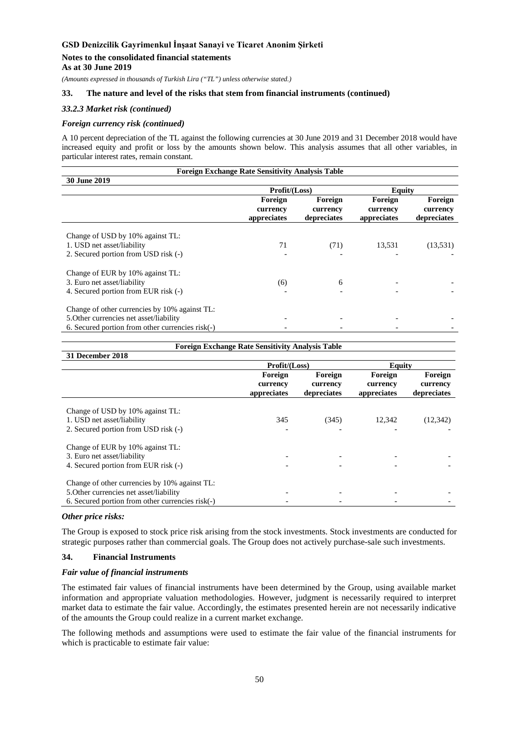### 33. The nature and level of the risks that stem from financial instruments (continued)

#### *33.2.3 Market risk (continued)*

#### *Foreign currency risk (continued)*

A 10 percent depreciation of the TL against the following currencies at 30 June 2019 and 31 December 2018 would have increased equity and profit or loss by the amounts shown below. This analysis assumes that all other variables, in particular interest rates, remain constant.

| Foreign Exchange Rate Sensitivity Analysis Table | | | | |
|---|---|---|---|---|
| **30 June 2019** | | | | |
| | **Profit/(Loss)** | | **Equity** | |
| | **Foreign currency appreciates** | **Foreign currency depreciates** | **Foreign currency appreciates** | **Foreign currency depreciates** |
| Change of USD by 10% against TL: | | | | |
| 1. USD net asset/liability | 71 | (71) | 13,531 | (13,531) |
| 2. Secured portion from USD risk (-) | - | - | - | - |
| Change of EUR by 10% against TL: | | | | |
| 3. Euro net asset/liability | (6) | 6 | - | - |
| 4. Secured portion from EUR risk (-) | - | - | - | - |
| Change of other currencies by 10% against TL: | | | | |
| 5.Other currencies net asset/liability | - | - | - | - |
| 6. Secured portion from other currencies risk(-) | - | - | - | - |

| Foreign Exchange Rate Sensitivity Analysis Table | | | | |
|---|---|---|---|---|
| **31 December 2018** | | | | |
| | **Profit/(Loss)** | | **Equity** | |
| | **Foreign currency appreciates** | **Foreign currency depreciates** | **Foreign currency appreciates** | **Foreign currency depreciates** |
| Change of USD by 10% against TL: | | | | |
| 1. USD net asset/liability | 345 | (345) | 12,342 | (12,342) |
| 2. Secured portion from USD risk (-) | - | - | - | - |
| Change of EUR by 10% against TL: | | | | |
| 3. Euro net asset/liability | - | - | - | - |
| 4. Secured portion from EUR risk (-) | - | - | - | - |
| Change of other currencies by 10% against TL: | | | | |
| 5.Other currencies net asset/liability | - | - | - | - |
| 6. Secured portion from other currencies risk(-) | - | - | - | - |

#### *Other price risks:*

The Group is exposed to stock price risk arising from the stock investments. Stock investments are conducted for strategic purposes rather than commercial goals. The Group does not actively purchase-sale such investments.

### 34. Financial Instruments

#### *Fair value of financial instruments*

The estimated fair values of financial instruments have been determined by the Group, using available market information and appropriate valuation methodologies. However, judgment is necessarily required to interpret market data to estimate the fair value. Accordingly, the estimates presented herein are not necessarily indicative of the amounts the Group could realize in a current market exchange.

The following methods and assumptions were used to estimate the fair value of the financial instruments for which is practicable to estimate fair value: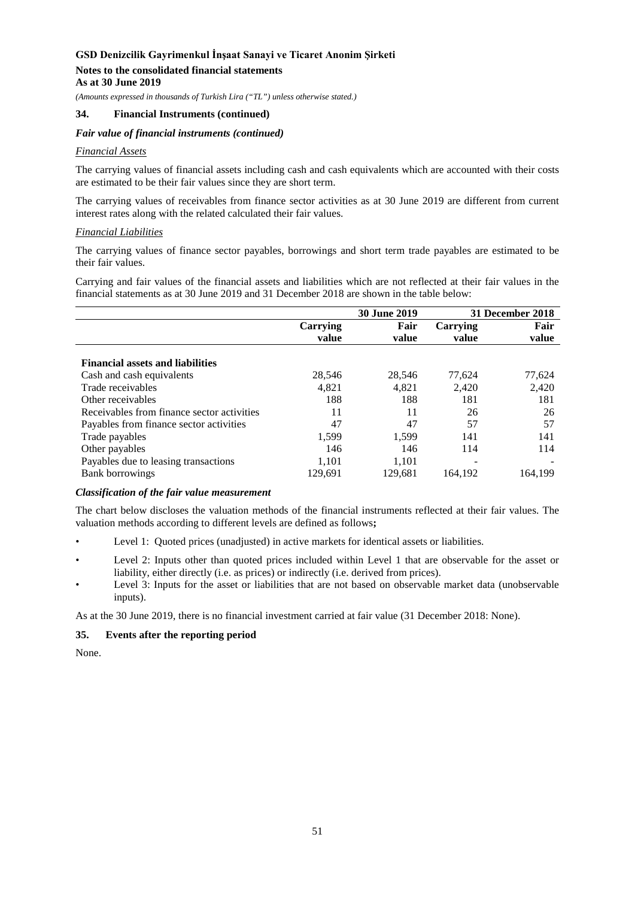**GSD Denizcilik Gayrimenkul İnşaat Sanayi ve Ticaret Anonim Şirketi**

**Notes to the consolidated financial statements**
**As at 30 June 2019**

*(Amounts expressed in thousands of Turkish Lira ("TL") unless otherwise stated.)*

## 34. Financial Instruments (continued)

### *Fair value of financial instruments (continued)*

*Financial Assets*

The carrying values of financial assets including cash and cash equivalents which are accounted with their costs are estimated to be their fair values since they are short term.

The carrying values of receivables from finance sector activities as at 30 June 2019 are different from current interest rates along with the related calculated their fair values.

*Financial Liabilities*

The carrying values of finance sector payables, borrowings and short term trade payables are estimated to be their fair values.

Carrying and fair values of the financial assets and liabilities which are not reflected at their fair values in the financial statements as at 30 June 2019 and 31 December 2018 are shown in the table below:

| | 30 June 2019 | | 31 December 2018 | |
|---|---|---|---|---|
| | **Carrying value** | **Fair value** | **Carrying value** | **Fair value** |
| **Financial assets and liabilities** | | | | |
| Cash and cash equivalents | 28,546 | 28,546 | 77,624 | 77,624 |
| Trade receivables | 4,821 | 4,821 | 2,420 | 2,420 |
| Other receivables | 188 | 188 | 181 | 181 |
| Receivables from finance sector activities | 11 | 11 | 26 | 26 |
| Payables from finance sector activities | 47 | 47 | 57 | 57 |
| Trade payables | 1,599 | 1,599 | 141 | 141 |
| Other payables | 146 | 146 | 114 | 114 |
| Payables due to leasing transactions | 1,101 | 1,101 | - | - |
| Bank borrowings | 129,691 | 129,681 | 164,192 | 164,199 |

### *Classification of the fair value measurement*

The chart below discloses the valuation methods of the financial instruments reflected at their fair values. The valuation methods according to different levels are defined as follows**;**

- Level 1: Quoted prices (unadjusted) in active markets for identical assets or liabilities.
- Level 2: Inputs other than quoted prices included within Level 1 that are observable for the asset or liability, either directly (i.e. as prices) or indirectly (i.e. derived from prices).
- Level 3: Inputs for the asset or liabilities that are not based on observable market data (unobservable inputs).

As at the 30 June 2019, there is no financial investment carried at fair value (31 December 2018: None).

## 35. Events after the reporting period

None.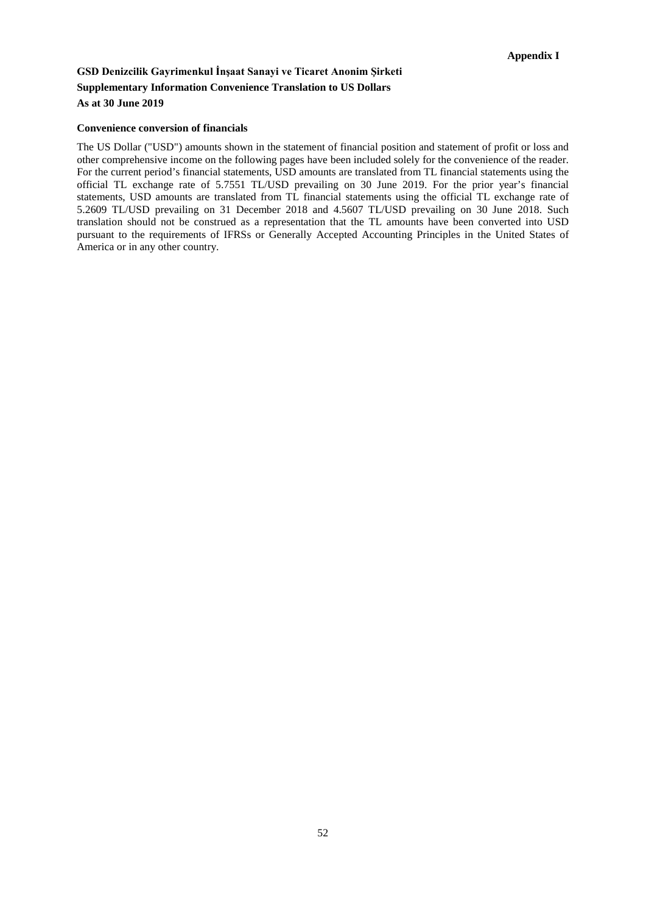**Appendix I**

**GSD Denizcilik Gayrimenkul İnşaat Sanayi ve Ticaret Anonim Şirketi**
**Supplementary Information Convenience Translation to US Dollars**
**As at 30 June 2019**

**Convenience conversion of financials**

The US Dollar ("USD") amounts shown in the statement of financial position and statement of profit or loss and other comprehensive income on the following pages have been included solely for the convenience of the reader. For the current period's financial statements, USD amounts are translated from TL financial statements using the official TL exchange rate of 5.7551 TL/USD prevailing on 30 June 2019. For the prior year's financial statements, USD amounts are translated from TL financial statements using the official TL exchange rate of 5.2609 TL/USD prevailing on 31 December 2018 and 4.5607 TL/USD prevailing on 30 June 2018. Such translation should not be construed as a representation that the TL amounts have been converted into USD pursuant to the requirements of IFRSs or Generally Accepted Accounting Principles in the United States of America or in any other country.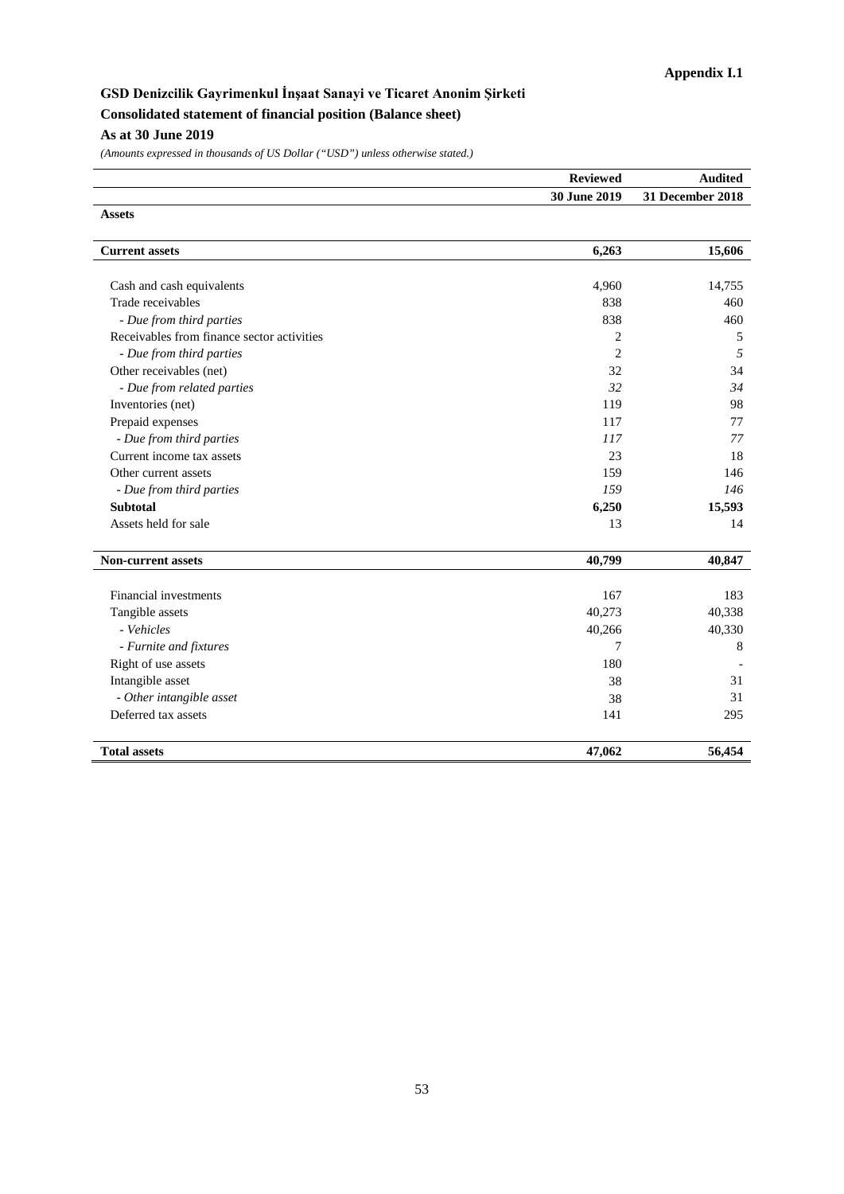**Appendix I.1**

## GSD Denizcilik Gayrimenkul İnşaat Sanayi ve Ticaret Anonim Şirketi

### Consolidated statement of financial position (Balance sheet)

### As at 30 June 2019

*(Amounts expressed in thousands of US Dollar ("USD") unless otherwise stated.)*

| | **Reviewed** | **Audited** |
|---|---|---|
| | **30 June 2019** | **31 December 2018** |
| **Assets** | | |
| **Current assets** | **6,263** | **15,606** |
| Cash and cash equivalents | 4,960 | 14,755 |
| Trade receivables | 838 | 460 |
| *- Due from third parties* | 838 | 460 |
| Receivables from finance sector activities | 2 | 5 |
| *- Due from third parties* | 2 | *5* |
| Other receivables (net) | 32 | 34 |
| *- Due from related parties* | *32* | *34* |
| Inventories (net) | 119 | 98 |
| Prepaid expenses | 117 | 77 |
| *- Due from third parties* | *117* | *77* |
| Current income tax assets | 23 | 18 |
| Other current assets | 159 | 146 |
| *- Due from third parties* | *159* | *146* |
| **Subtotal** | **6,250** | **15,593** |
| Assets held for sale | 13 | 14 |
| **Non-current assets** | **40,799** | **40,847** |
| Financial investments | 167 | 183 |
| Tangible assets | 40,273 | 40,338 |
| *- Vehicles* | 40,266 | 40,330 |
| *- Furnite and fixtures* | 7 | 8 |
| Right of use assets | 180 | - |
| Intangible asset | 38 | 31 |
| *- Other intangible asset* | 38 | 31 |
| Deferred tax assets | 141 | 295 |
| **Total assets** | **47,062** | **56,454** |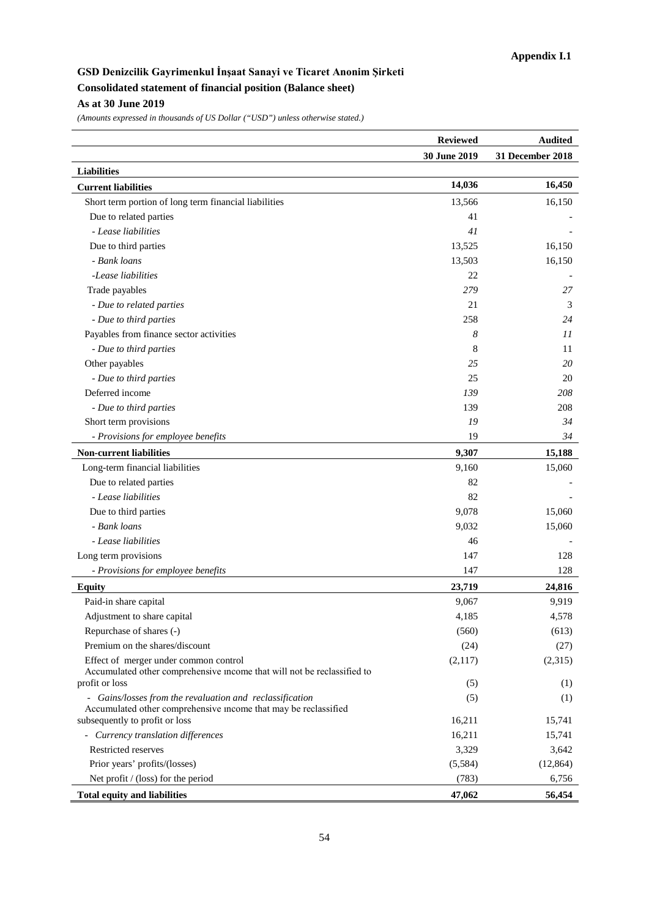**Appendix I.1**

**GSD Denizcilik Gayrimenkul İnşaat Sanayi ve Ticaret Anonim Şirketi**

**Consolidated statement of financial position (Balance sheet)**

**As at 30 June 2019**

*(Amounts expressed in thousands of US Dollar ("USD") unless otherwise stated.)*

| | **Reviewed** | **Audited** |
|---|---|---|
| | **30 June 2019** | **31 December 2018** |
| **Liabilities** | | |
| **Current liabilities** | **14,036** | **16,450** |
| Short term portion of long term financial liabilities | 13,566 | 16,150 |
| Due to related parties | 41 | - |
| *- Lease liabilities* | *41* | - |
| Due to third parties | 13,525 | 16,150 |
| *- Bank loans* | 13,503 | 16,150 |
| *-Lease liabilities* | 22 | - |
| Trade payables | *279* | *27* |
| *- Due to related parties* | 21 | 3 |
| *- Due to third parties* | 258 | *24* |
| Payables from finance sector activities | *8* | *11* |
| *- Due to third parties* | 8 | 11 |
| Other payables | *25* | *20* |
| *- Due to third parties* | 25 | 20 |
| Deferred income | *139* | *208* |
| *- Due to third parties* | 139 | 208 |
| Short term provisions | *19* | *34* |
| *- Provisions for employee benefits* | 19 | *34* |
| **Non-current liabilities** | **9,307** | **15,188** |
| Long-term financial liabilities | 9,160 | 15,060 |
| Due to related parties | 82 | - |
| *- Lease liabilities* | 82 | - |
| Due to third parties | 9,078 | 15,060 |
| *- Bank loans* | 9,032 | 15,060 |
| *- Lease liabilities* | 46 | - |
| Long term provisions | 147 | 128 |
| *- Provisions for employee benefits* | 147 | 128 |
| **Equity** | **23,719** | **24,816** |
| Paid-in share capital | 9,067 | 9,919 |
| Adjustment to share capital | 4,185 | 4,578 |
| Repurchase of shares (-) | (560) | (613) |
| Premium on the shares/discount | (24) | (27) |
| Effect of merger under common control | (2,117) | (2,315) |
| Accumulated other comprehensive ıncome that will not be reclassified to profit or loss | (5) | (1) |
| *- Gains/losses from the revaluation and reclassification* | (5) | (1) |
| Accumulated other comprehensive ıncome that may be reclassified subsequently to profit or loss | 16,211 | 15,741 |
| *- Currency translation differences* | 16,211 | 15,741 |
| Restricted reserves | 3,329 | 3,642 |
| Prior years' profits/(losses) | (5,584) | (12,864) |
| Net profit / (loss) for the period | (783) | 6,756 |
| **Total equity and liabilities** | **47,062** | **56,454** |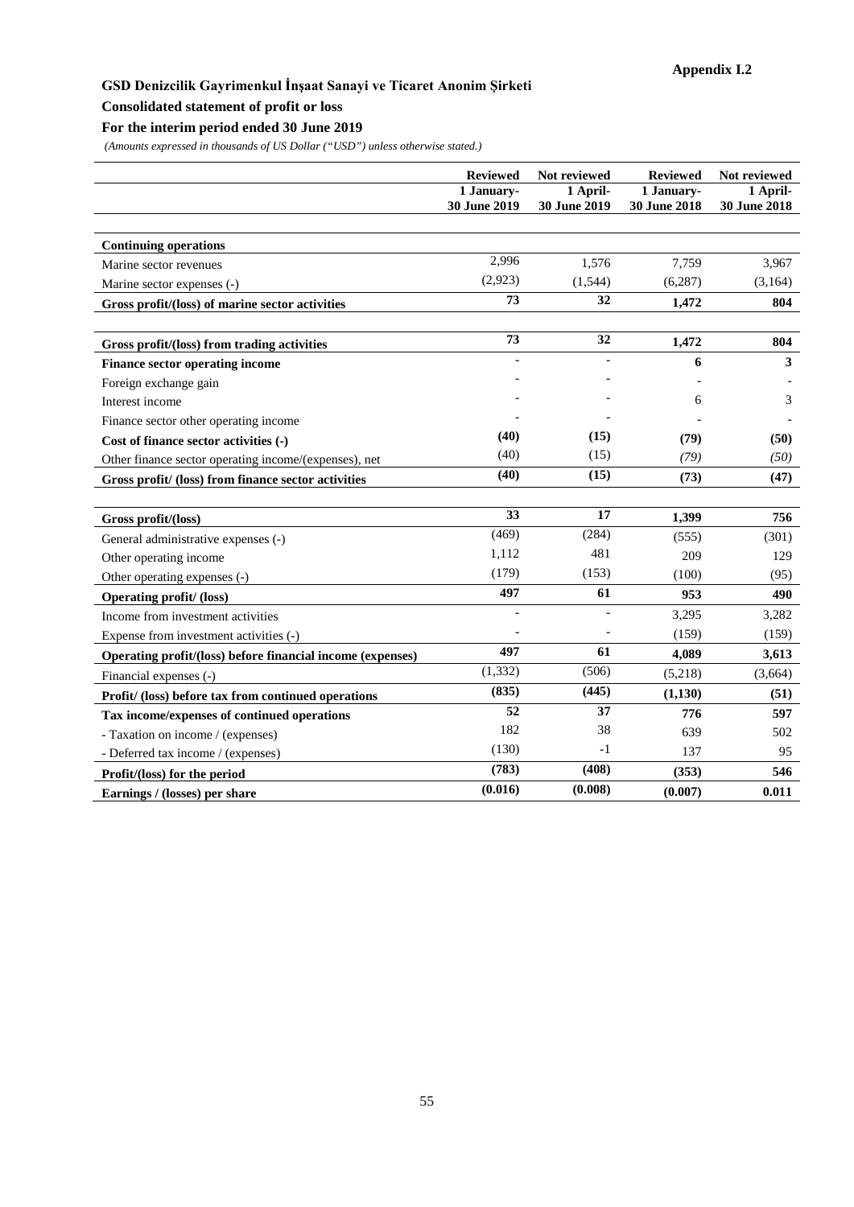**Appendix I.2**

**GSD Denizcilik Gayrimenkul İnşaat Sanayi ve Ticaret Anonim Şirketi**

**Consolidated statement of profit or loss**

**For the interim period ended 30 June 2019**

*(Amounts expressed in thousands of US Dollar ("USD") unless otherwise stated.)*

| | **Reviewed** | **Not reviewed** | **Reviewed** | **Not reviewed** |
|---|---|---|---|---|
| | **1 January-30 June 2019** | **1 April-30 June 2019** | **1 January-30 June 2018** | **1 April-30 June 2018** |
| **Continuing operations** | | | | |
| Marine sector revenues | 2,996 | 1,576 | 7,759 | 3,967 |
| Marine sector expenses (-) | (2,923) | (1,544) | (6,287) | (3,164) |
| **Gross profit/(loss) of marine sector activities** | **73** | **32** | **1,472** | **804** |
| **Gross profit/(loss) from trading activities** | **73** | **32** | **1,472** | **804** |
| **Finance sector operating income** | - | - | **6** | **3** |
| Foreign exchange gain | - | - | - | - |
| Interest income | - | - | 6 | 3 |
| Finance sector other operating income | - | - | - | - |
| **Cost of finance sector activities (-)** | **(40)** | **(15)** | **(79)** | **(50)** |
| Other finance sector operating income/(expenses), net | (40) | (15) | *(79)* | *(50)* |
| **Gross profit/ (loss) from finance sector activities** | **(40)** | **(15)** | **(73)** | **(47)** |
| **Gross profit/(loss)** | **33** | **17** | **1,399** | **756** |
| General administrative expenses (-) | (469) | (284) | (555) | (301) |
| Other operating income | 1,112 | 481 | 209 | 129 |
| Other operating expenses (-) | (179) | (153) | (100) | (95) |
| **Operating profit/ (loss)** | **497** | **61** | **953** | **490** |
| Income from investment activities | - | - | 3,295 | 3,282 |
| Expense from investment activities (-) | - | - | (159) | (159) |
| **Operating profit/(loss) before financial income (expenses)** | **497** | **61** | **4,089** | **3,613** |
| Financial expenses (-) | (1,332) | (506) | (5,218) | (3,664) |
| **Profit/ (loss) before tax from continued operations** | **(835)** | **(445)** | **(1,130)** | **(51)** |
| **Tax income/expenses of continued operations** | **52** | **37** | **776** | **597** |
| - Taxation on income / (expenses) | 182 | 38 | 639 | 502 |
| - Deferred tax income / (expenses) | (130) | -1 | 137 | 95 |
| **Profit/(loss) for the period** | **(783)** | **(408)** | **(353)** | **546** |
| **Earnings / (losses) per share** | **(0.016)** | **(0.008)** | **(0.007)** | **0.011** |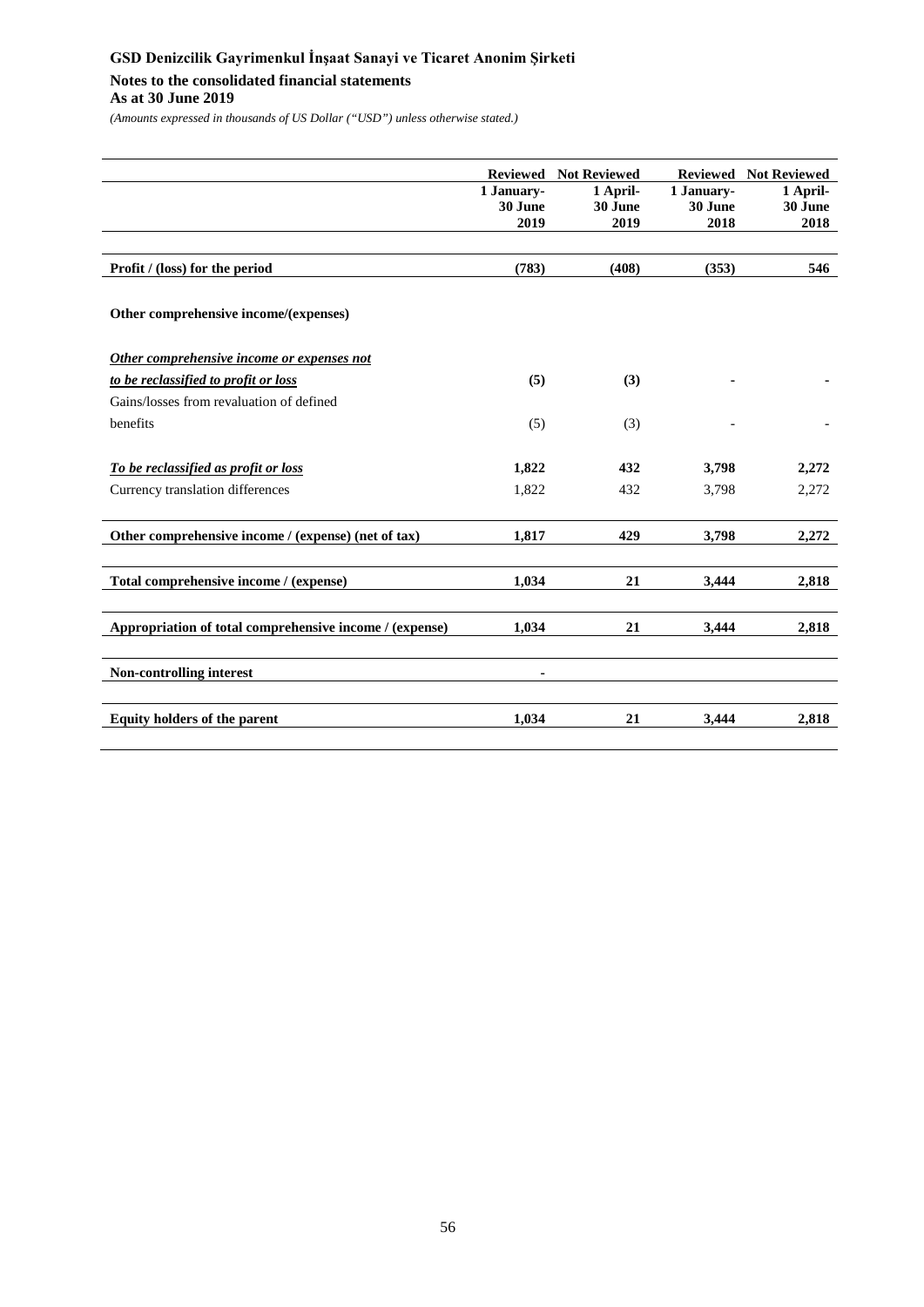**GSD Denizcilik Gayrimenkul İnşaat Sanayi ve Ticaret Anonim Şirketi**

**Notes to the consolidated financial statements**
**As at 30 June 2019**

*(Amounts expressed in thousands of US Dollar ("USD") unless otherwise stated.)*

| | Reviewed | Not Reviewed | Reviewed | Not Reviewed |
|---|---|---|---|---|
| | 1 January-30 June 2019 | 1 April-30 June 2019 | 1 January-30 June 2018 | 1 April-30 June 2018 |
| **Profit / (loss) for the period** | **(783)** | **(408)** | **(353)** | **546** |
| **Other comprehensive income/(expenses)** | | | | |
| ***Other comprehensive income or expenses not to be reclassified to profit or loss*** | **(5)** | **(3)** | **-** | **-** |
| Gains/losses from revaluation of defined benefits | (5) | (3) | - | - |
| ***To be reclassified as profit or loss*** | **1,822** | **432** | **3,798** | **2,272** |
| Currency translation differences | 1,822 | 432 | 3,798 | 2,272 |
| **Other comprehensive income / (expense) (net of tax)** | **1,817** | **429** | **3,798** | **2,272** |
| **Total comprehensive income / (expense)** | **1,034** | **21** | **3,444** | **2,818** |
| **Appropriation of total comprehensive income / (expense)** | **1,034** | **21** | **3,444** | **2,818** |
| **Non-controlling interest** | **-** | | | |
| **Equity holders of the parent** | **1,034** | **21** | **3,444** | **2,818** |